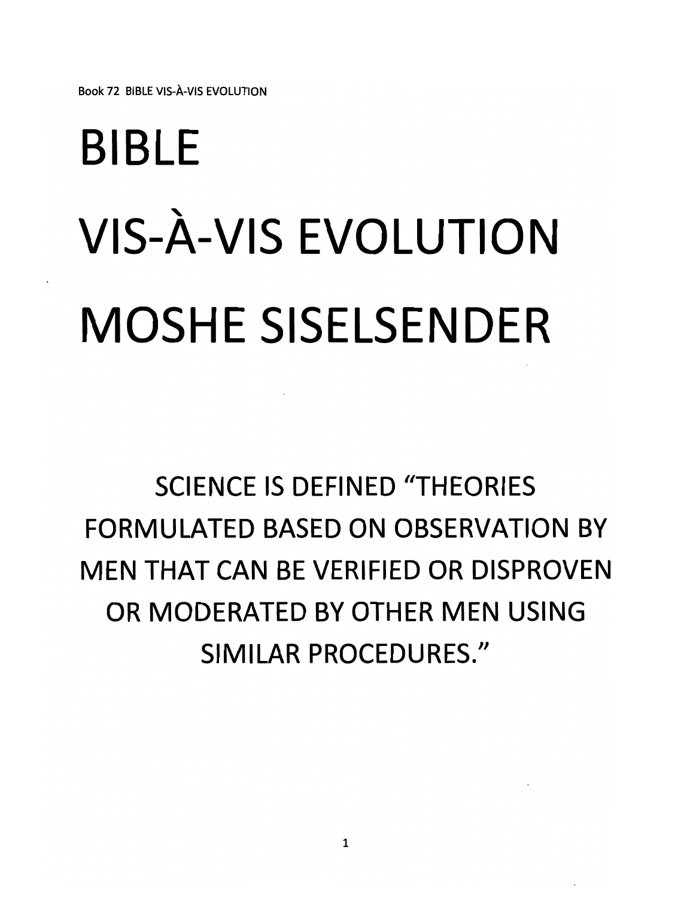# BIBLE

# VIS-À-VIS EVOLUTION

# MOSHE SISELSENDER

SCIENCE IS DEFINED "THEORIES FORMULATED BASED ON OBSERVATION BY MEN THAT CAN BE VERIFIED OR DISPROVEN OR MODERATED BY OTHER MEN USING SIMILAR PROCEDURES."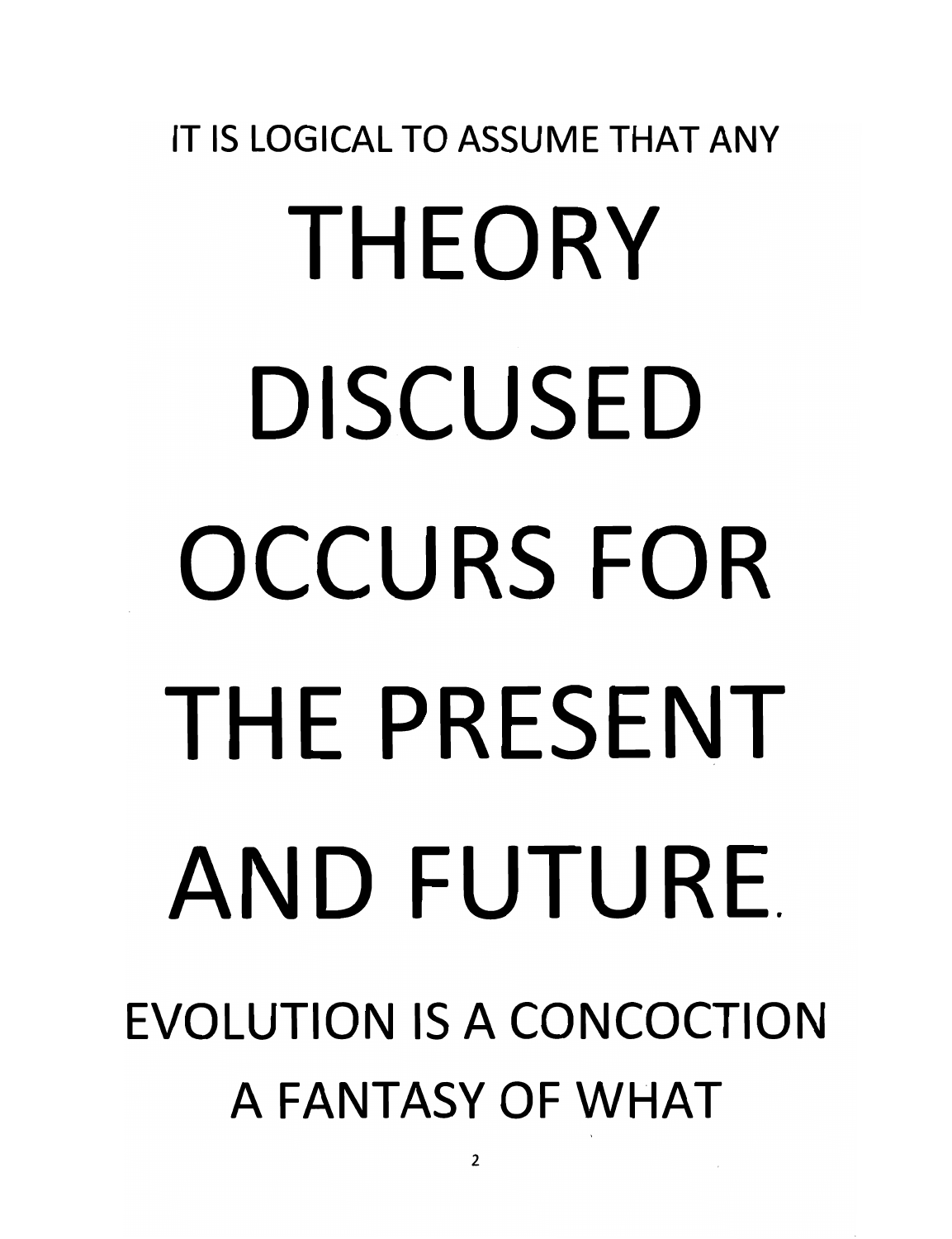IT IS LOGICAL TO ASSUME THAT ANY

# THEORY DISCUSED OCCURS FOR THE PRESENT AND FUTURE.

## EVOLUTION IS A CONCOCTION A FANTASY OF WHAT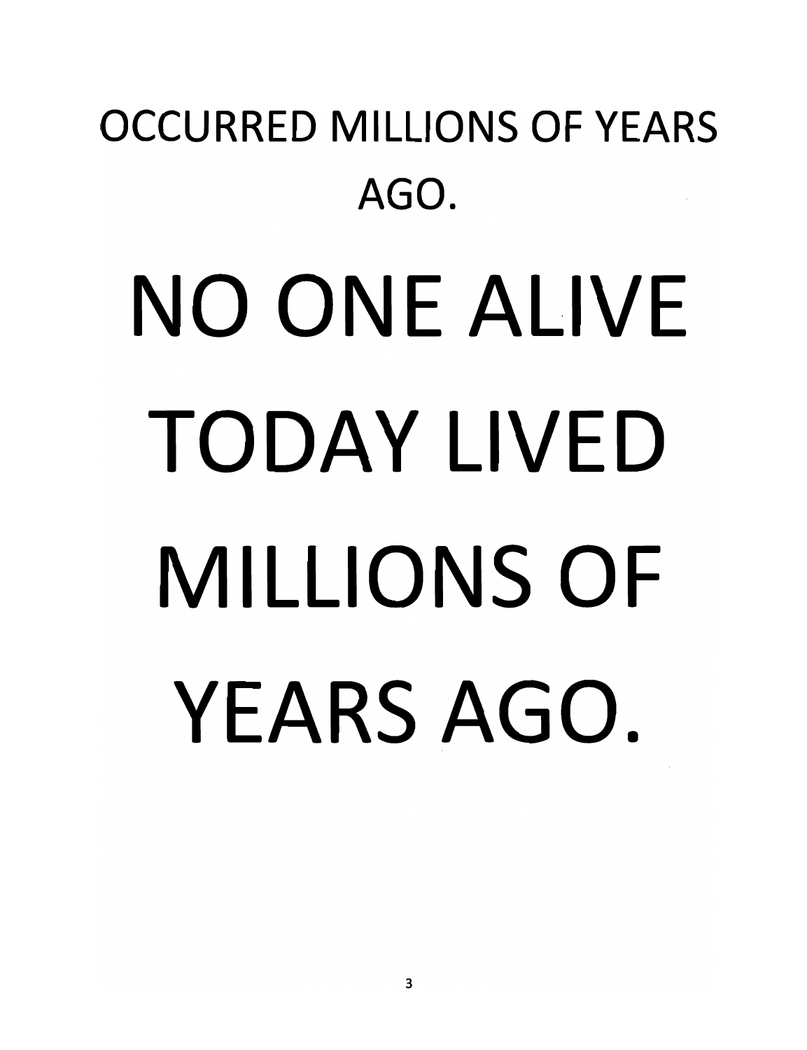OCCURRED MILLIONS OF YEARS AGO.

# NO ONE ALIVE TODAY LIVED MILLIONS OF YEARS AGO.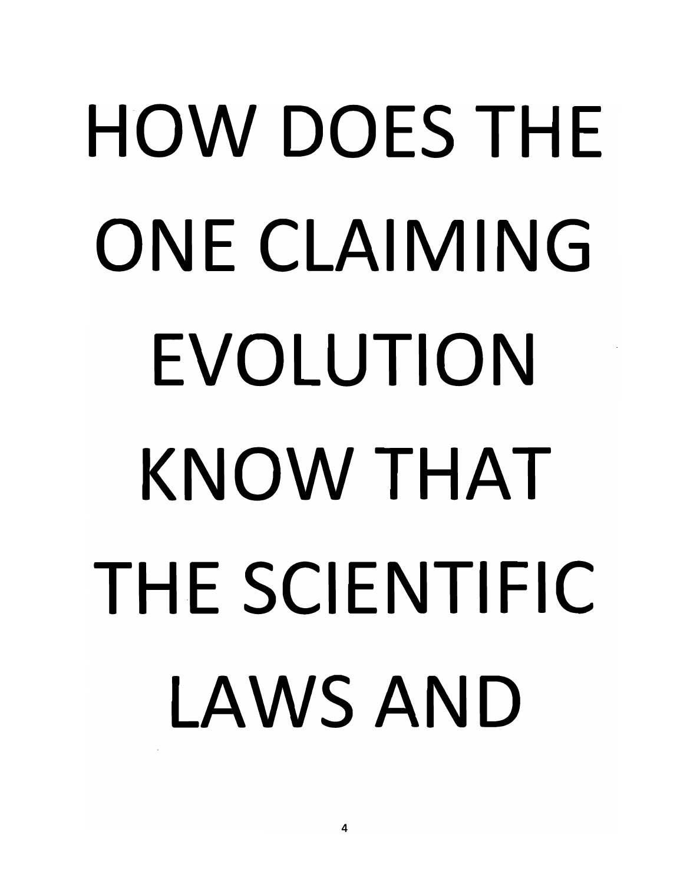HOW DOES THE ONE CLAIMING EVOLUTION KNOW THAT THE SCIENTIFIC LAWS AND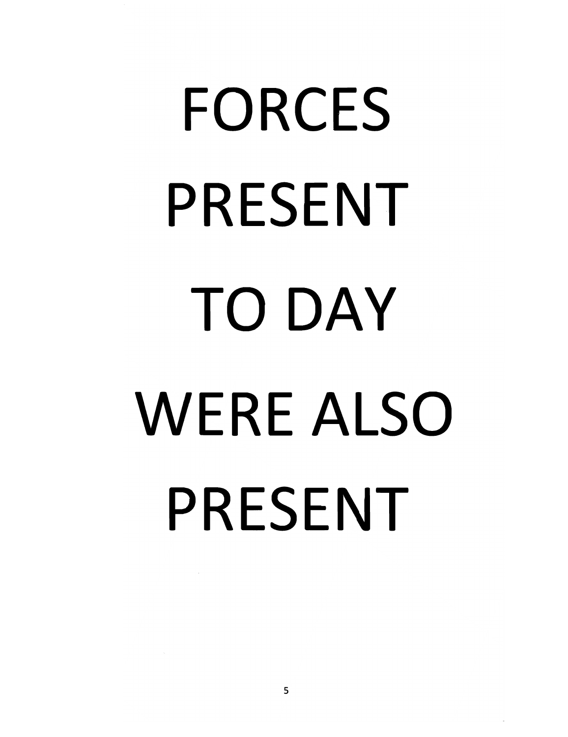FORCES PRESENT TO DAY WERE ALSO PRESENT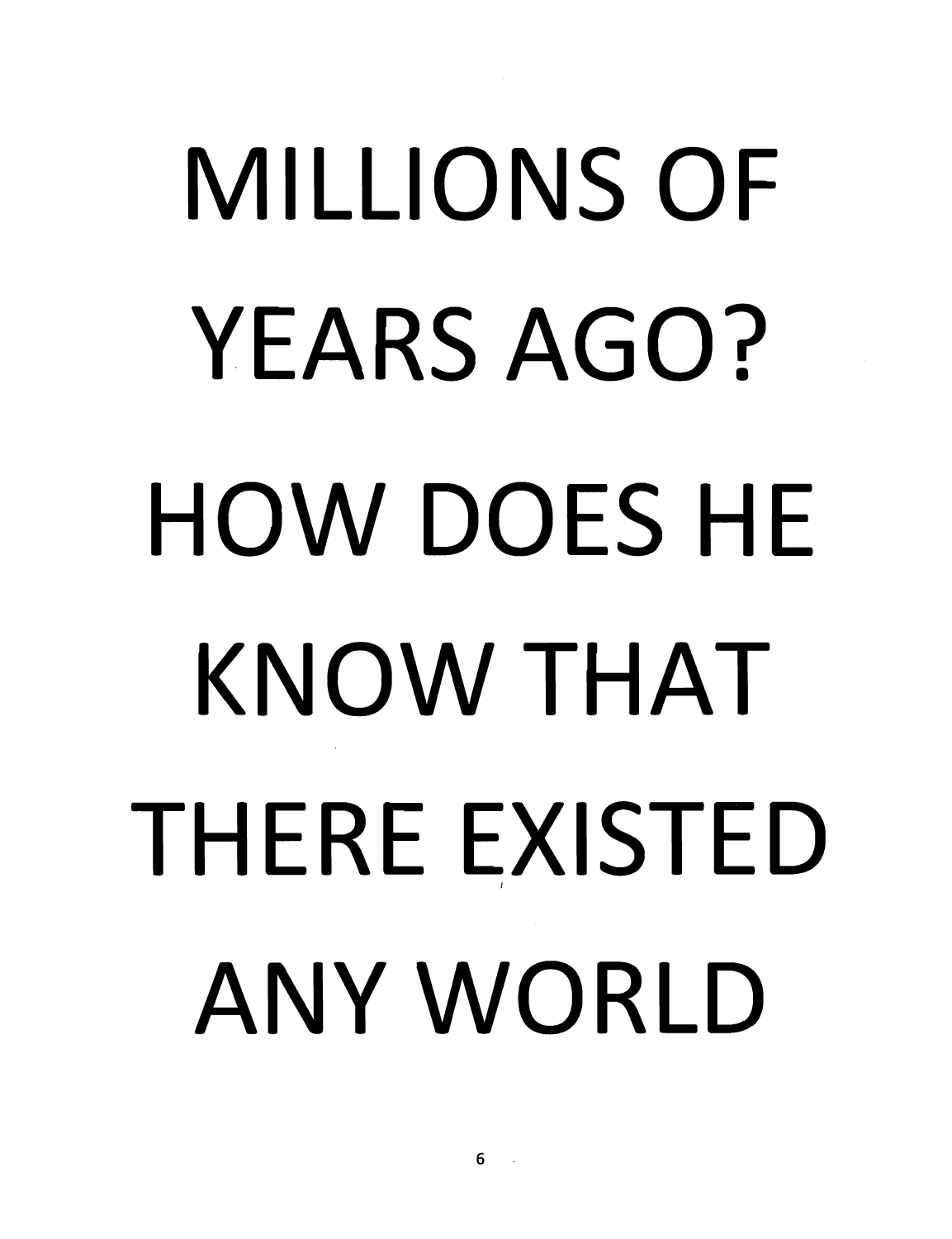MILLIONS OF YEARS AGO? HOW DOES HE KNOW THAT THERE EXISTED ANY WORLD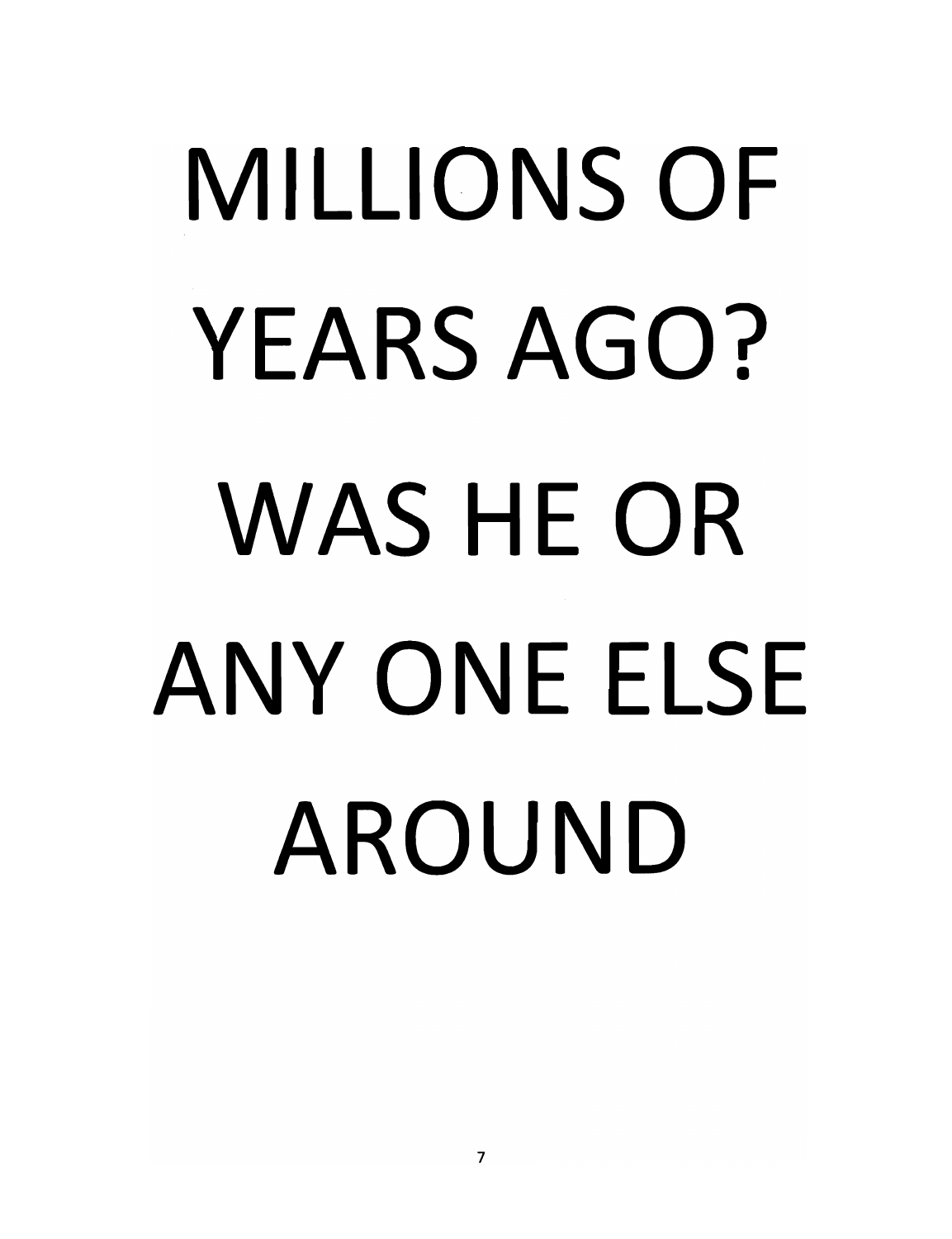MILLIONS OF YEARS AGO? WAS HE OR ANY ONE ELSE AROUND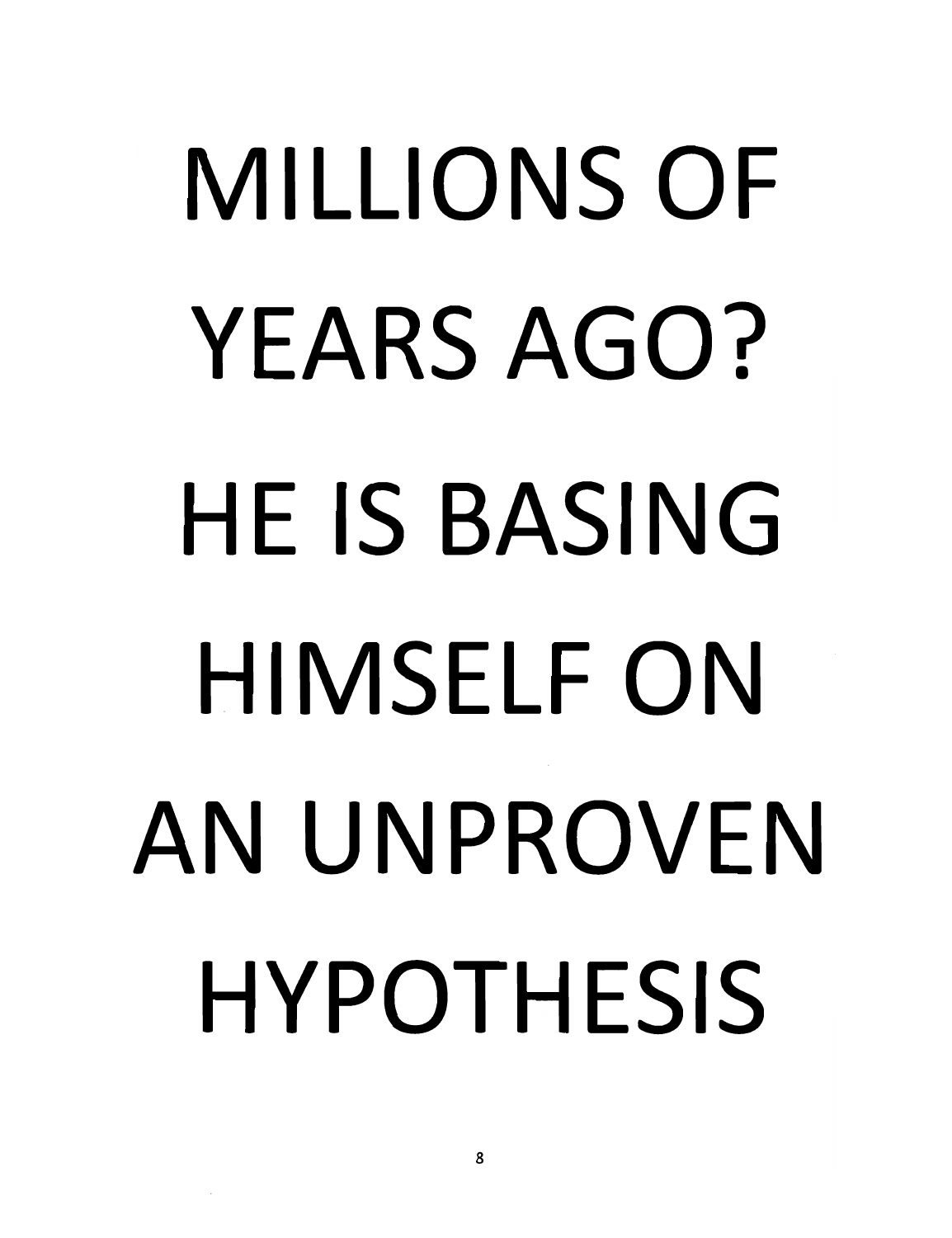MILLIONS OF YEARS AGO? HE IS BASING HIMSELF ON AN UNPROVEN HYPOTHESIS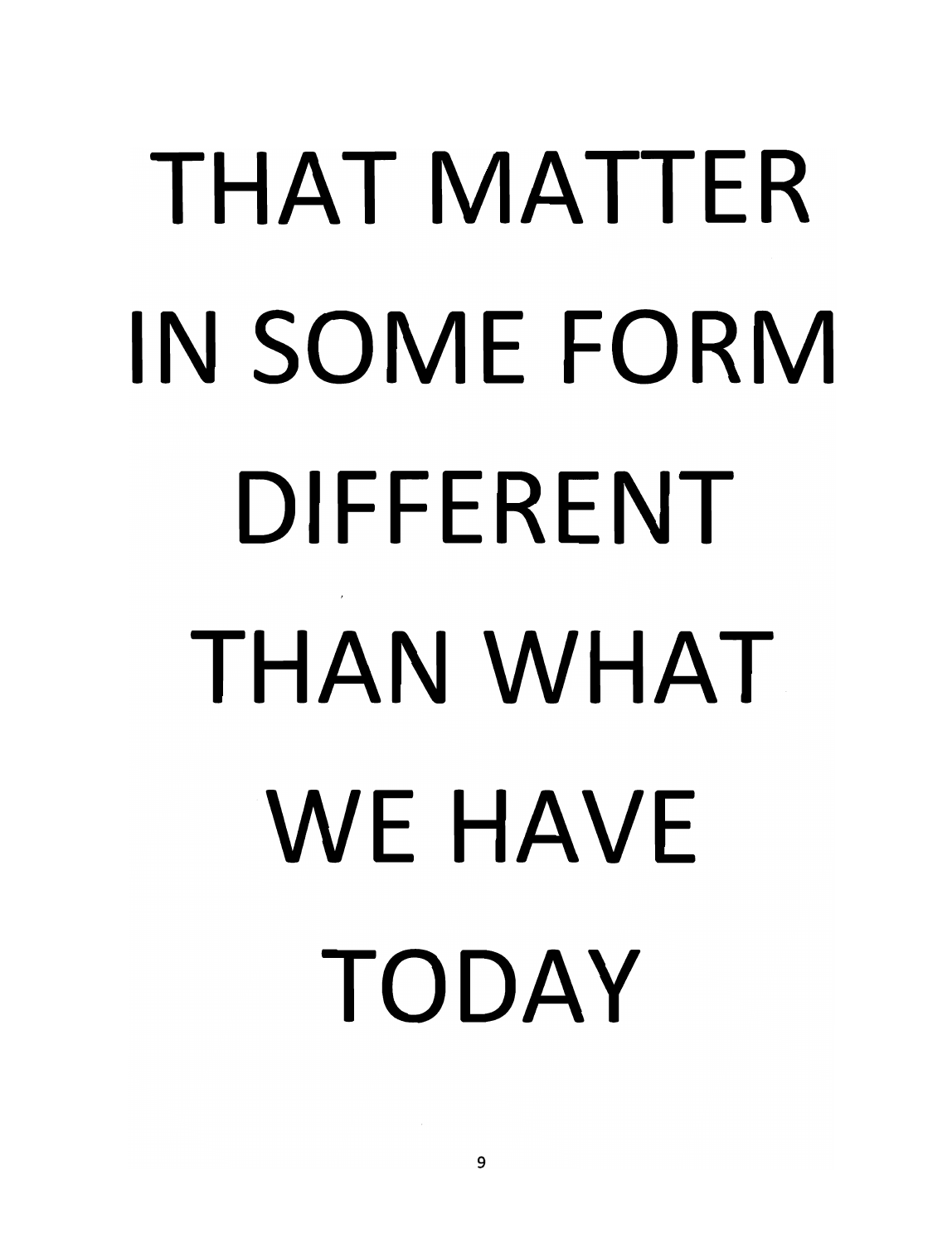THAT MATTER

IN SOME FORM

DIFFERENT

THAN WHAT

WE HAVE

TODAY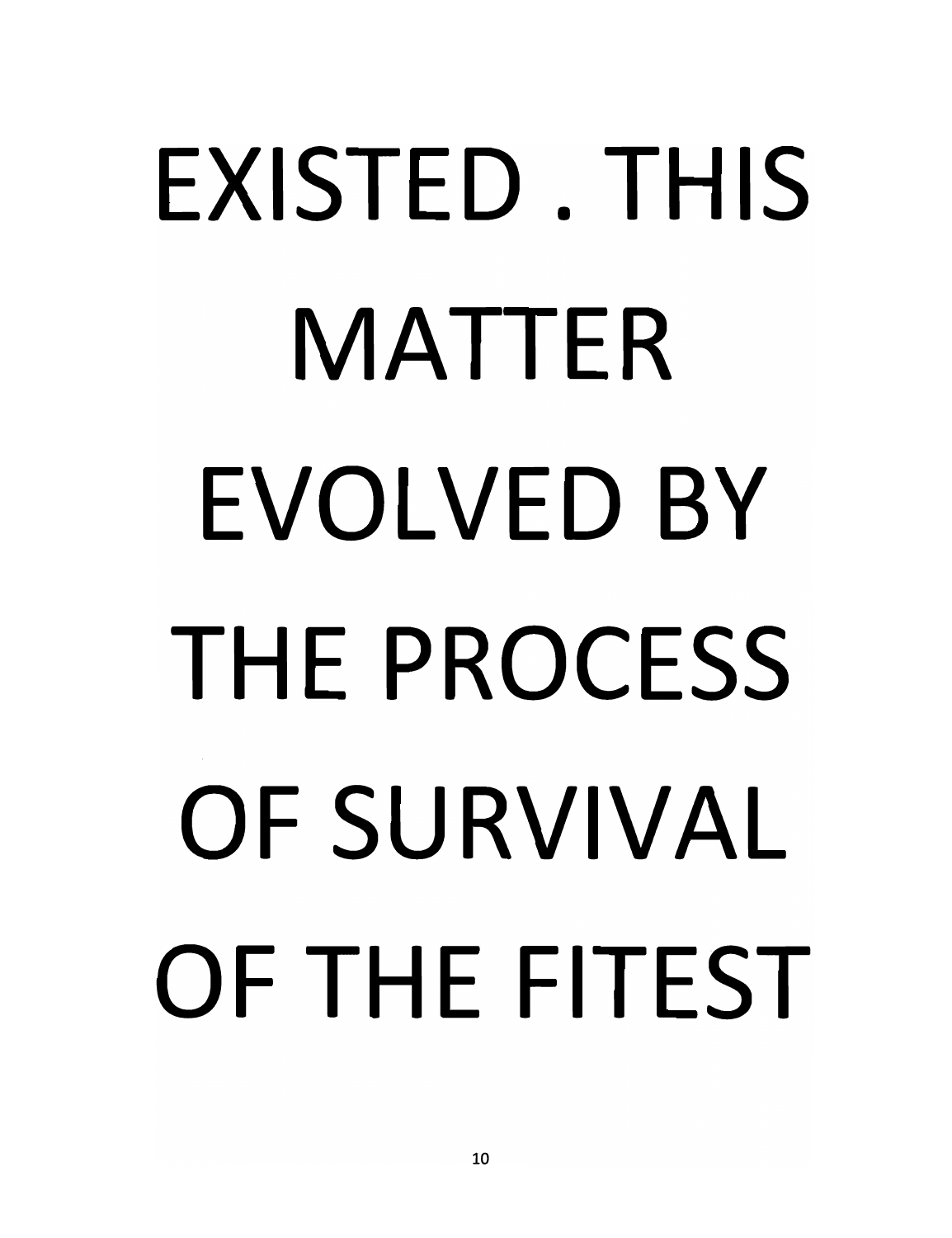EXISTED . THIS MATTER EVOLVED BY THE PROCESS OF SURVIVAL OF THE FITEST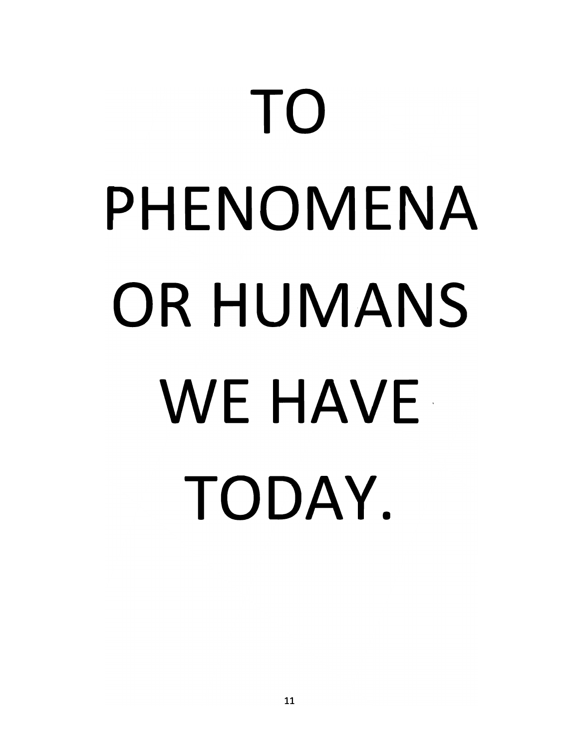TO PHENOMENA OR HUMANS WE HAVE TODAY.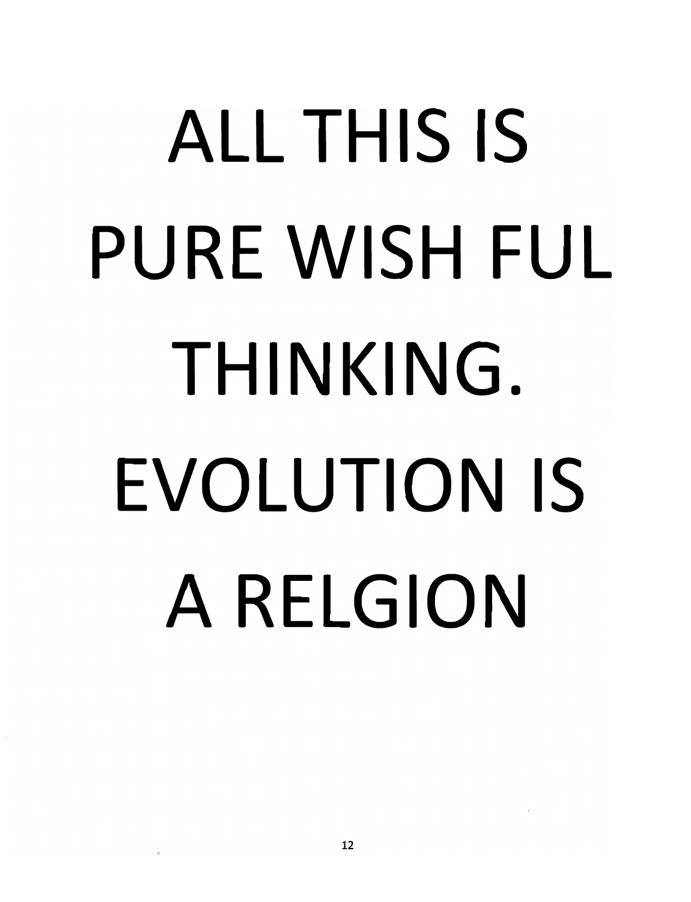ALL THIS IS PURE WISH FUL THINKING. EVOLUTION IS A RELGION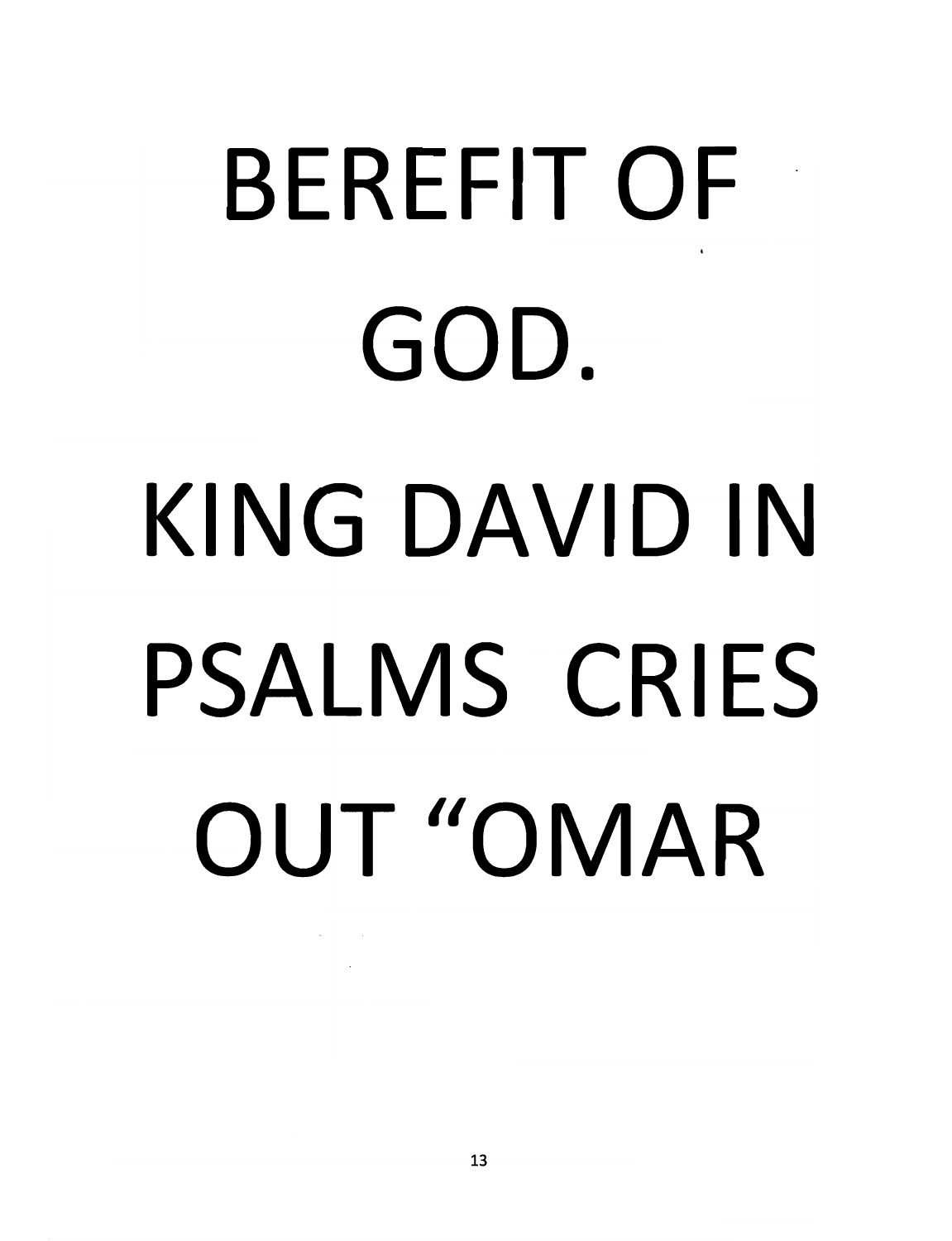BEREFIT OF GOD.

KING DAVID IN PSALMS CRIES OUT "OMAR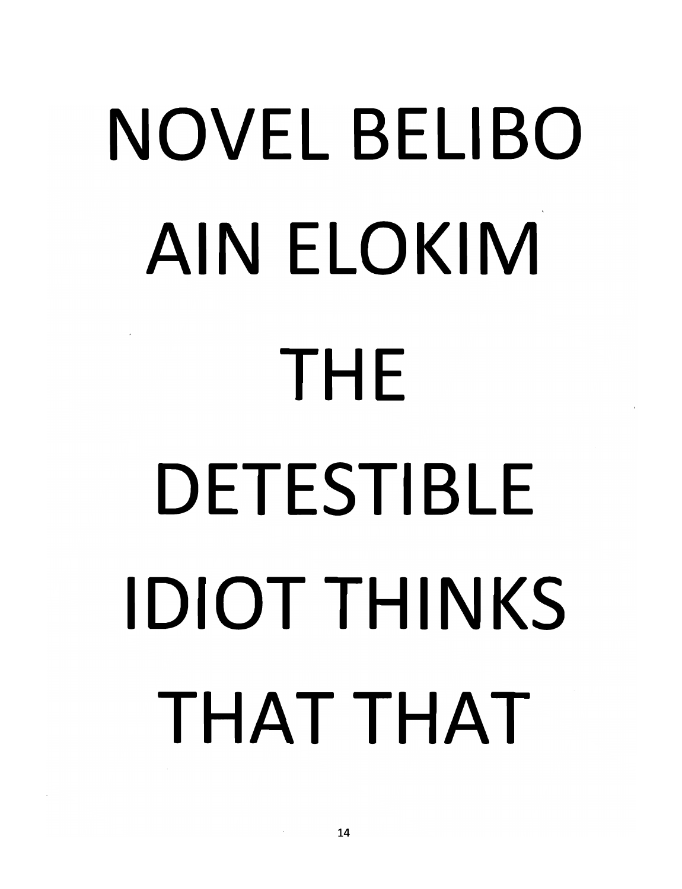NOVEL BELIBO AIN ELOKIM THE DETESTIBLE IDIOT THINKS THAT THAT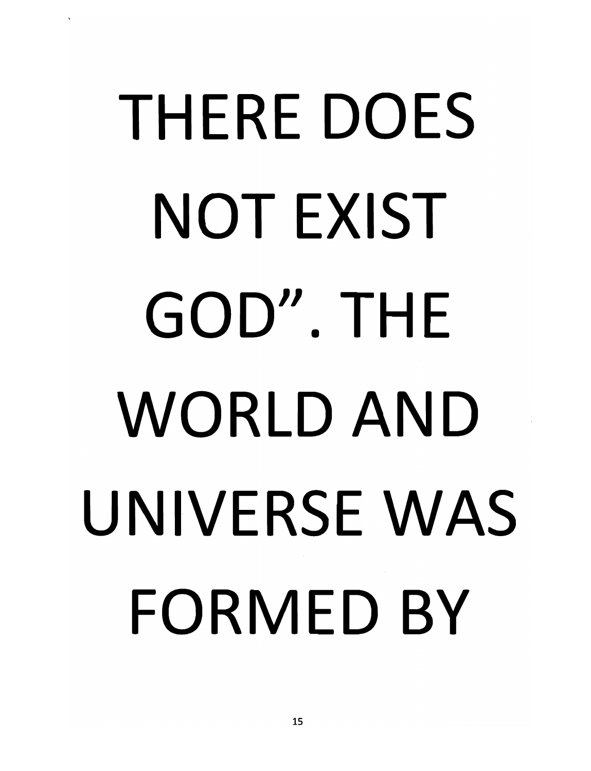THERE DOES NOT EXIST GOD". THE WORLD AND UNIVERSE WAS FORMED BY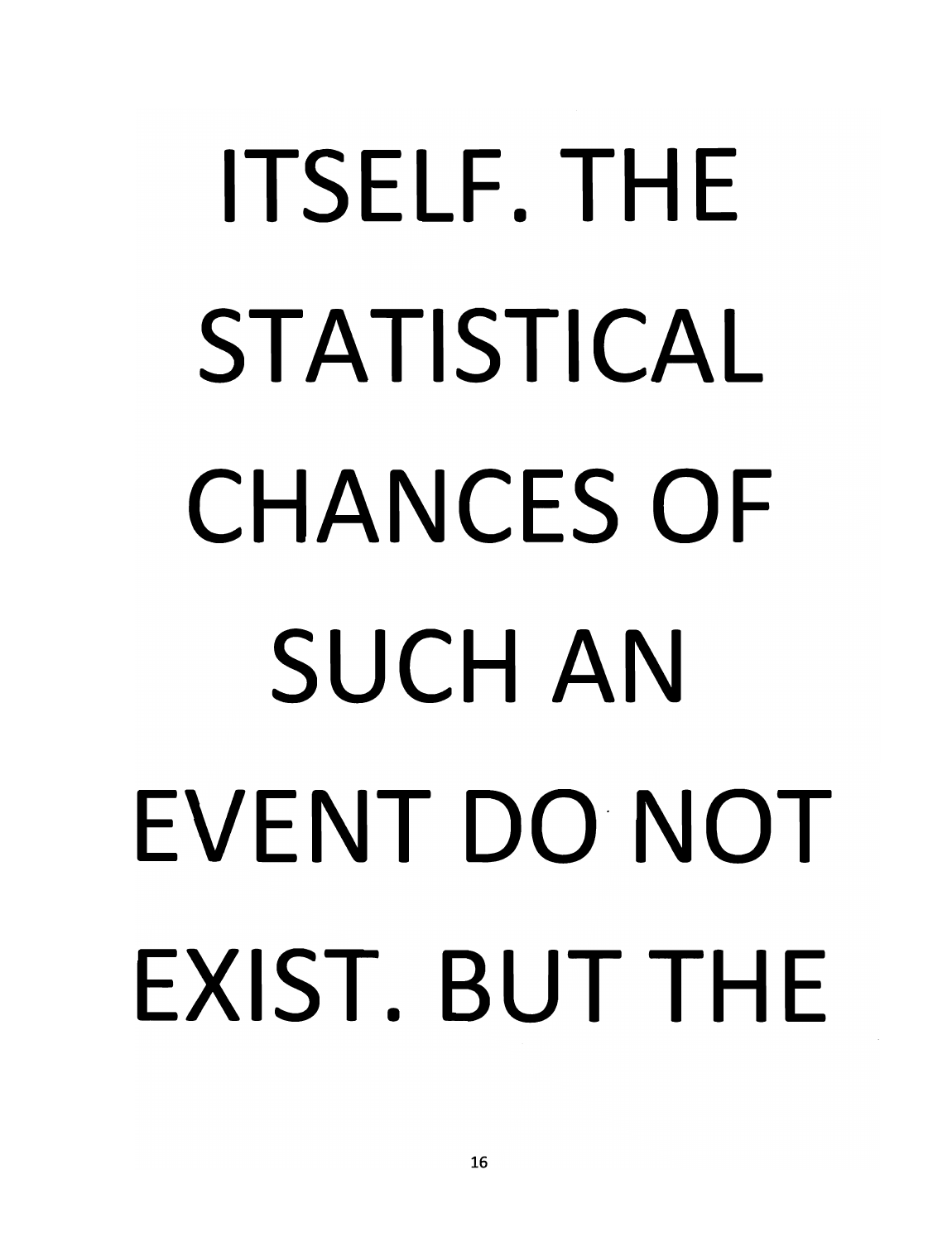ITSELF. THE STATISTICAL CHANCES OF SUCH AN EVENT DO NOT EXIST. BUT THE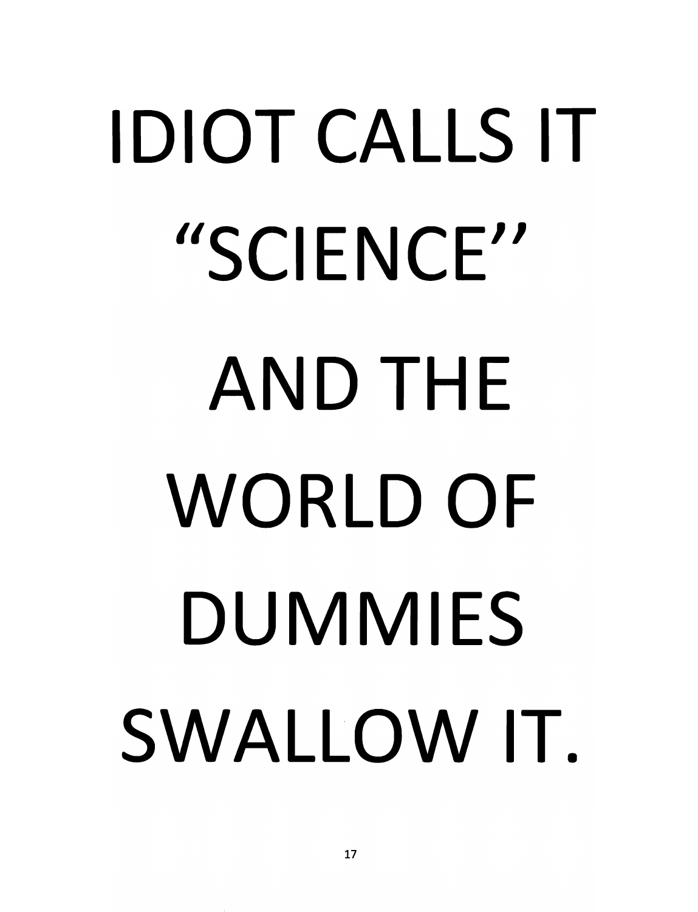IDIOT CALLS IT “SCIENCE” AND THE WORLD OF DUMMIES SWALLOW IT.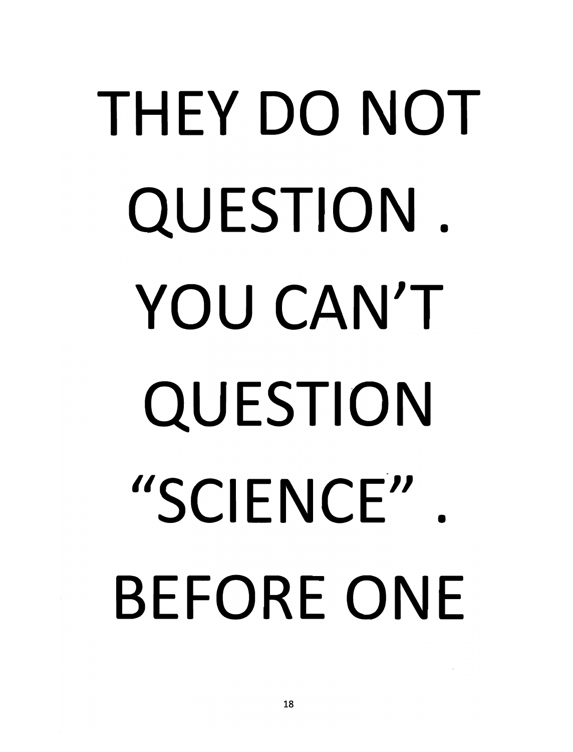THEY DO NOT QUESTION . YOU CAN'T QUESTION "SCIENCE" . BEFORE ONE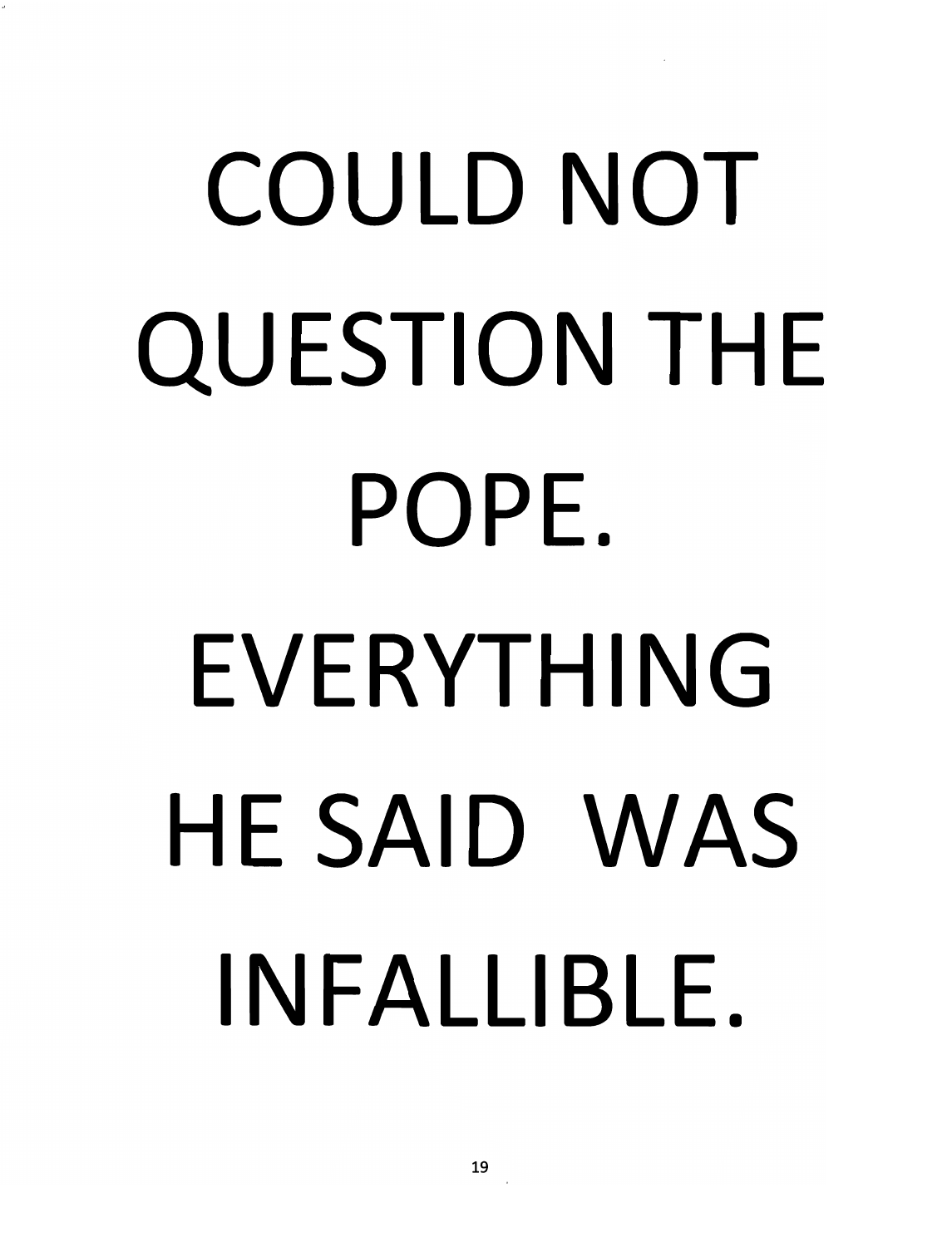COULD NOT QUESTION THE POPE. EVERYTHING HE SAID WAS INFALLIBLE.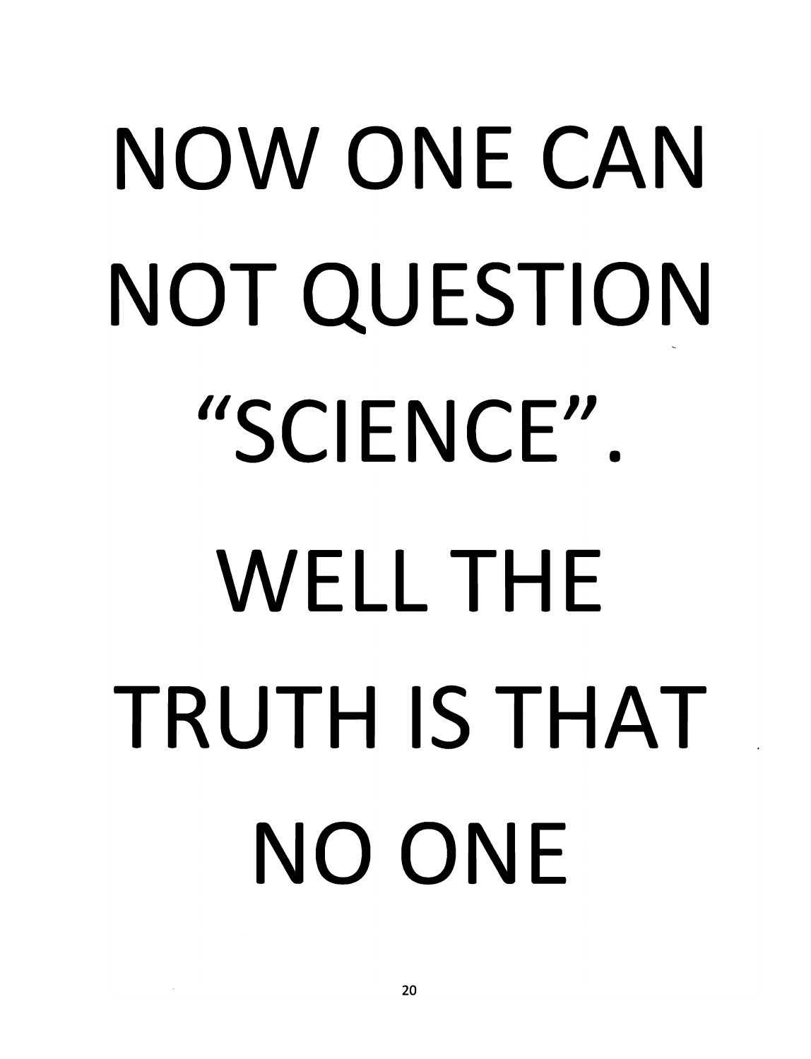NOW ONE CAN NOT QUESTION "SCIENCE". WELL THE TRUTH IS THAT NO ONE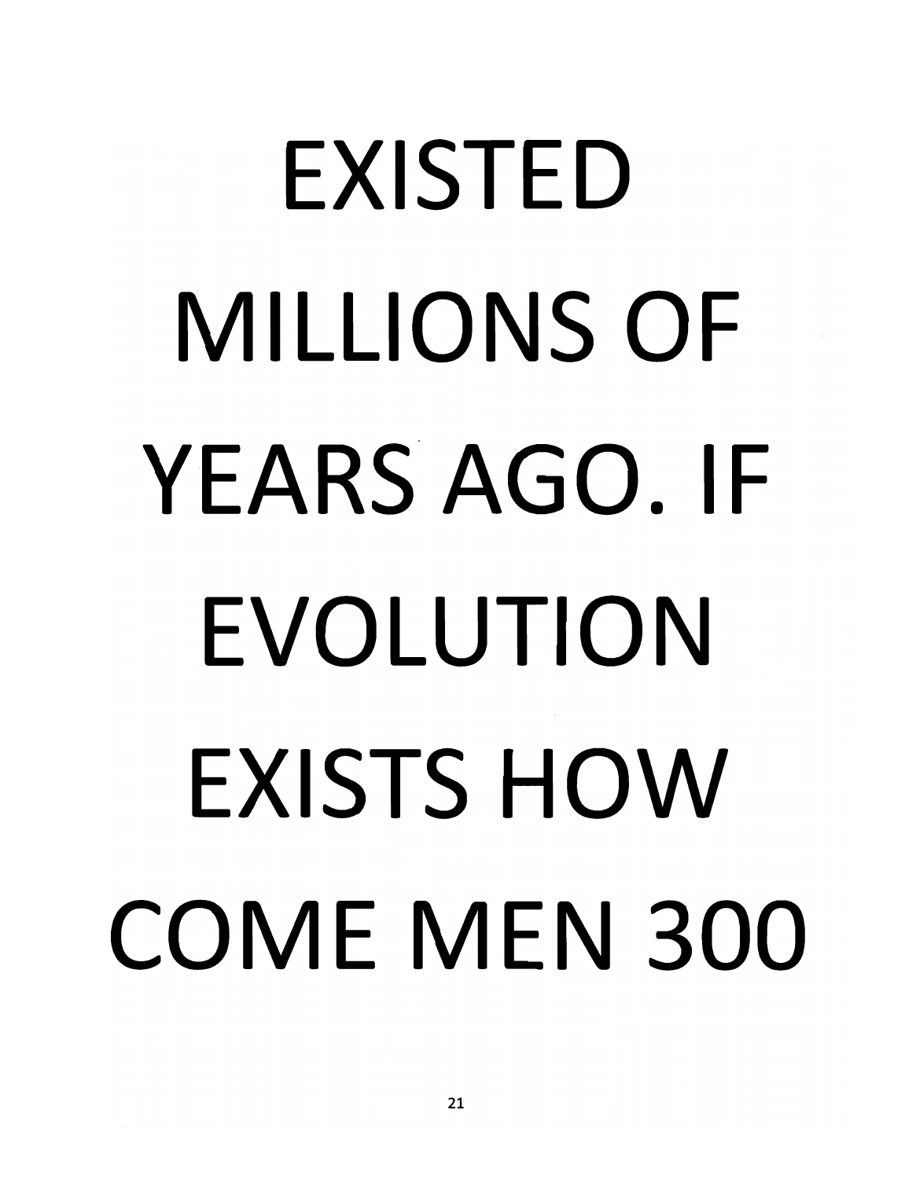EXISTED MILLIONS OF YEARS AGO. IF EVOLUTION EXISTS HOW COME MEN 300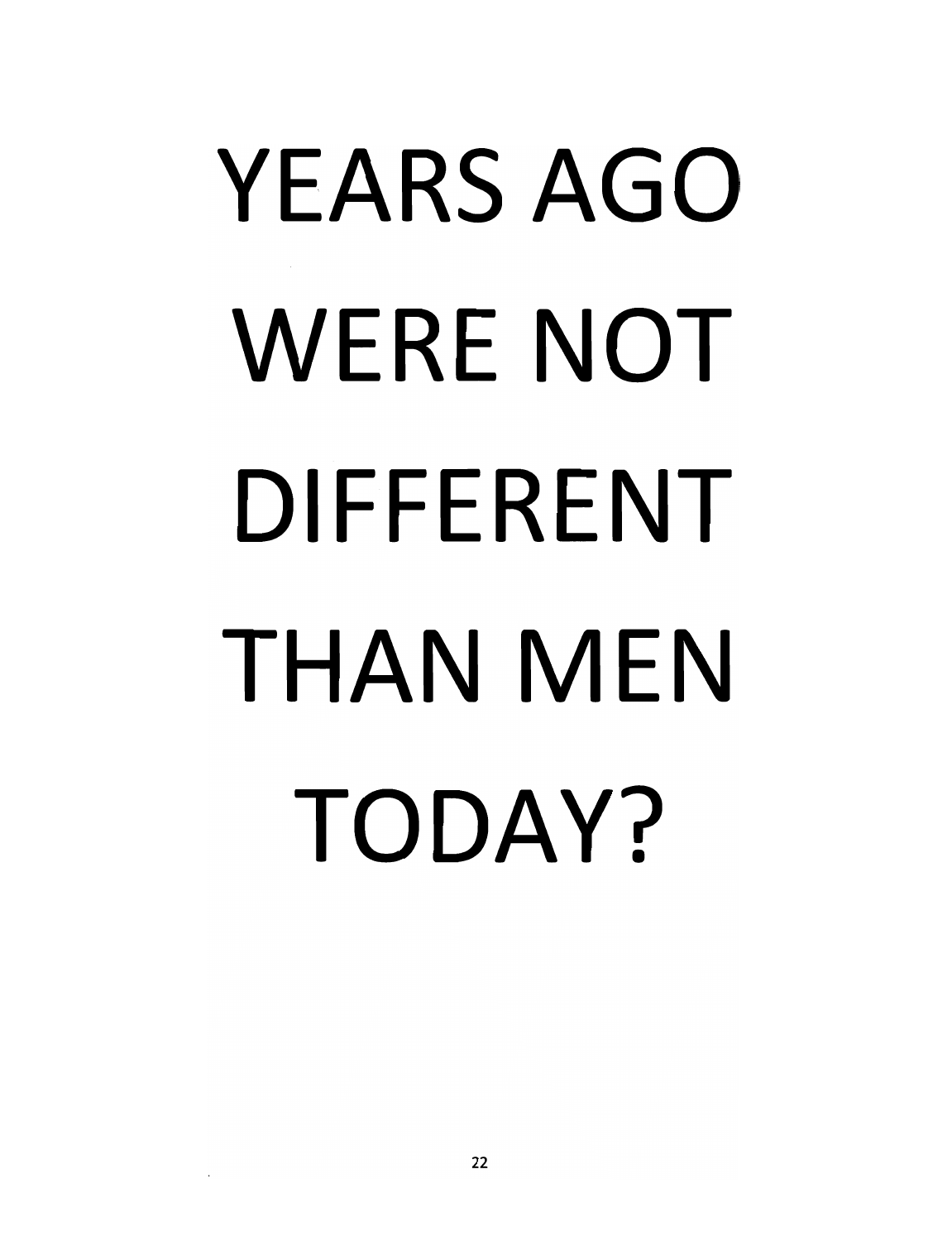YEARS AGO WERE NOT DIFFERENT THAN MEN TODAY?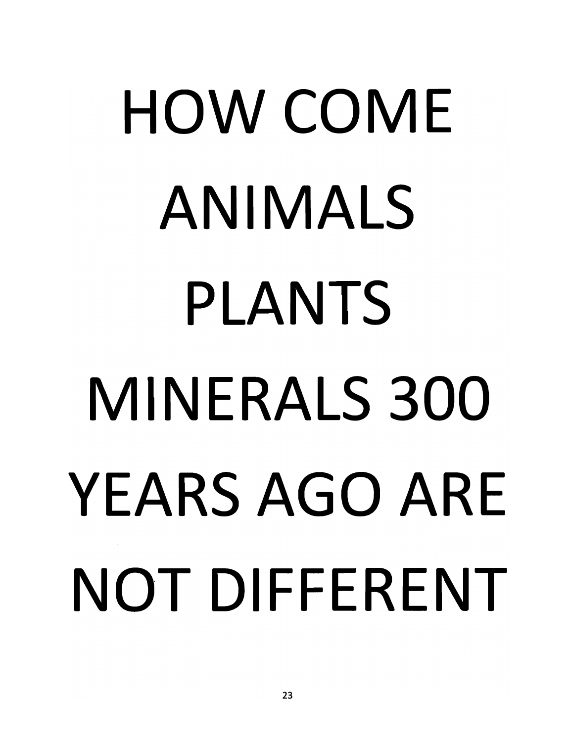HOW COME ANIMALS PLANTS MINERALS 300 YEARS AGO ARE NOT DIFFERENT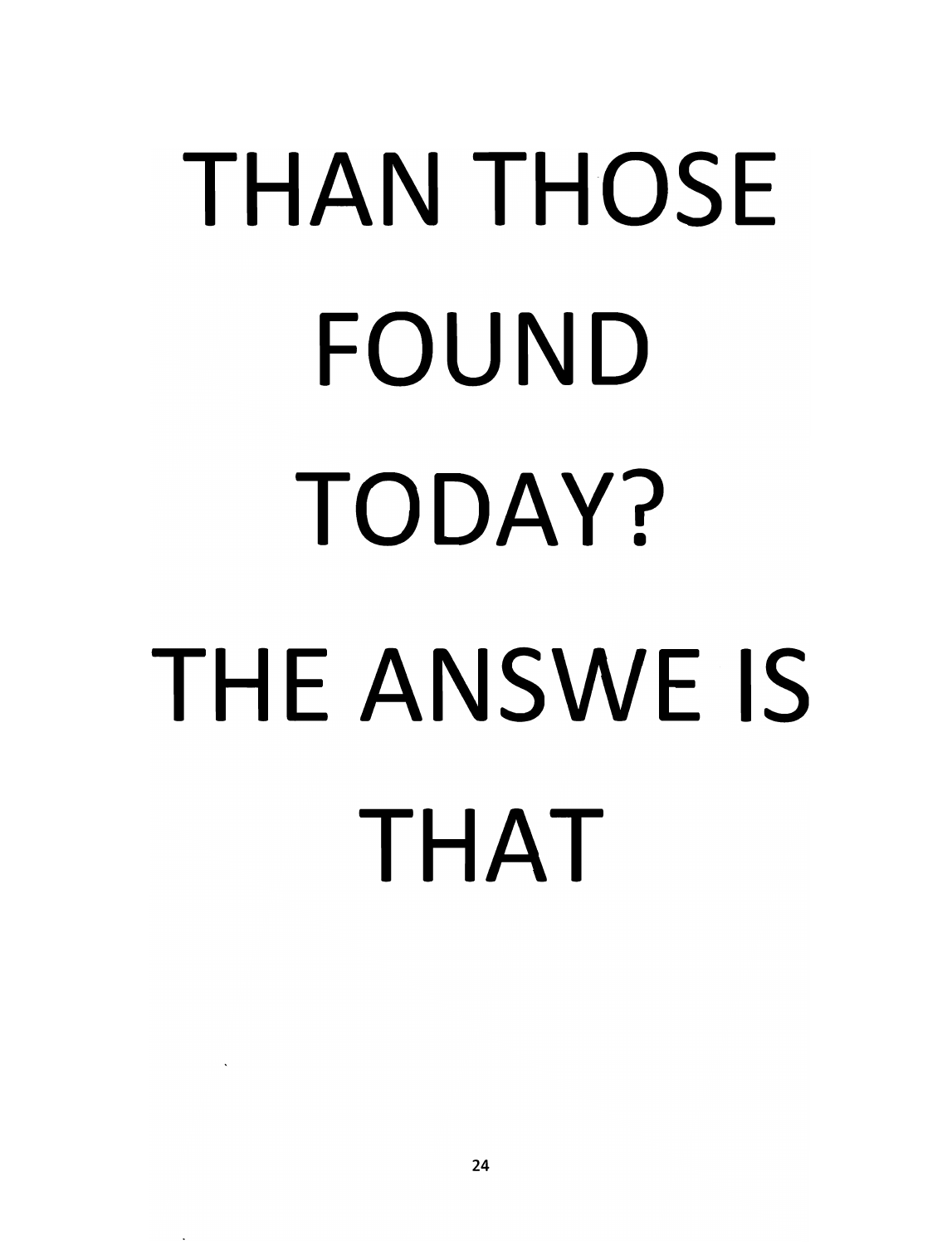THAN THOSE FOUND TODAY? THE ANSWE IS THAT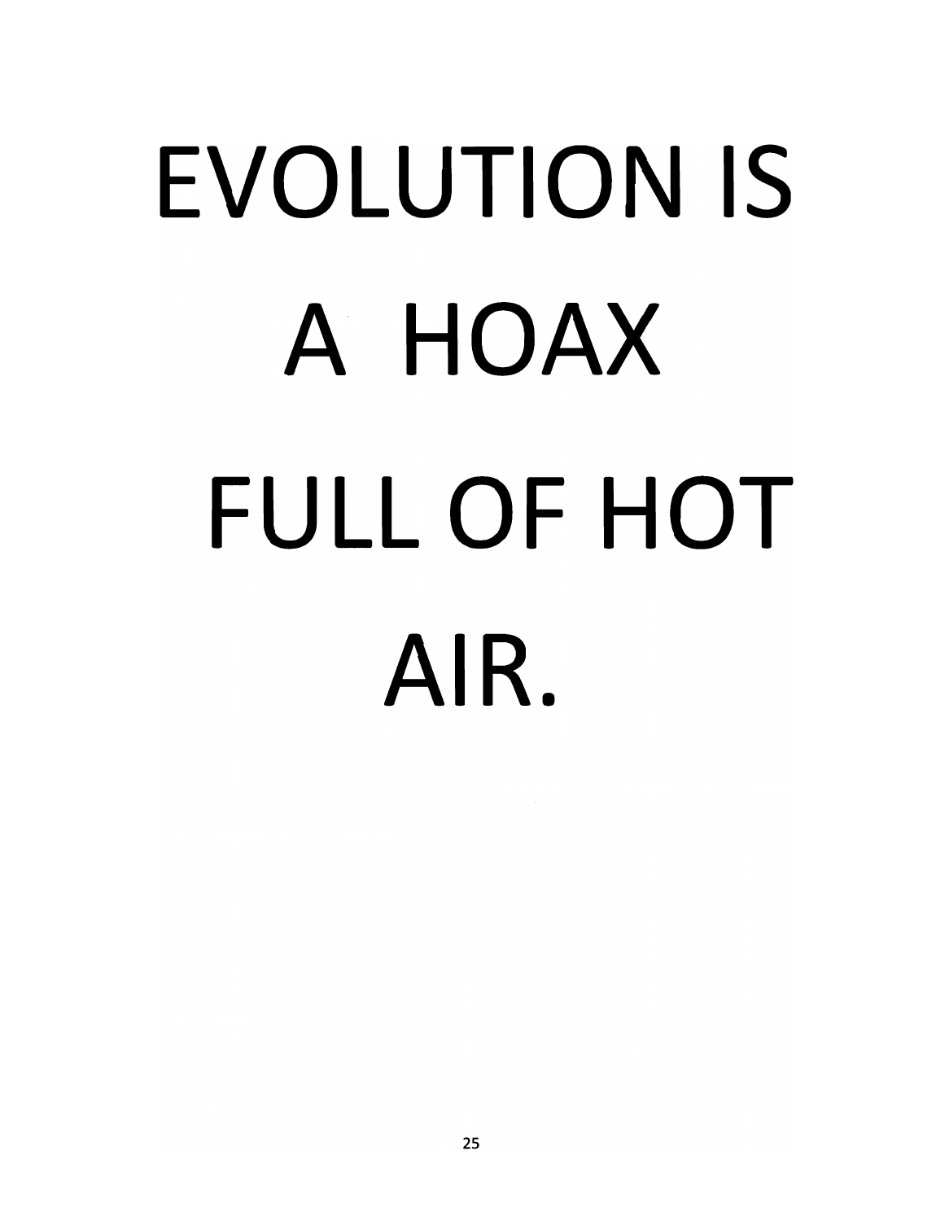# EVOLUTION IS A HOAX FULL OF HOT AIR.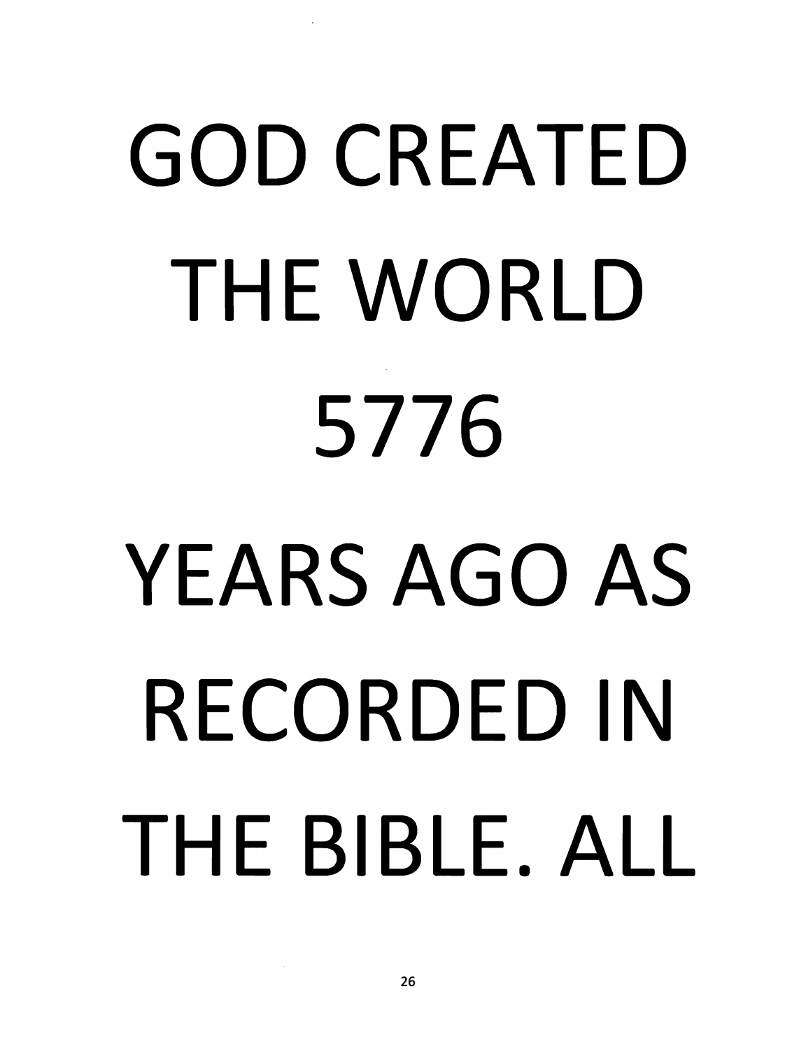GOD CREATED THE WORLD 5776 YEARS AGO AS RECORDED IN THE BIBLE. ALL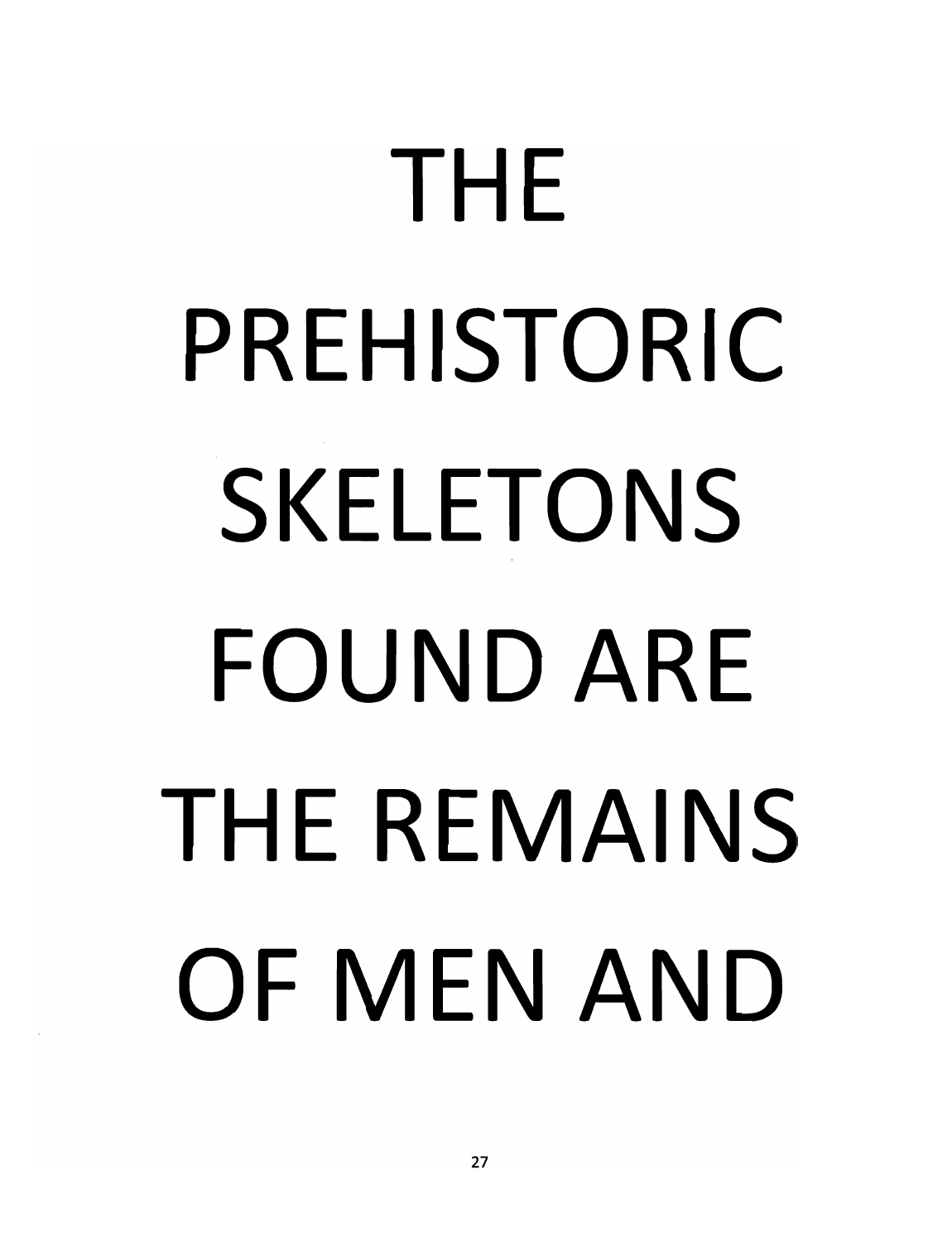THE PREHISTORIC SKELETONS FOUND ARE THE REMAINS OF MEN AND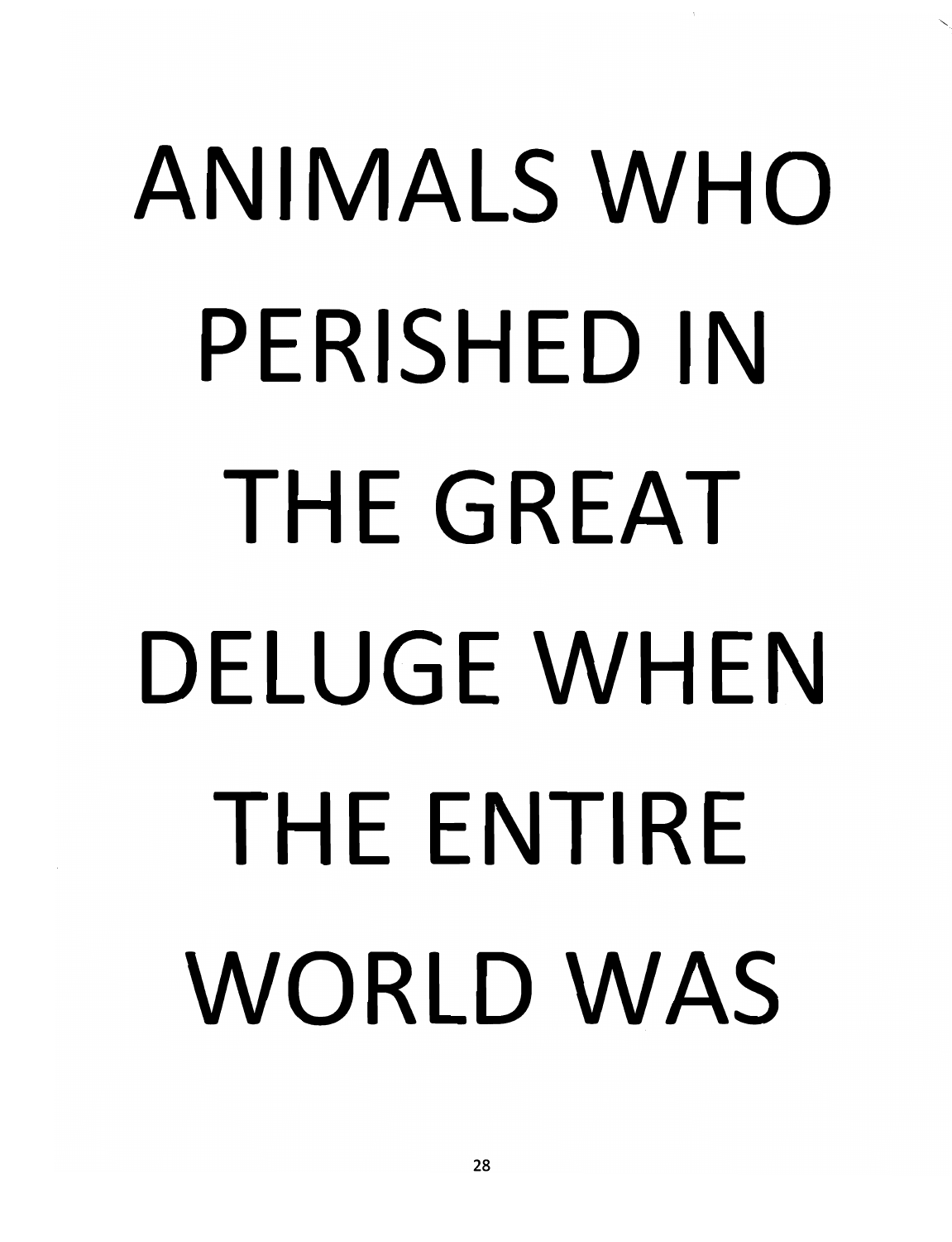ANIMALS WHO PERISHED IN THE GREAT DELUGE WHEN THE ENTIRE WORLD WAS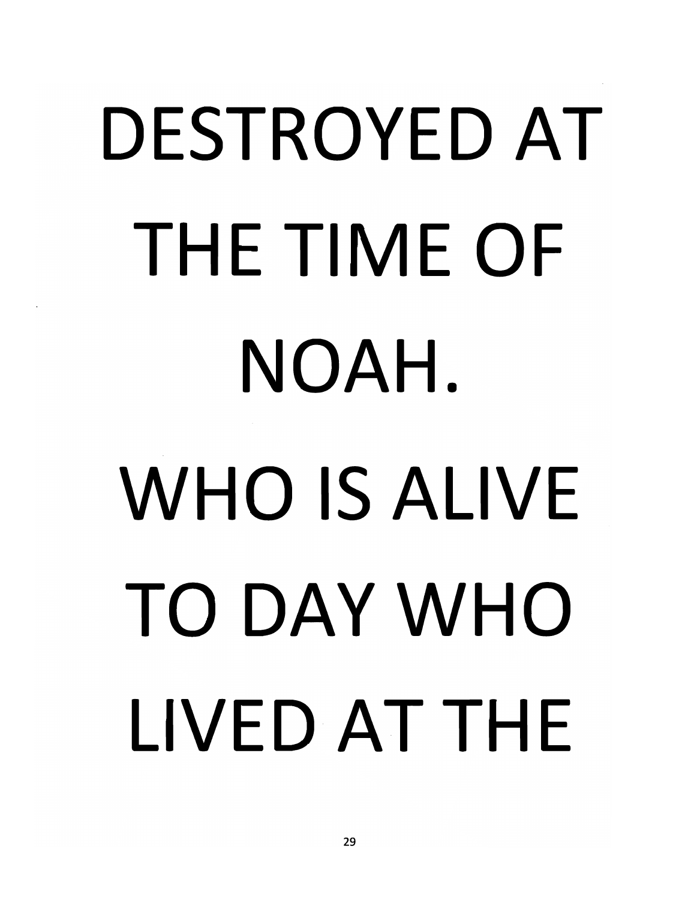DESTROYED AT THE TIME OF NOAH.

WHO IS ALIVE TO DAY WHO LIVED AT THE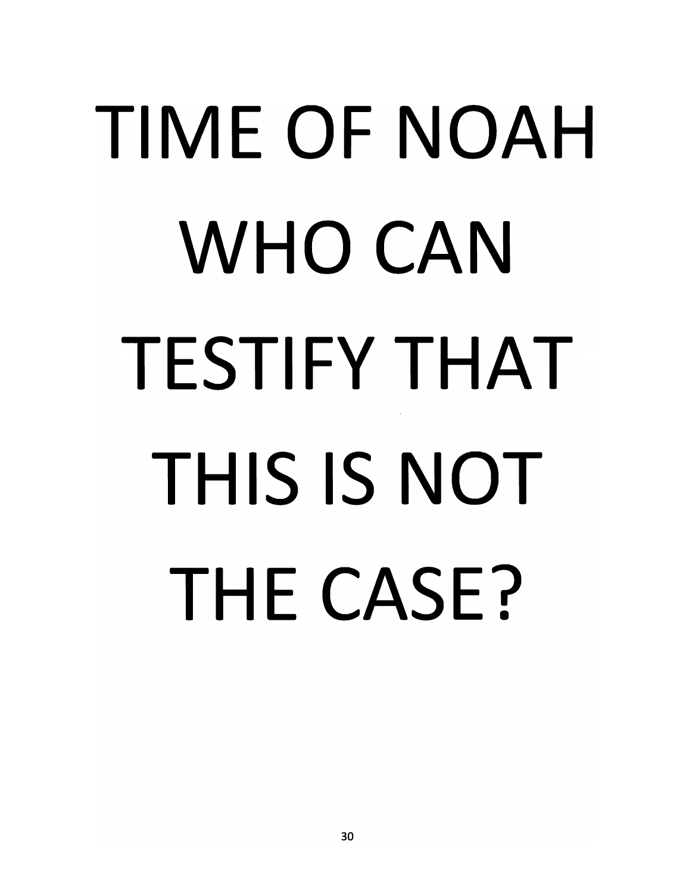TIME OF NOAH WHO CAN TESTIFY THAT THIS IS NOT THE CASE?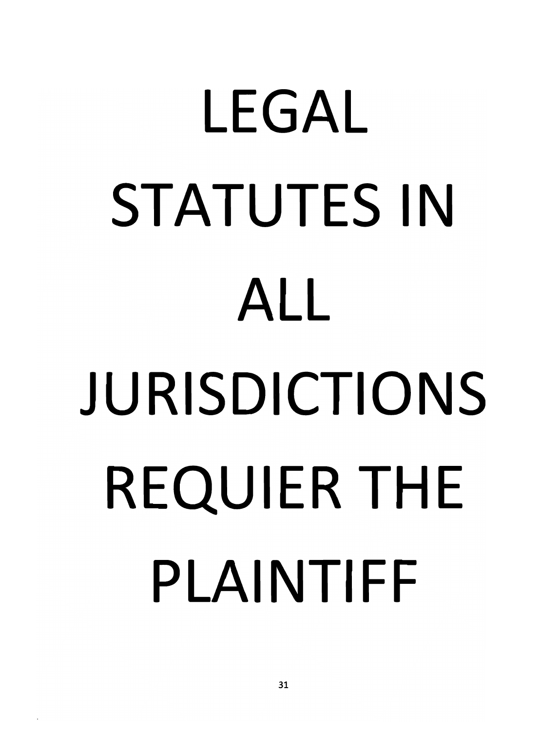# LEGAL STATUTES IN ALL JURISDICTIONS REQUIER THE PLAINTIFF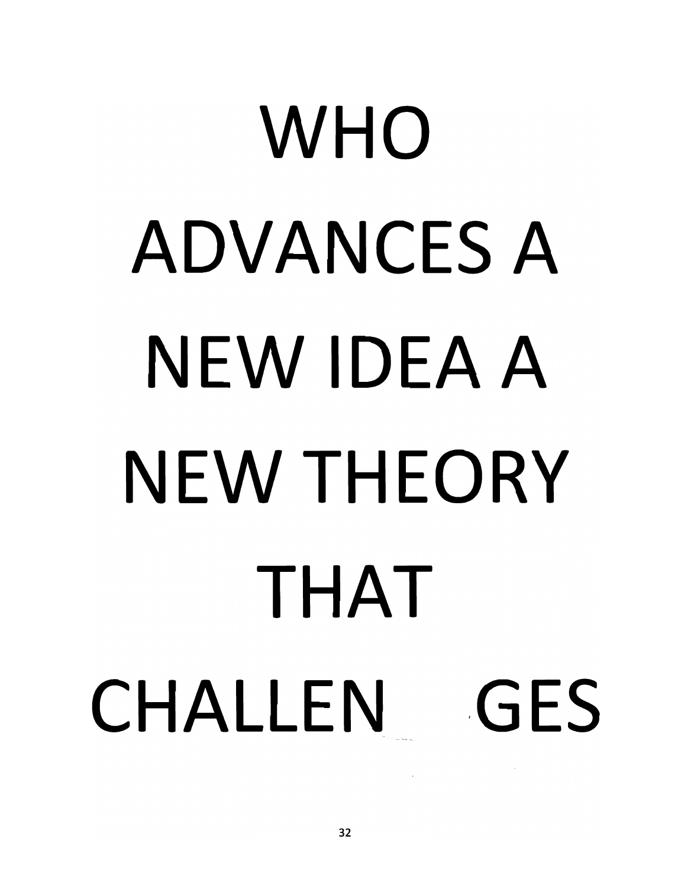WHO

ADVANCES A

NEW IDEA A

NEW THEORY

THAT

CHALLEN GES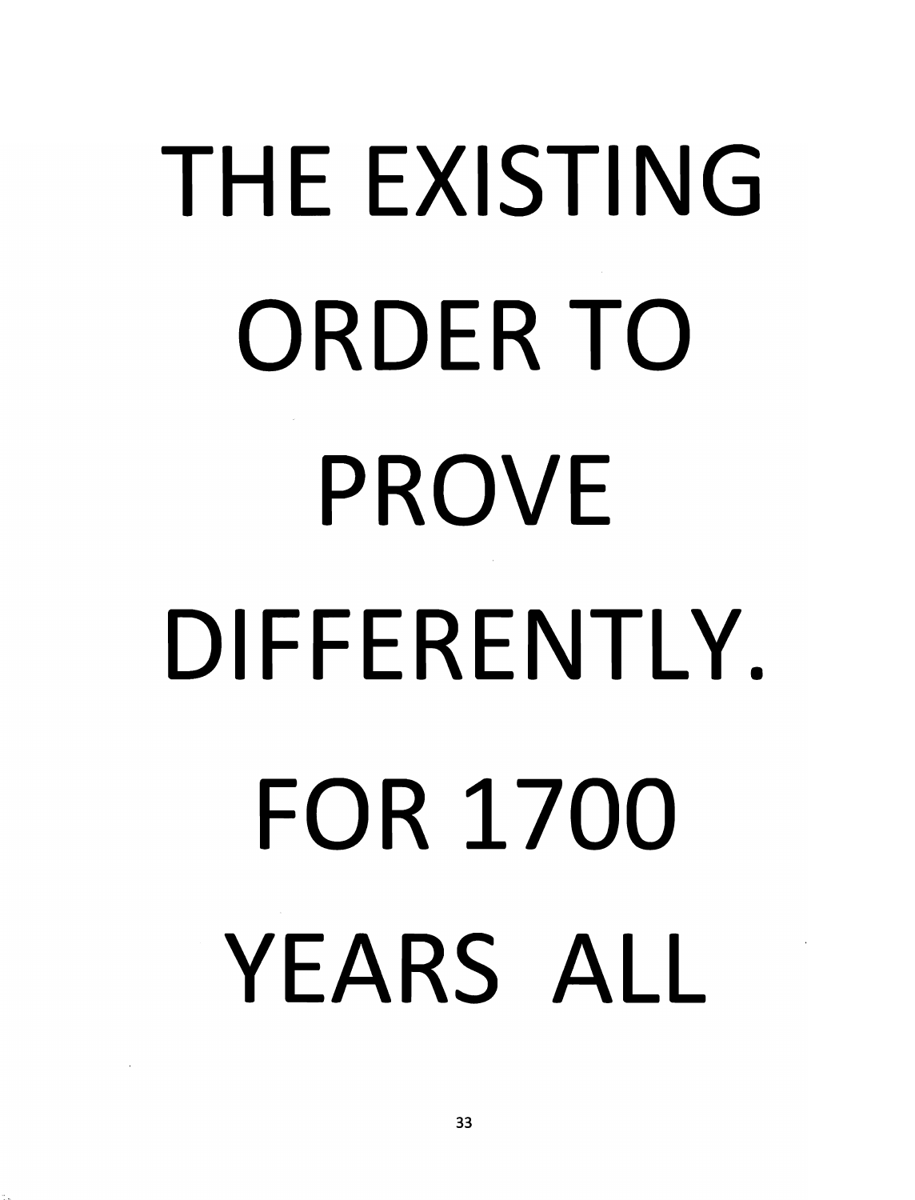THE EXISTING ORDER TO PROVE DIFFERENTLY. FOR 1700 YEARS ALL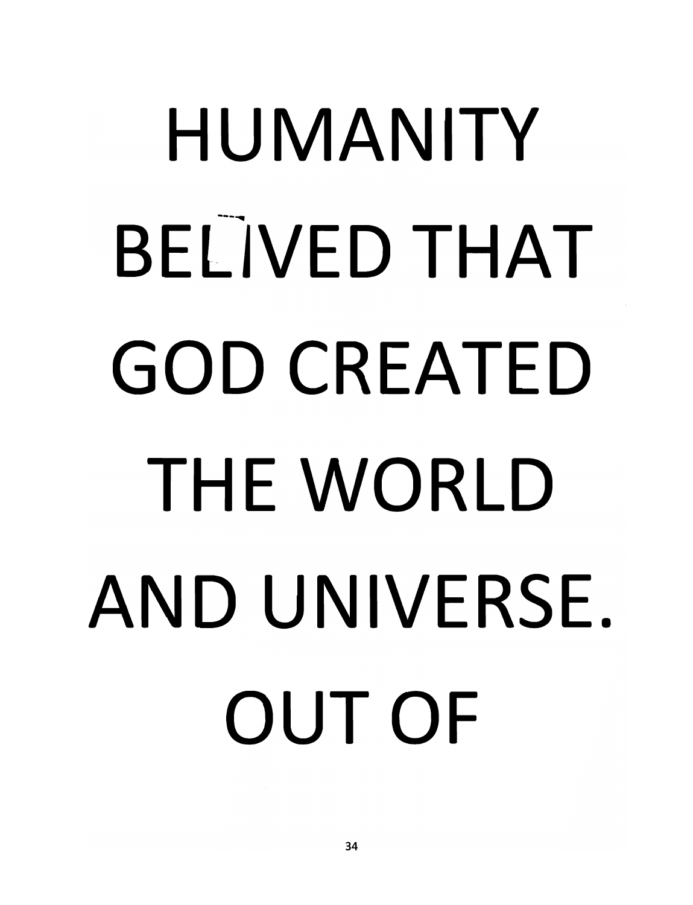HUMANITY BELIVED THAT GOD CREATED THE WORLD AND UNIVERSE. OUT OF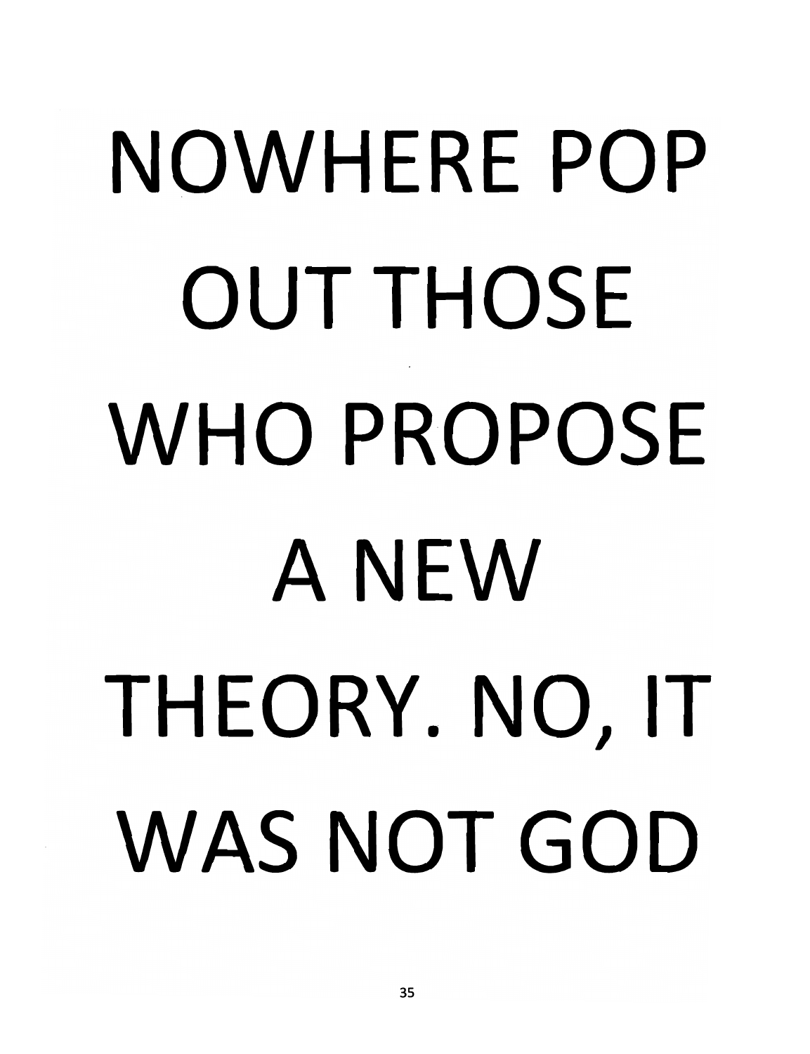NOWHERE POP OUT THOSE WHO PROPOSE A NEW THEORY. NO, IT WAS NOT GOD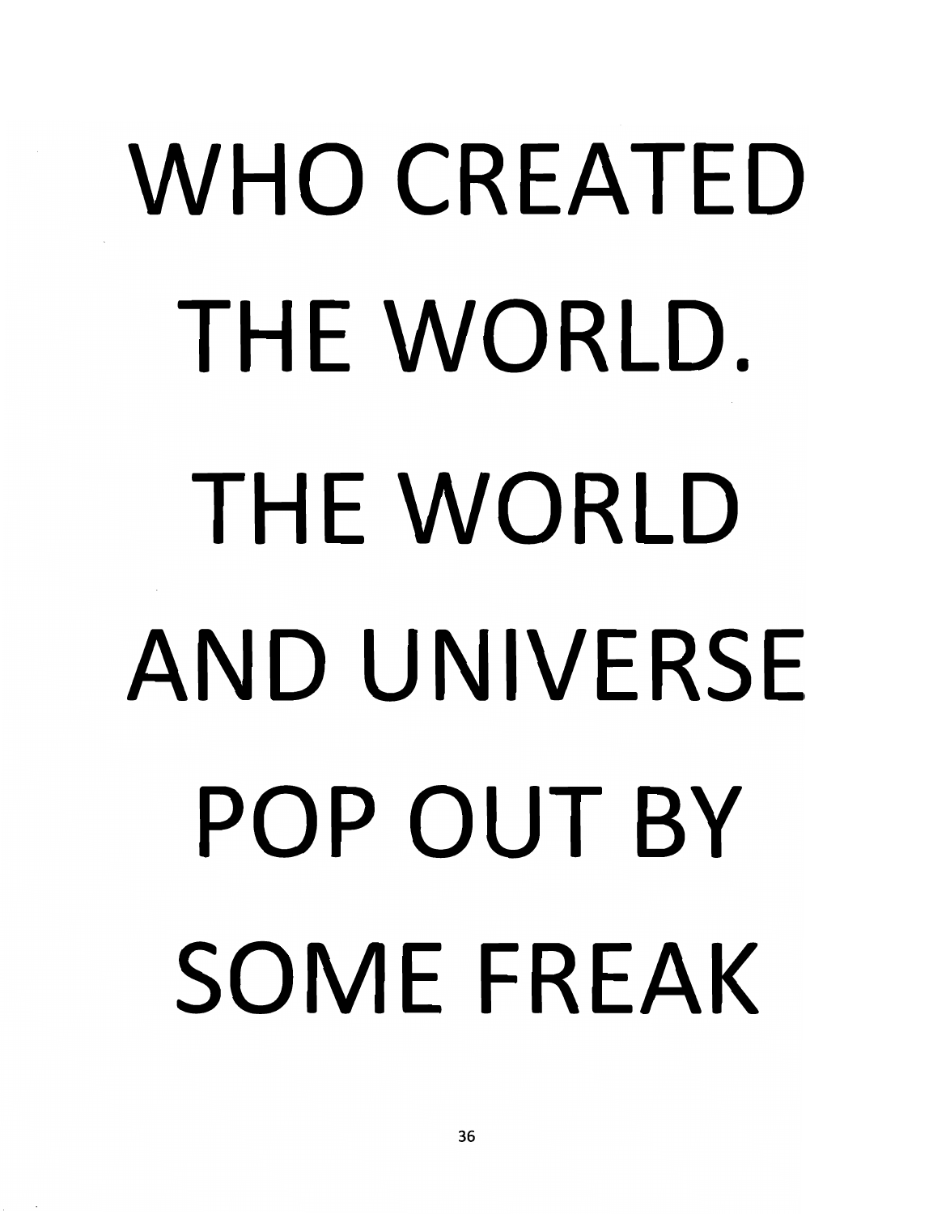WHO CREATED THE WORLD. THE WORLD AND UNIVERSE POP OUT BY SOME FREAK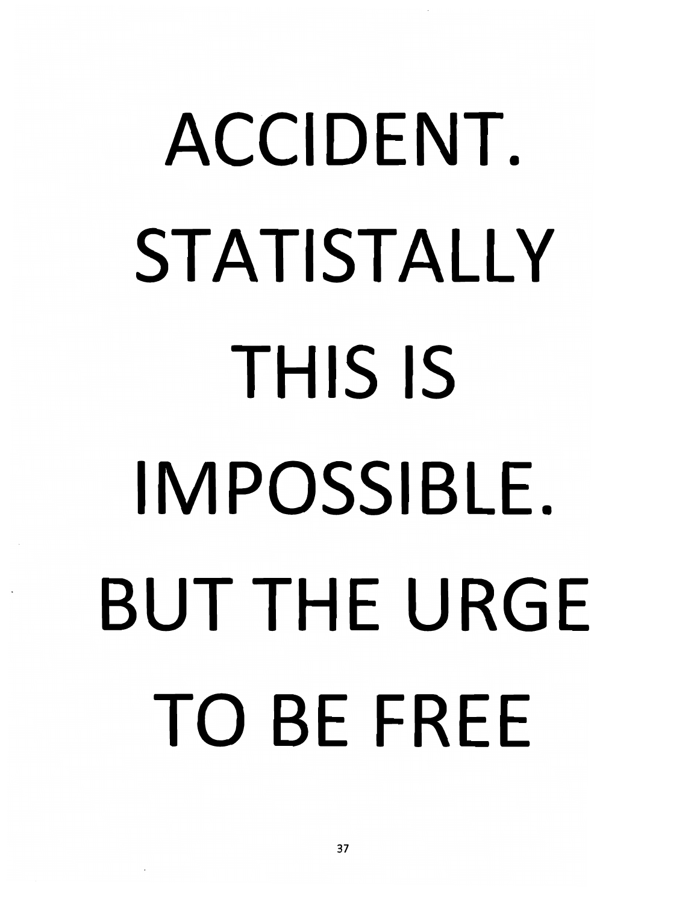ACCIDENT.

STATISTALLY

THIS IS

IMPOSSIBLE.

BUT THE URGE

TO BE FREE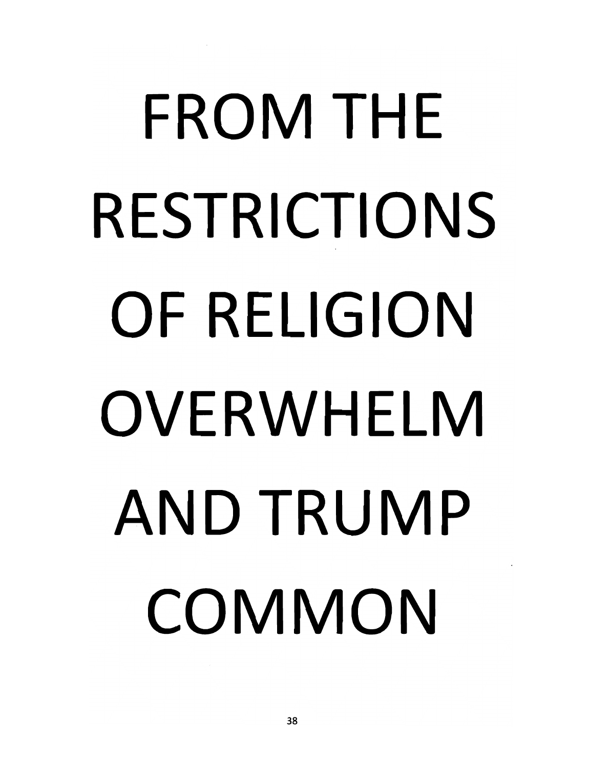FROM THE RESTRICTIONS OF RELIGION OVERWHELM AND TRUMP COMMON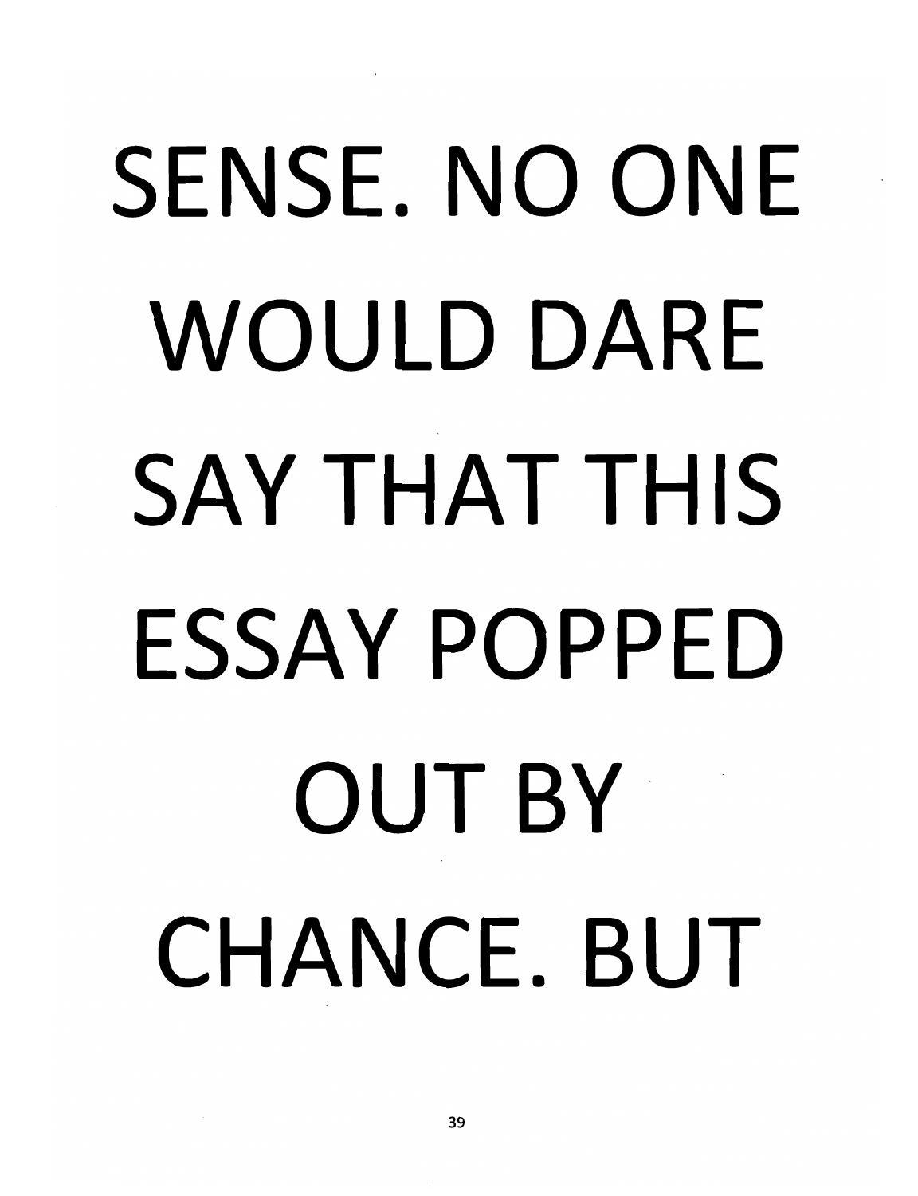SENSE. NO ONE WOULD DARE SAY THAT THIS ESSAY POPPED OUT BY CHANCE. BUT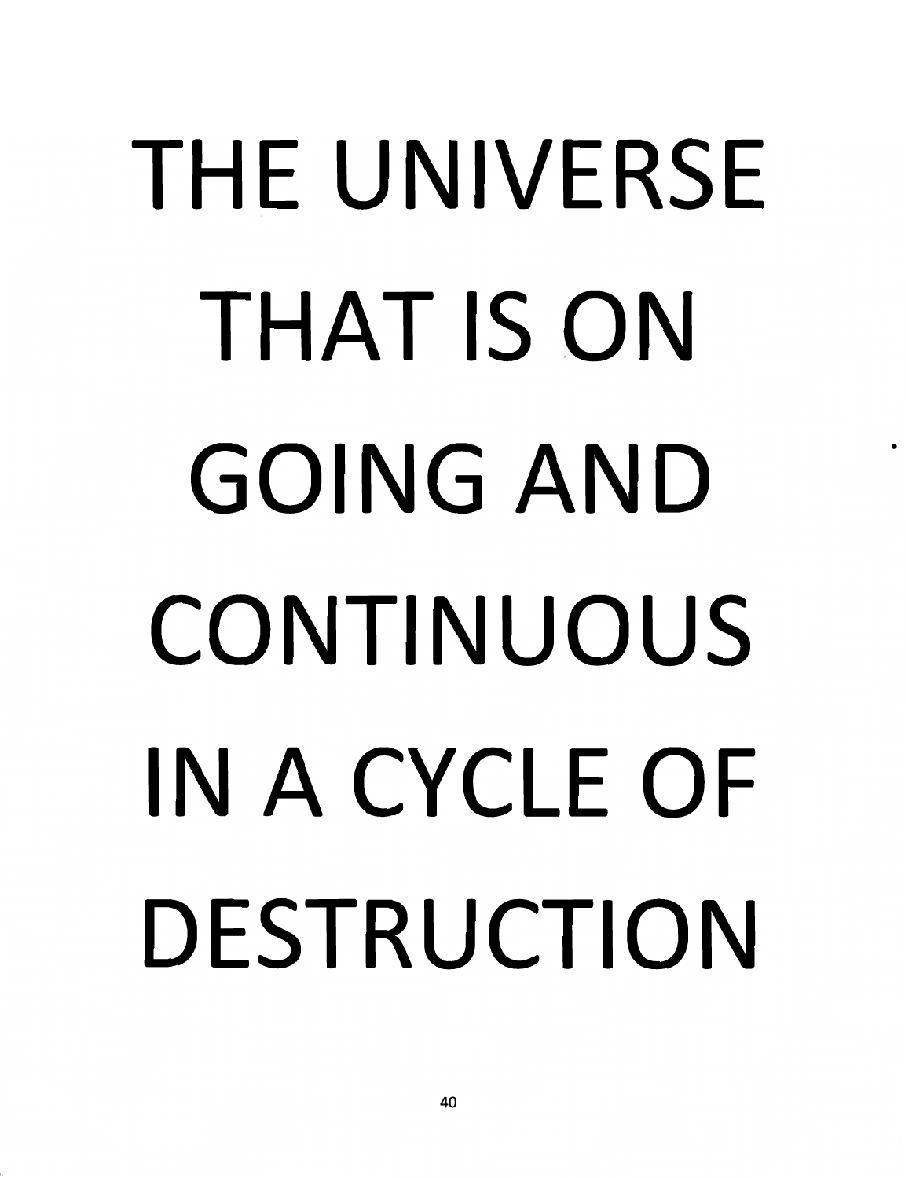THE UNIVERSE THAT IS ON GOING AND CONTINUOUS IN A CYCLE OF DESTRUCTION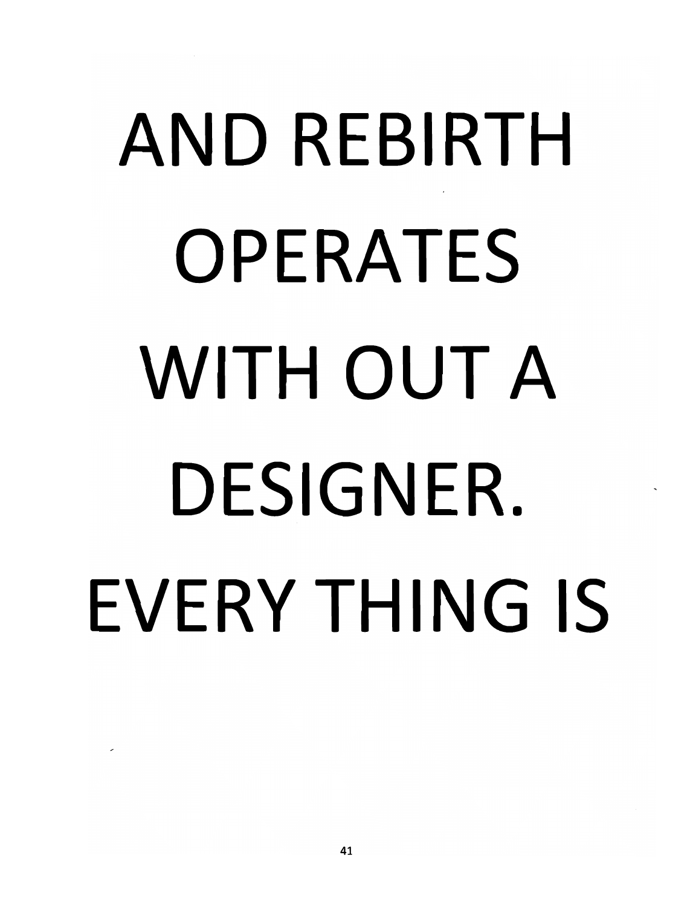AND REBIRTH OPERATES WITH OUT A DESIGNER. EVERY THING IS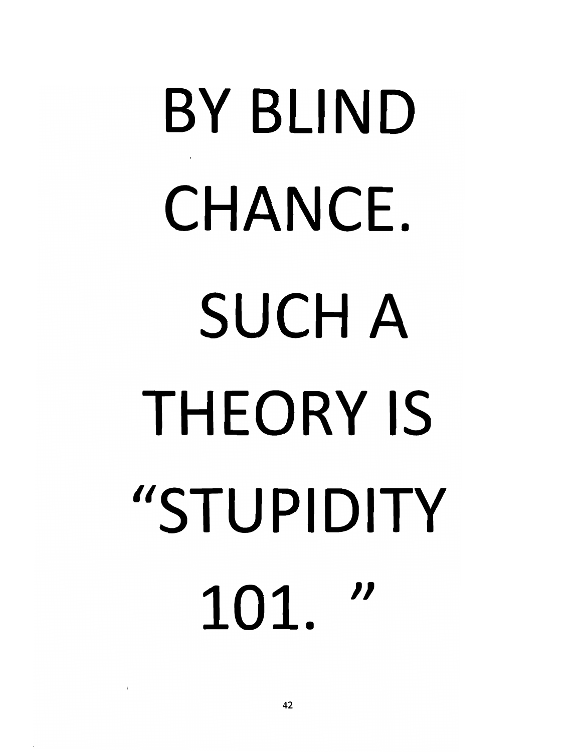BY BLIND CHANCE. SUCH A THEORY IS "STUPIDITY 101. "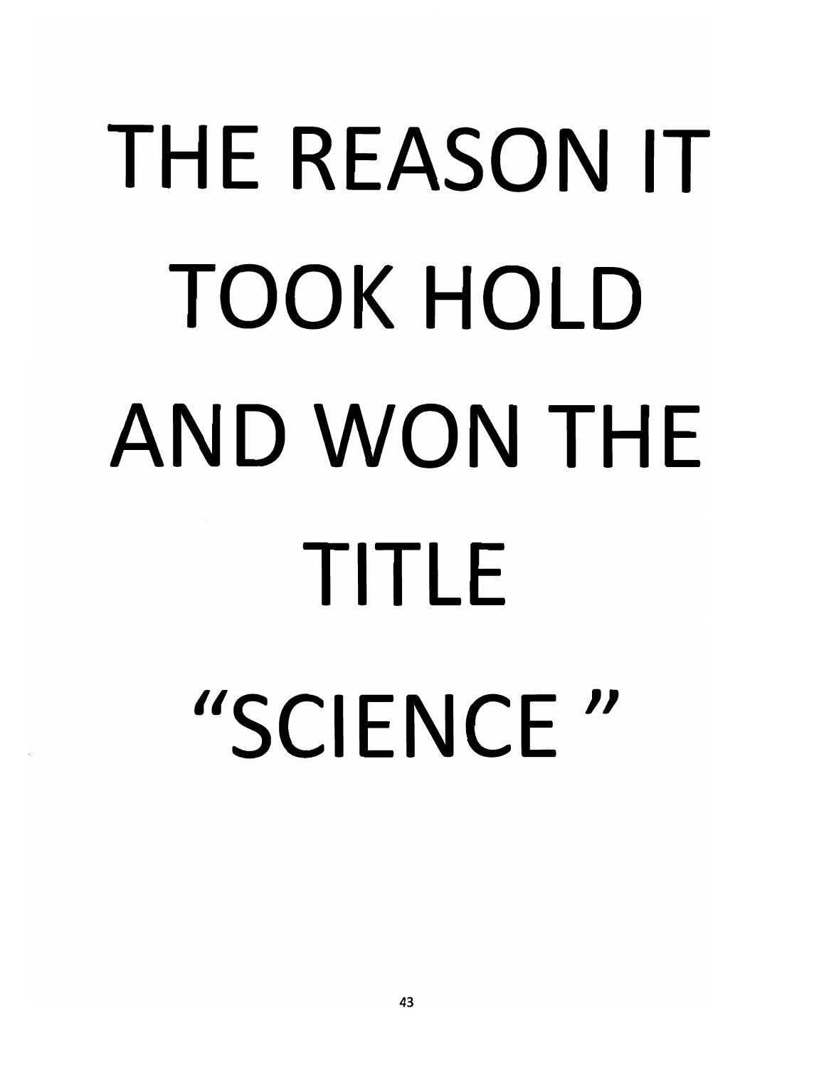# THE REASON IT TOOK HOLD AND WON THE TITLE "SCIENCE "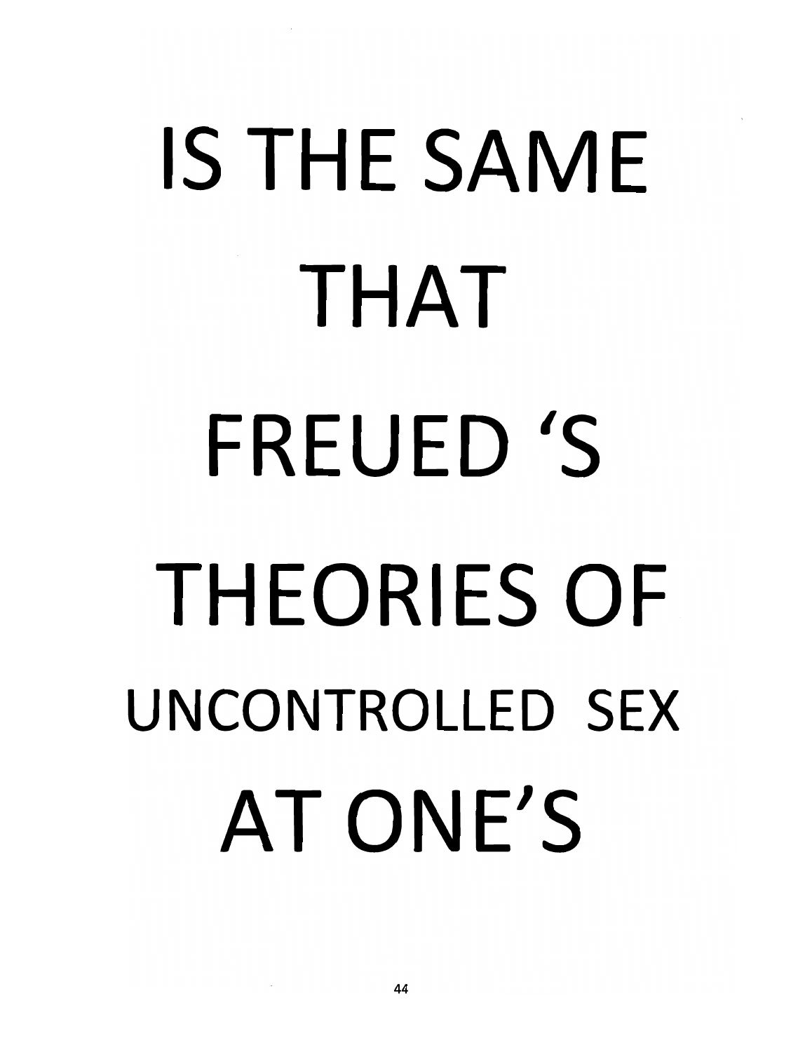IS THE SAME

THAT

FREUED 'S

THEORIES OF

UNCONTROLLED SEX

AT ONE'S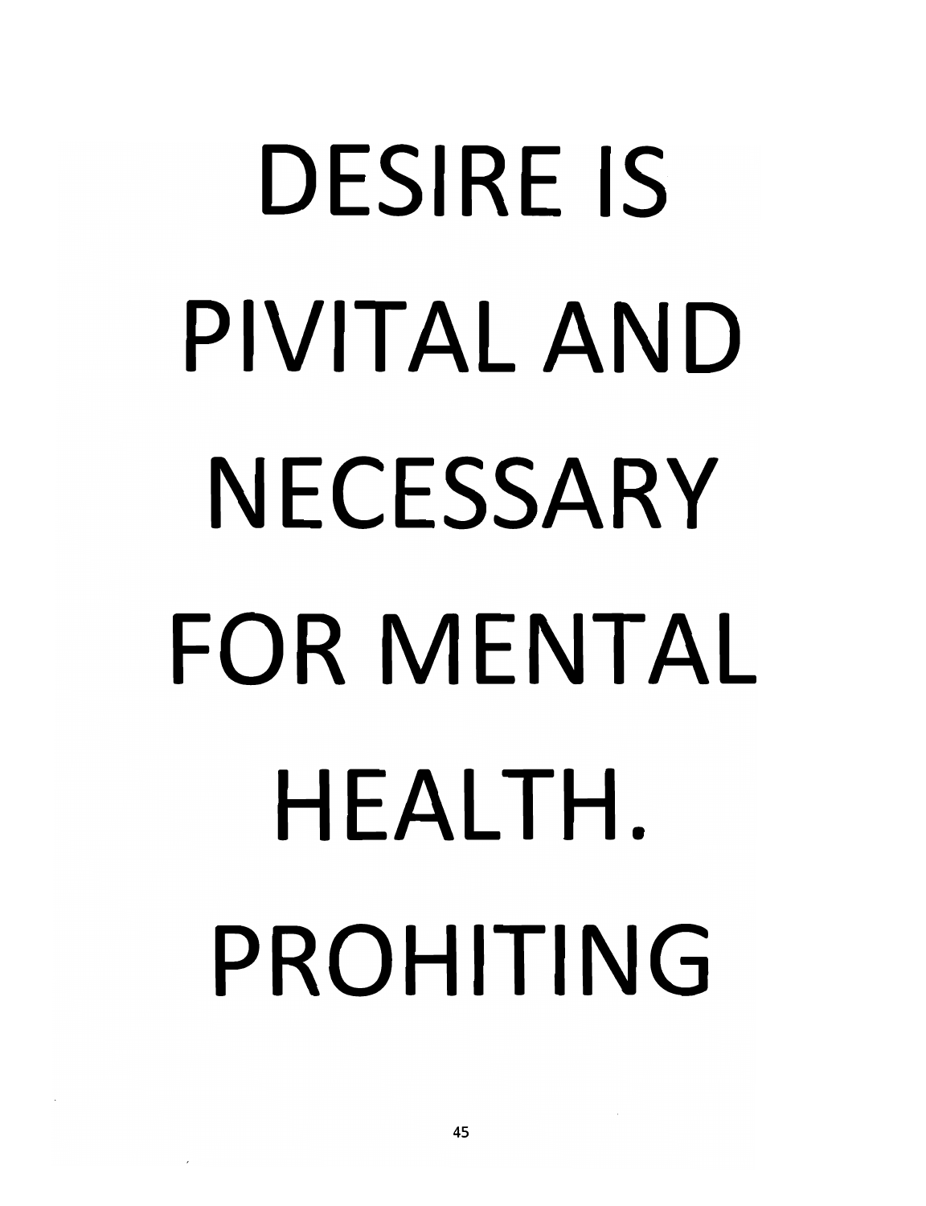DESIRE IS PIVITAL AND NECESSARY FOR MENTAL HEALTH. PROHITING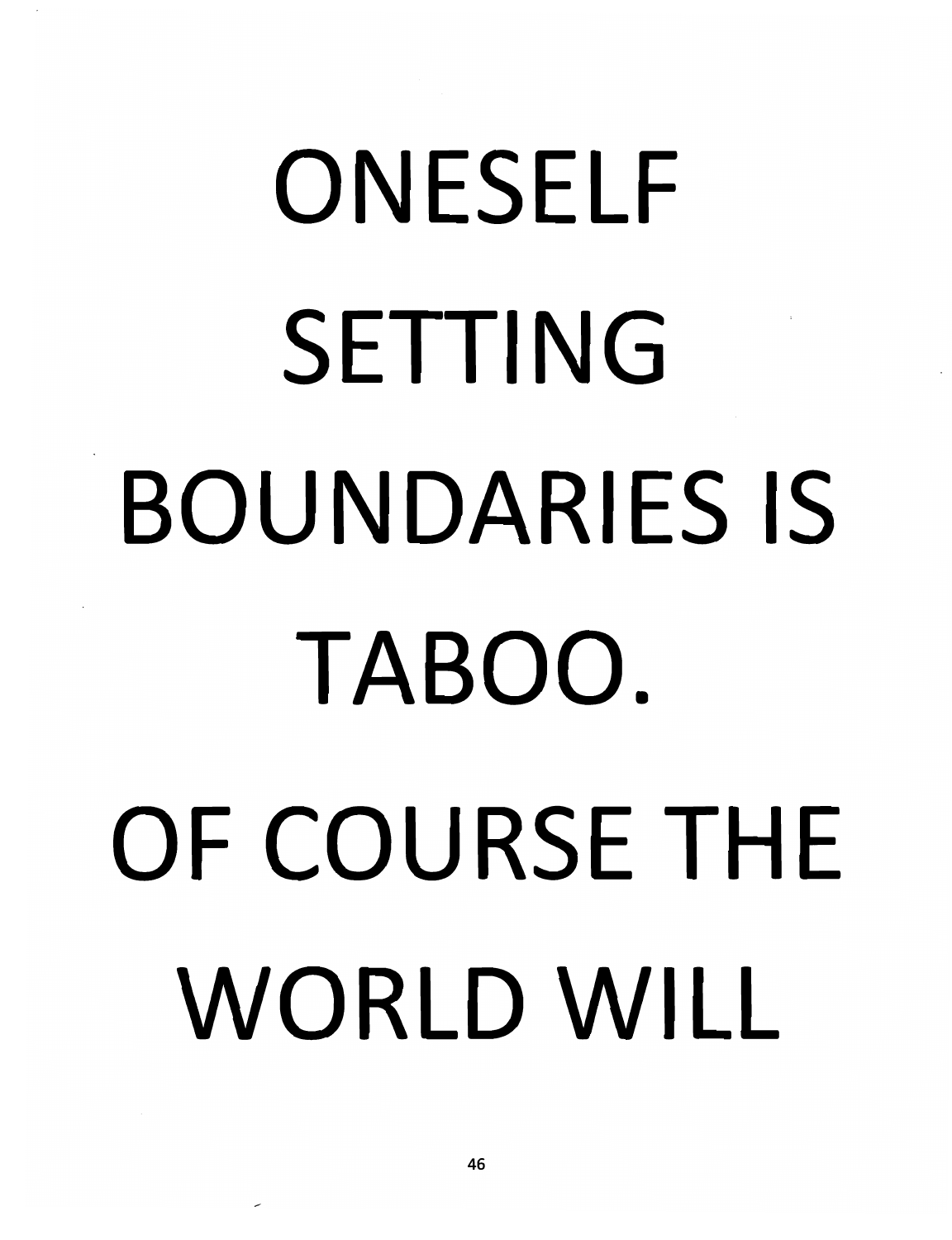ONESELF SETTING BOUNDARIES IS TABOO. OF COURSE THE WORLD WILL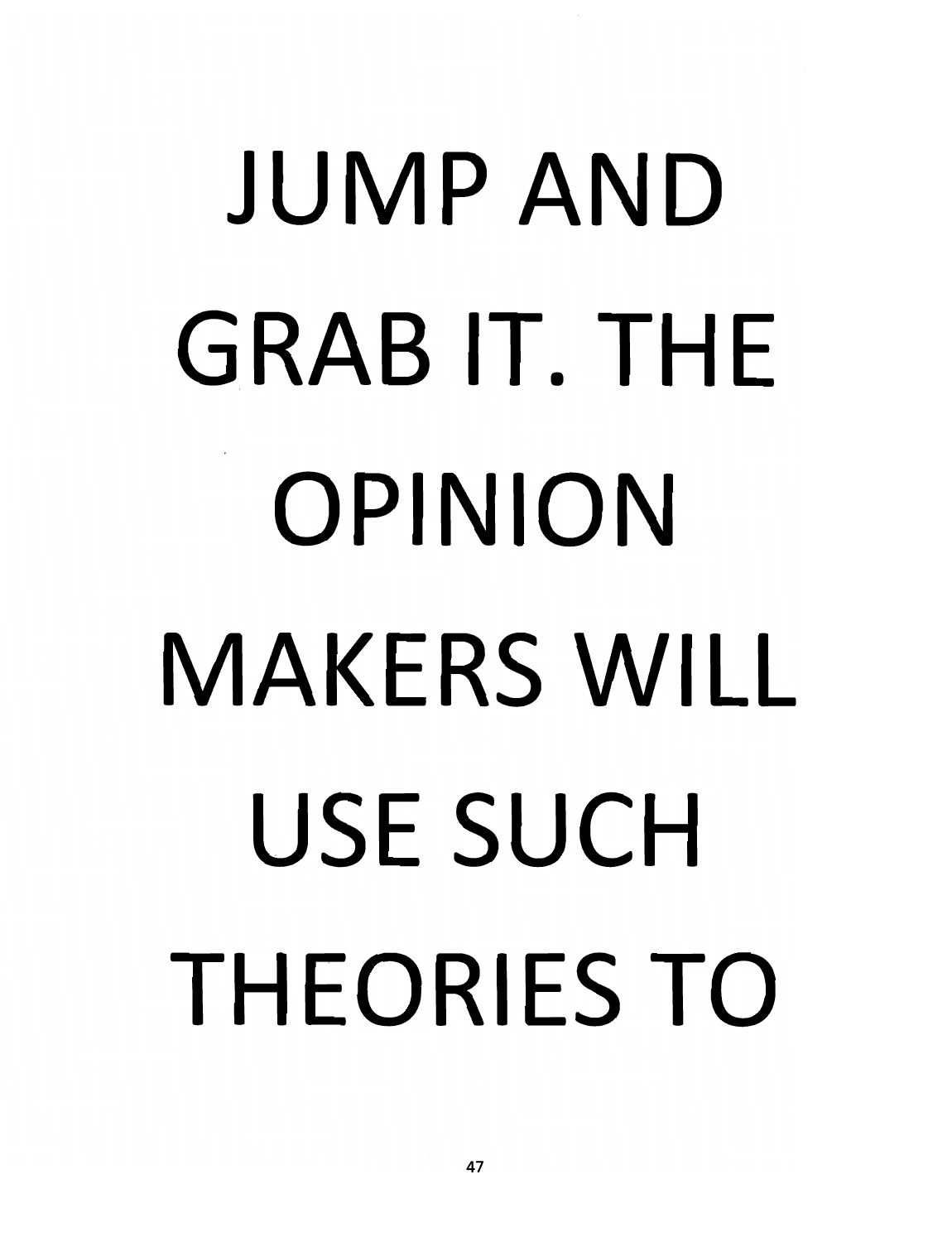JUMP AND GRAB IT. THE OPINION MAKERS WILL USE SUCH THEORIES TO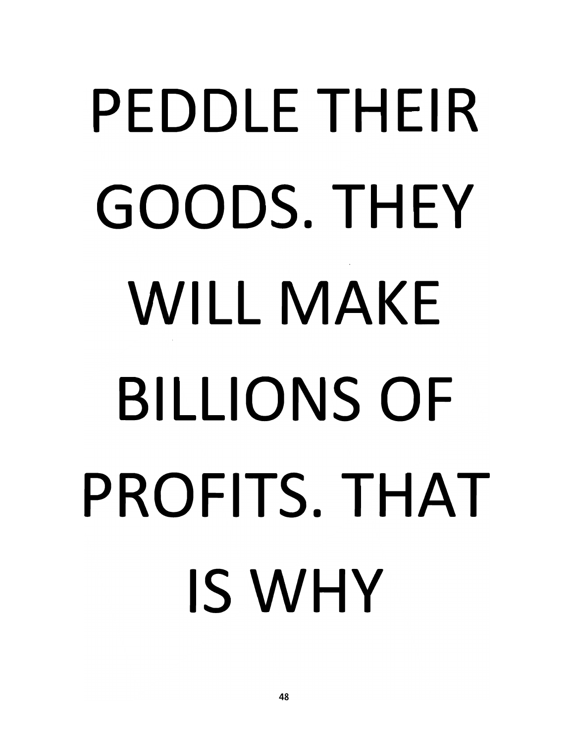PEDDLE THEIR GOODS. THEY WILL MAKE BILLIONS OF PROFITS. THAT IS WHY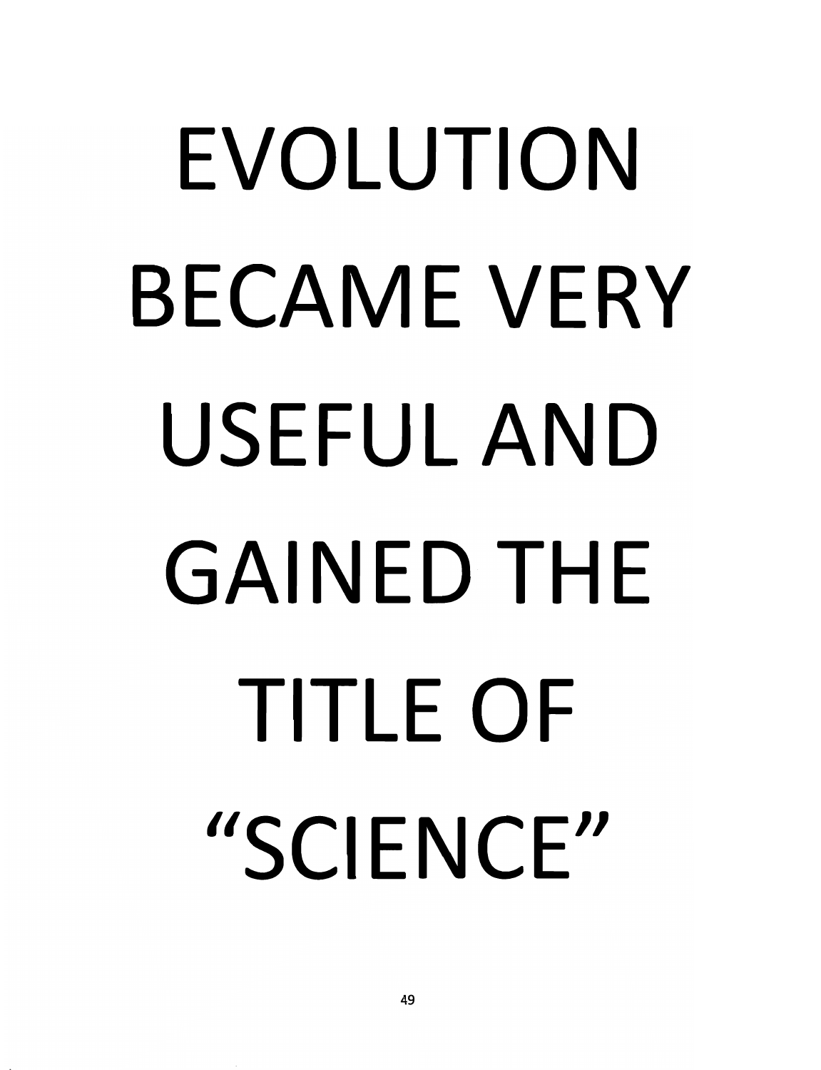# EVOLUTION BECAME VERY USEFUL AND GAINED THE TITLE OF "SCIENCE"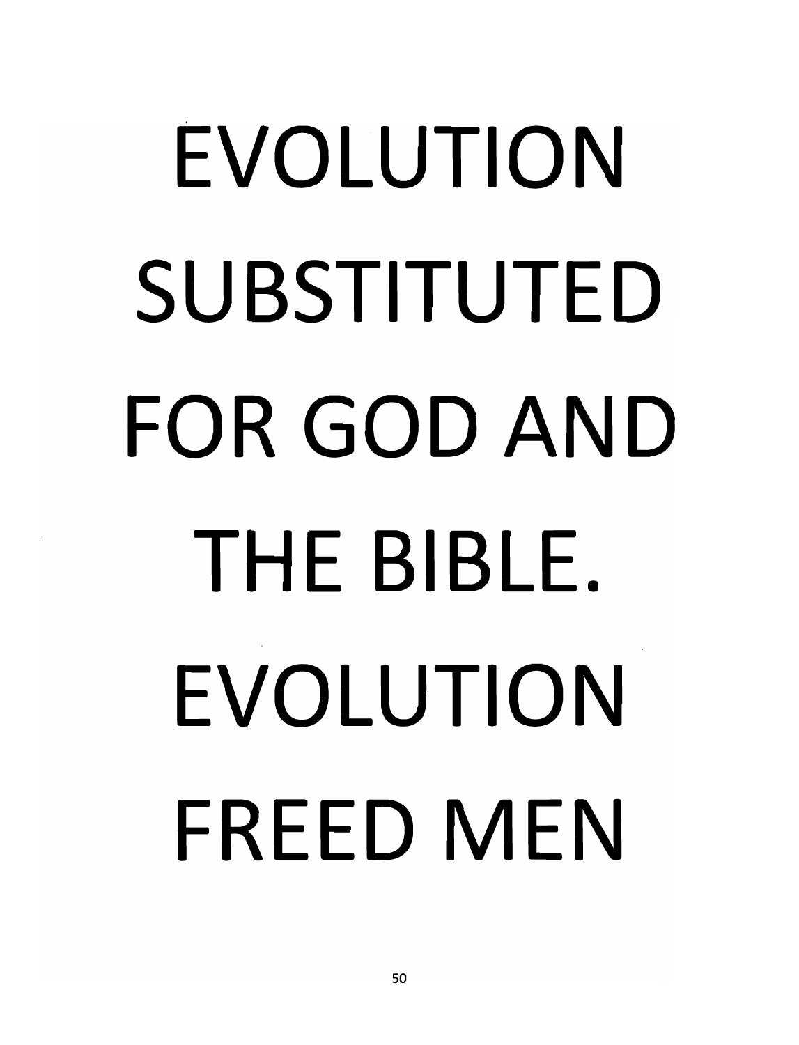EVOLUTION SUBSTITUTED FOR GOD AND THE BIBLE. EVOLUTION FREED MEN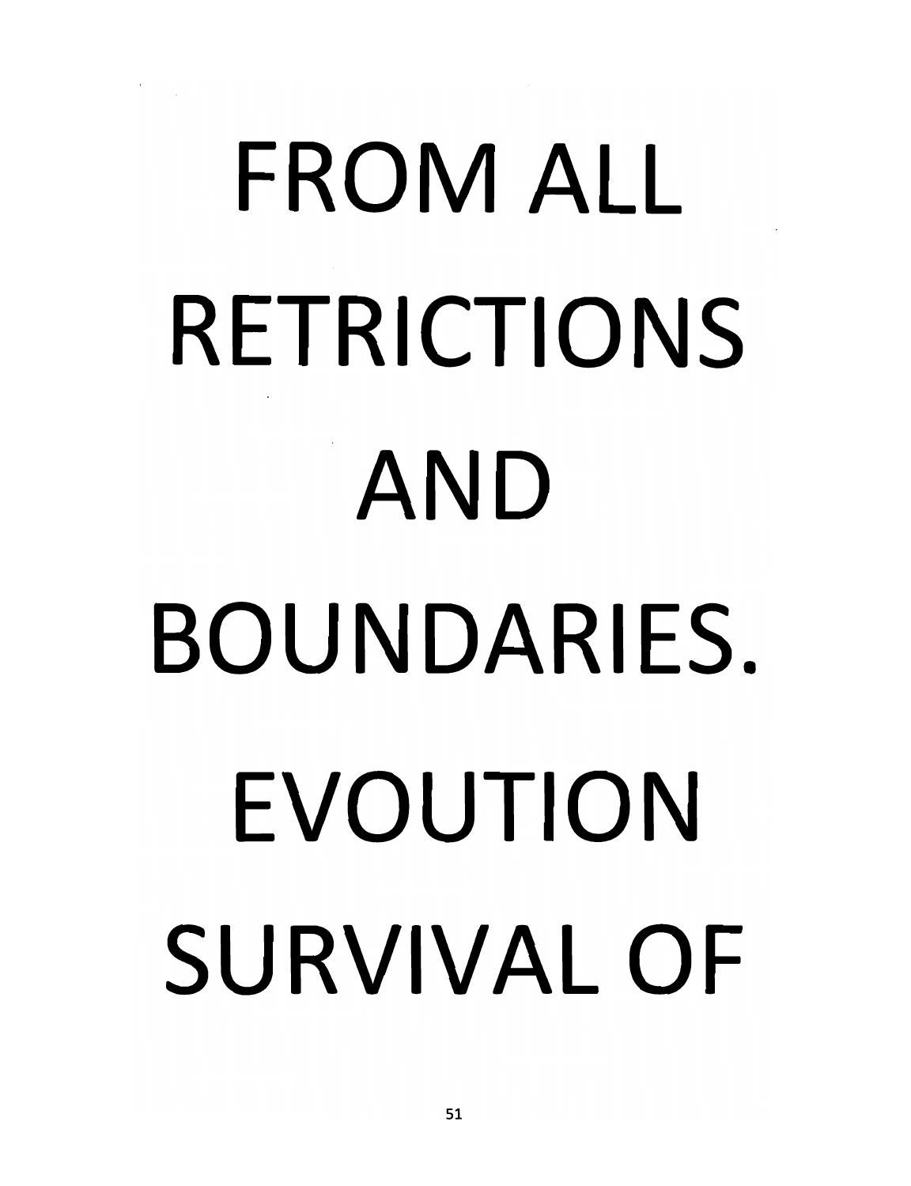FROM ALL

RETRICTIONS

AND

BOUNDARIES.

EVOUTION

SURVIVAL OF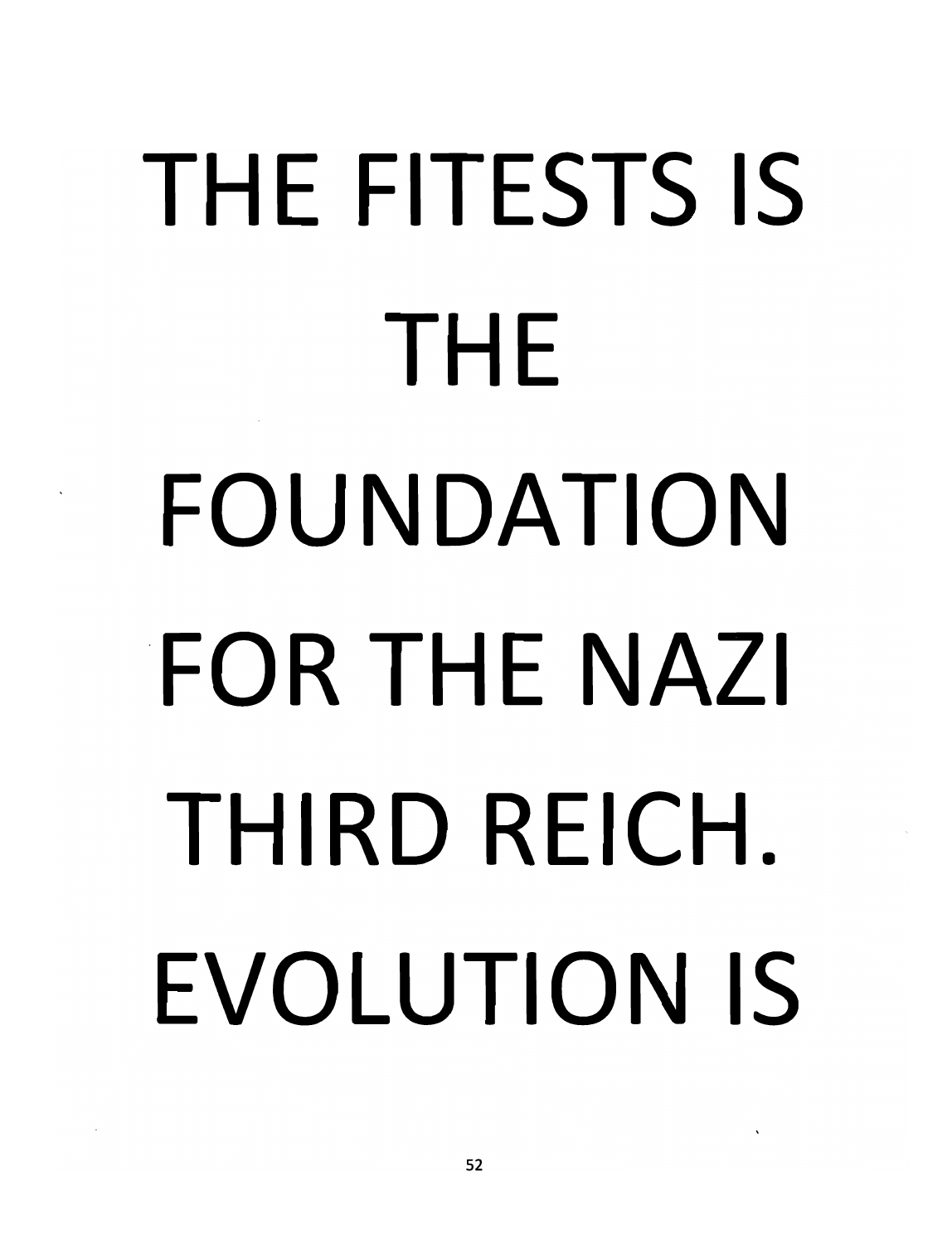THE FITESTS IS THE FOUNDATION FOR THE NAZI THIRD REICH. EVOLUTION IS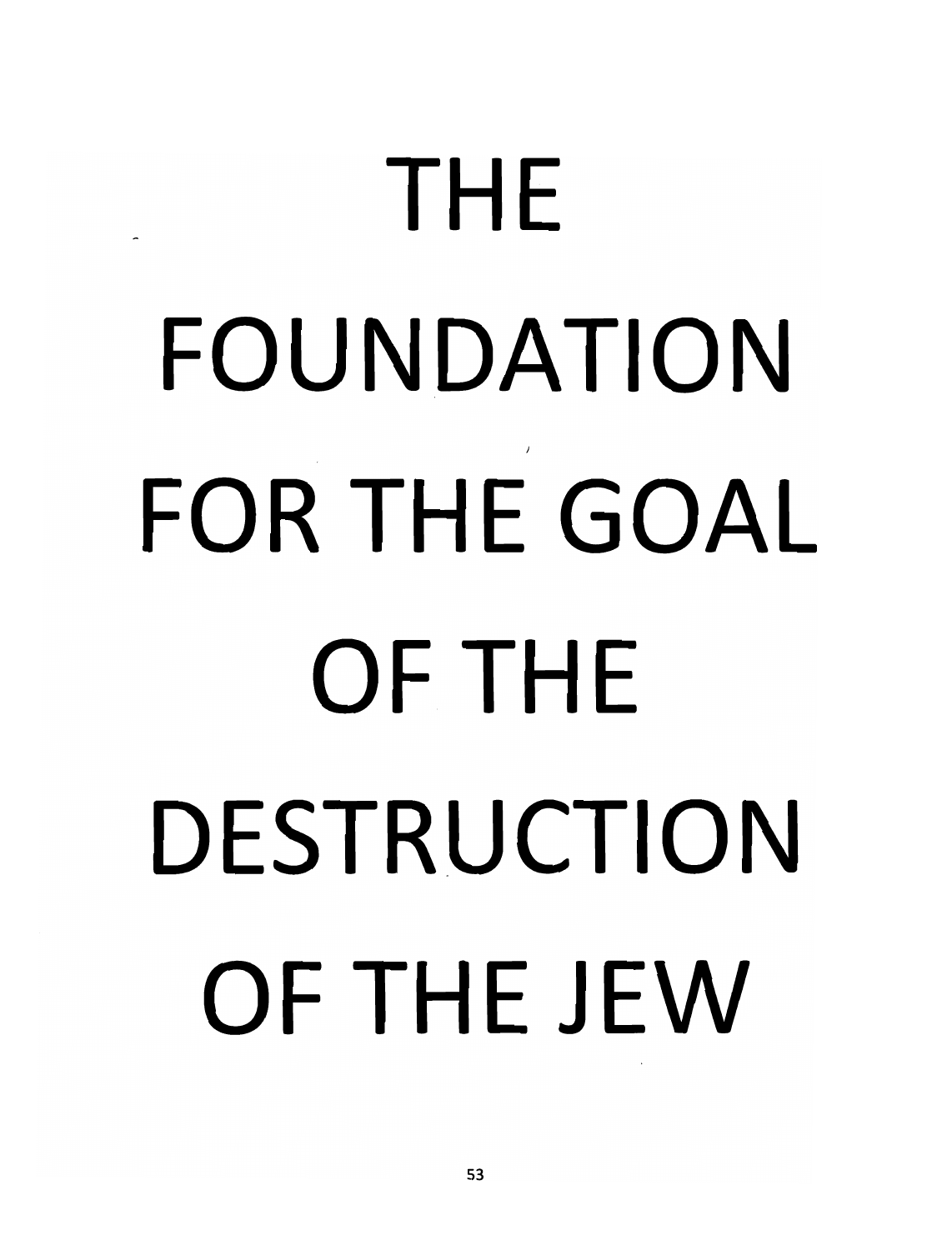# THE FOUNDATION FOR THE GOAL OF THE DESTRUCTION OF THE JEW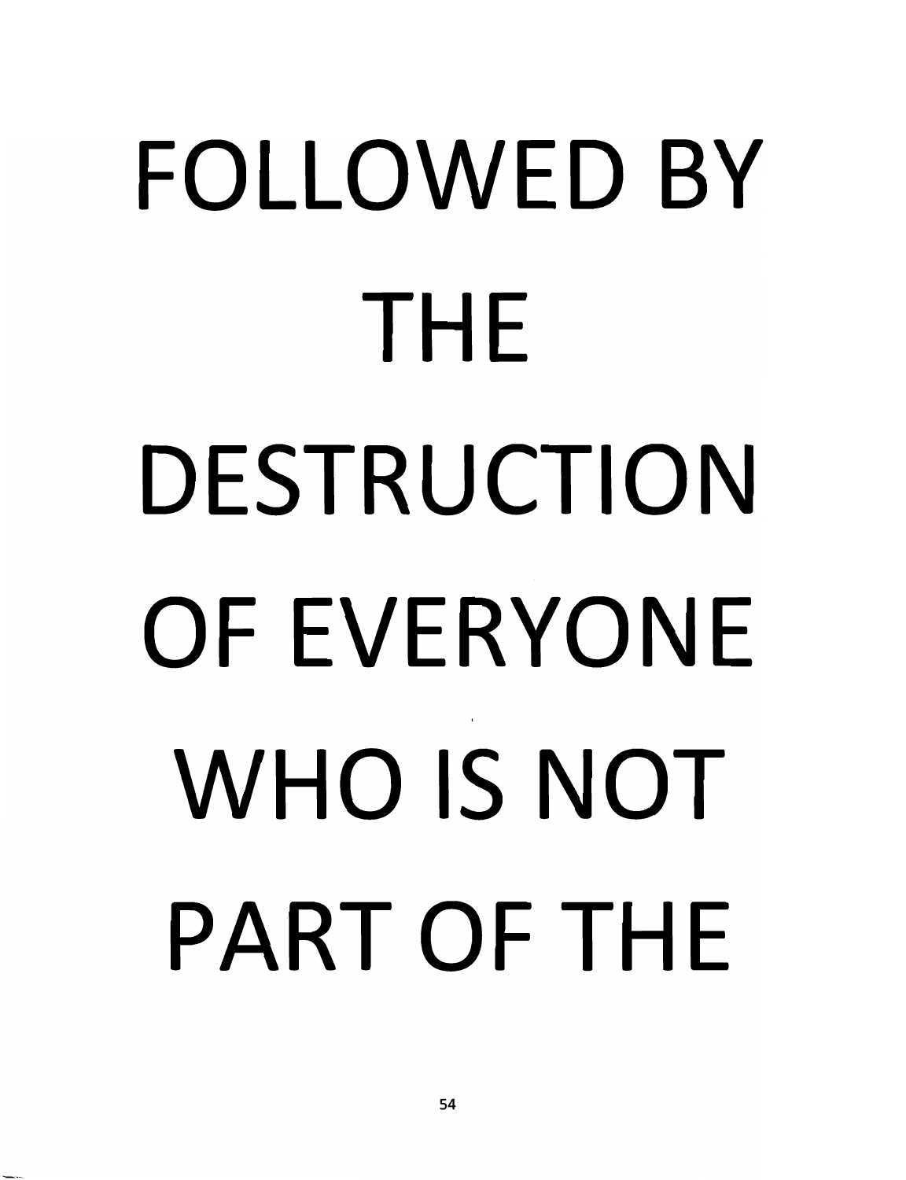FOLLOWED BY THE DESTRUCTION OF EVERYONE WHO IS NOT PART OF THE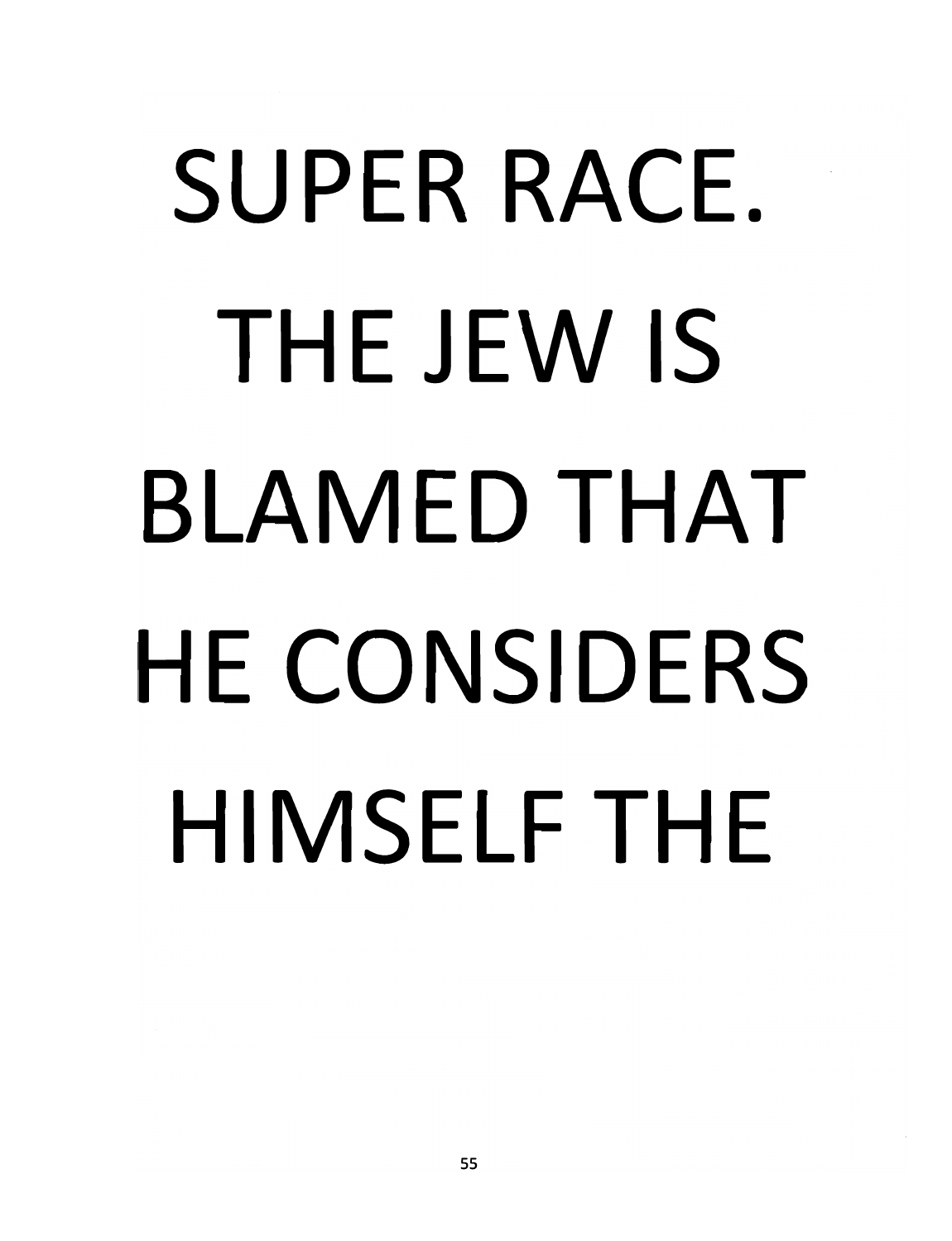SUPER RACE. THE JEW IS BLAMED THAT HE CONSIDERS HIMSELF THE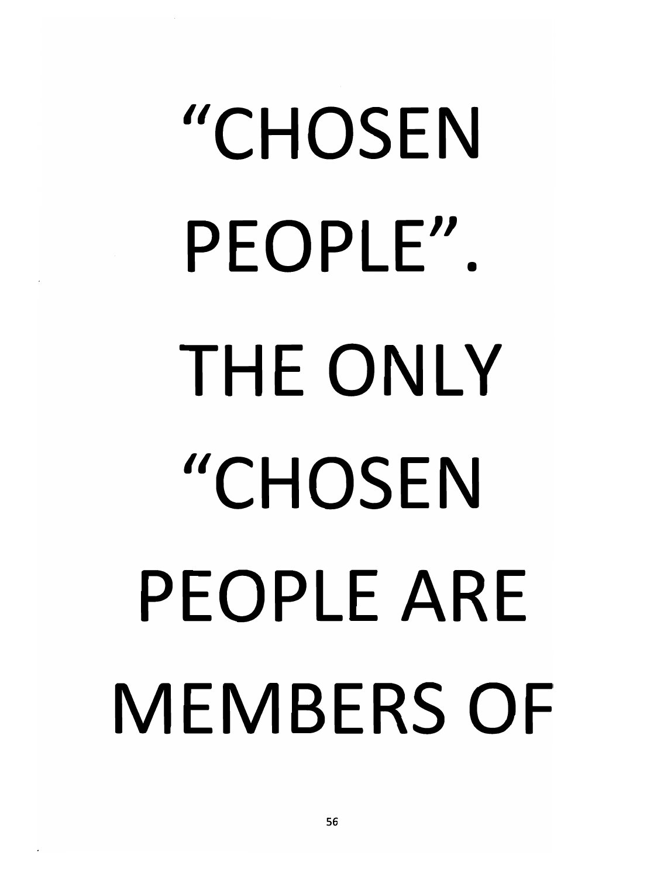"CHOSEN PEOPLE". THE ONLY "CHOSEN PEOPLE ARE MEMBERS OF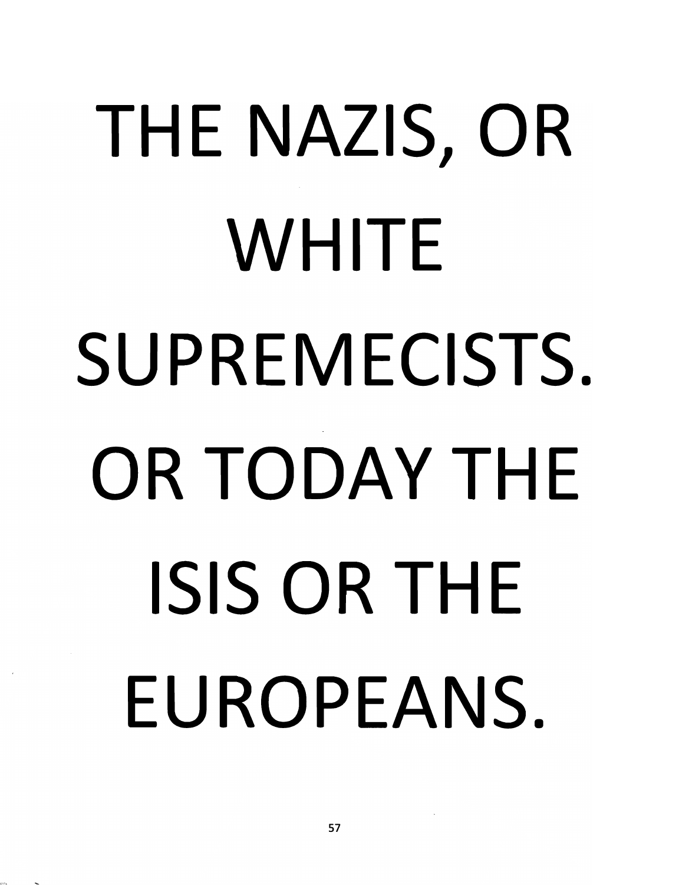THE NAZIS, OR WHITE SUPREMECISTS. OR TODAY THE ISIS OR THE EUROPEANS.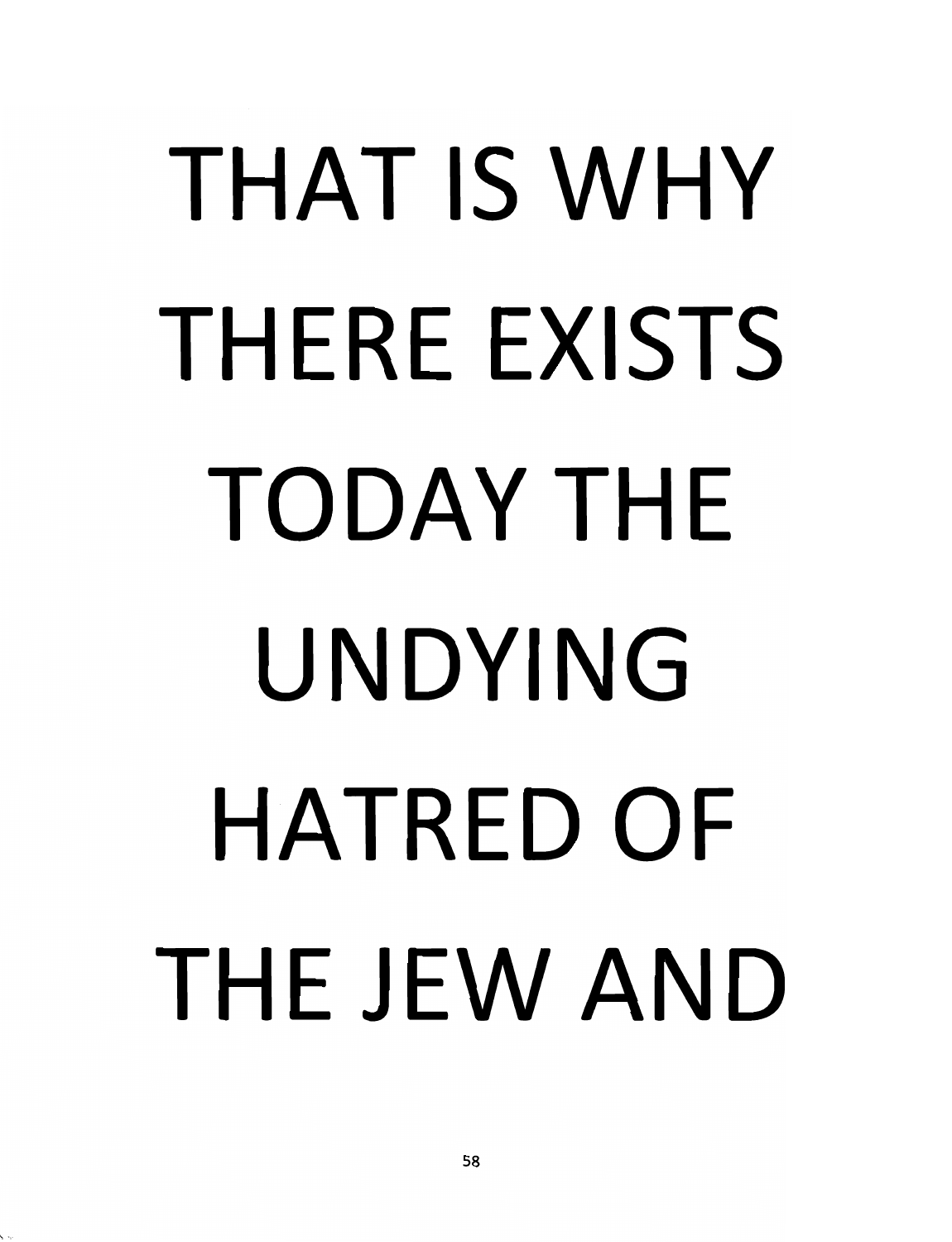THAT IS WHY THERE EXISTS TODAY THE UNDYING HATRED OF THE JEW AND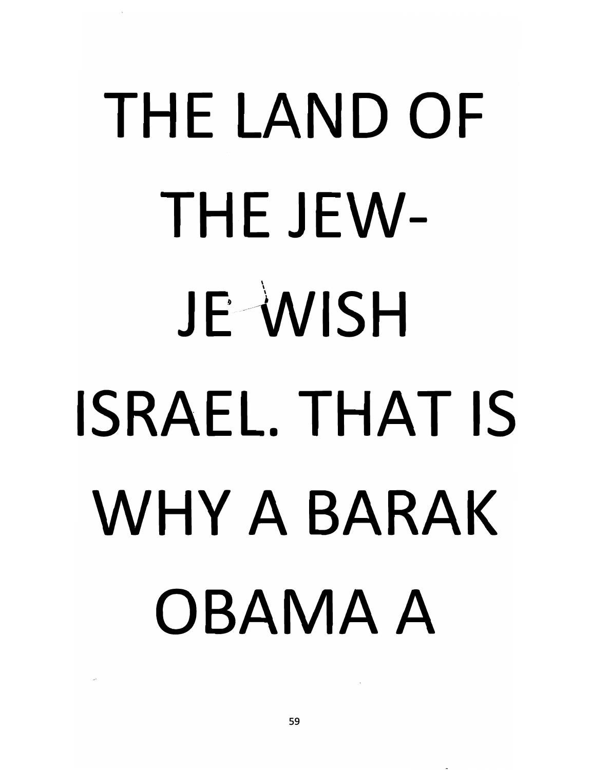THE LAND OF THE JEW- JE WISH ISRAEL. THAT IS WHY A BARAK OBAMA A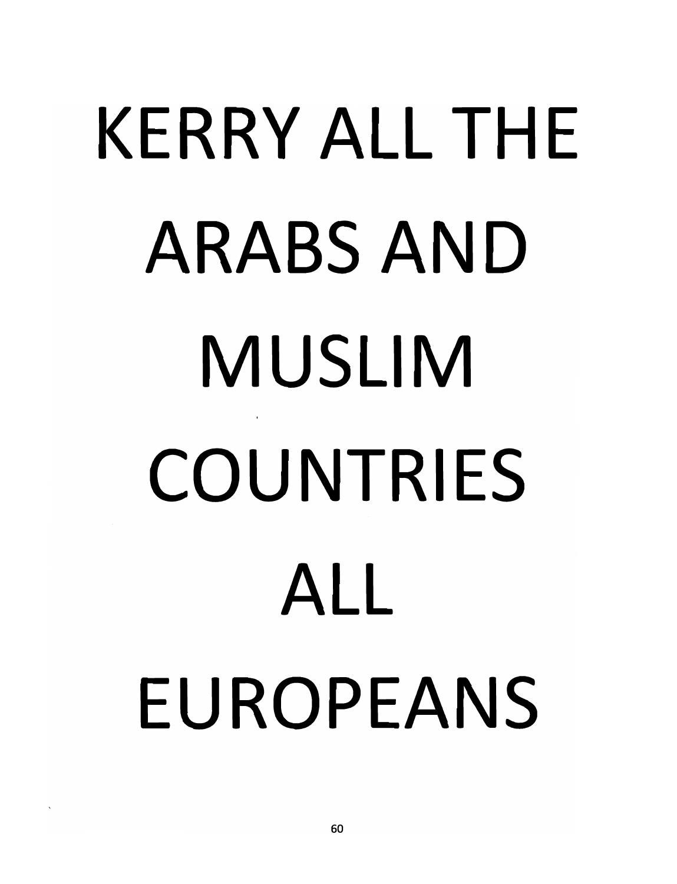KERRY ALL THE ARABS AND MUSLIM COUNTRIES ALL EUROPEANS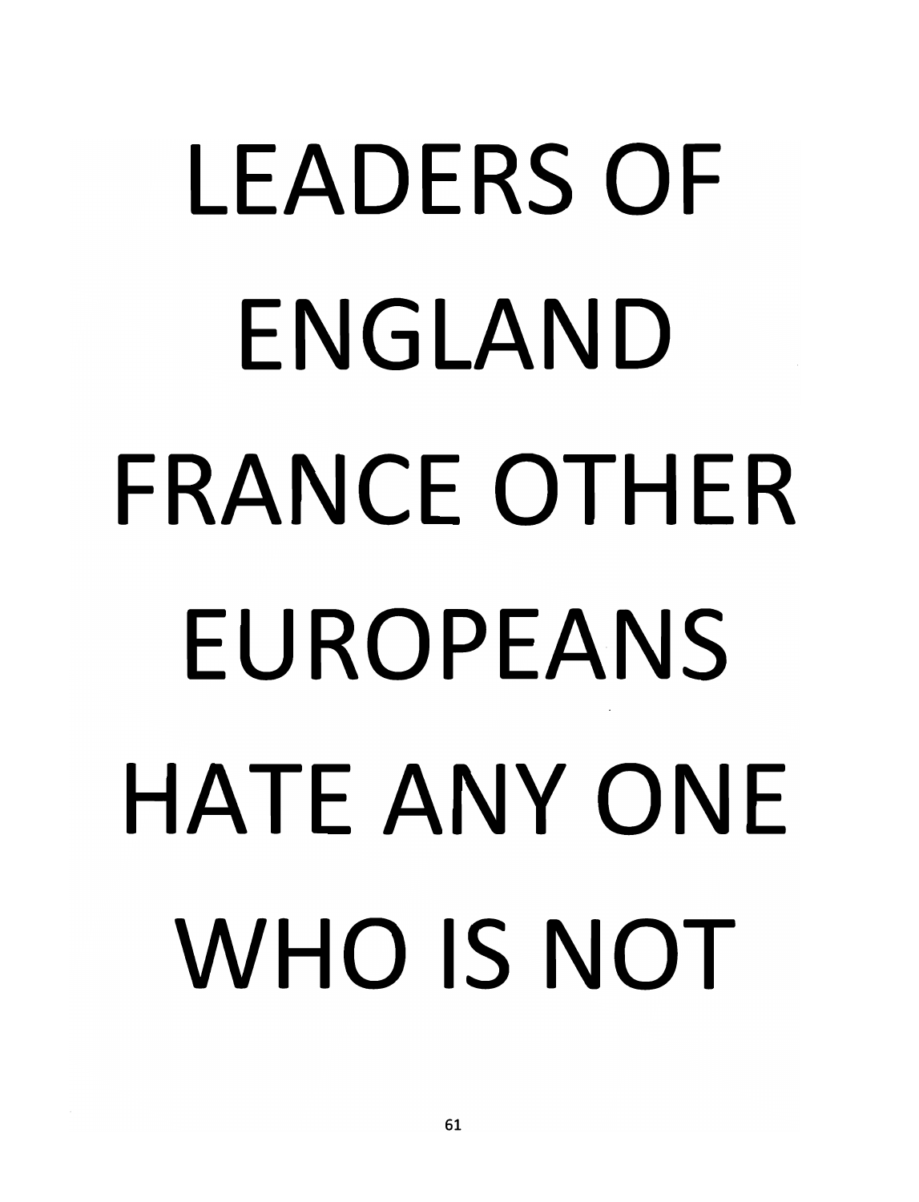LEADERS OF ENGLAND FRANCE OTHER EUROPEANS HATE ANY ONE WHO IS NOT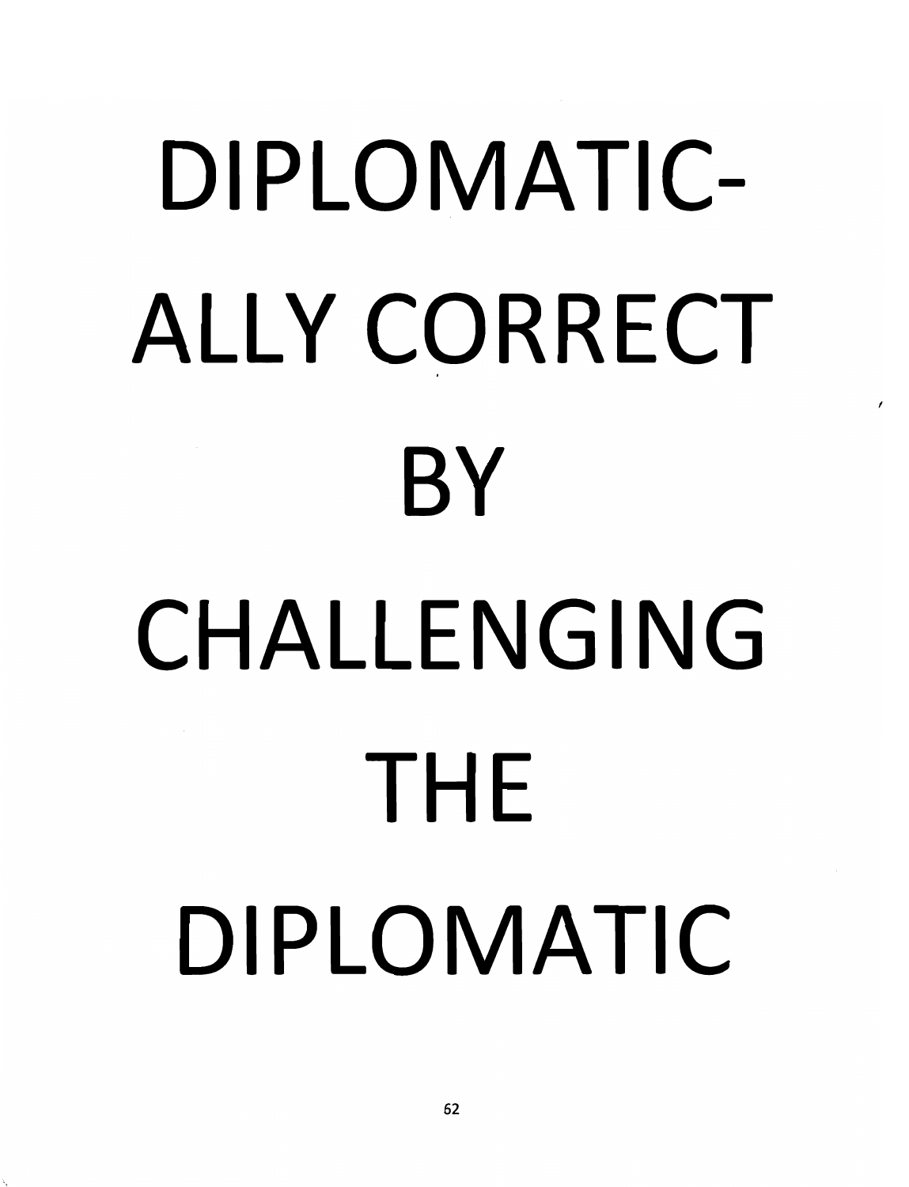DIPLOMATIC-

ALLY CORRECT

BY

CHALLENGING

THE

DIPLOMATIC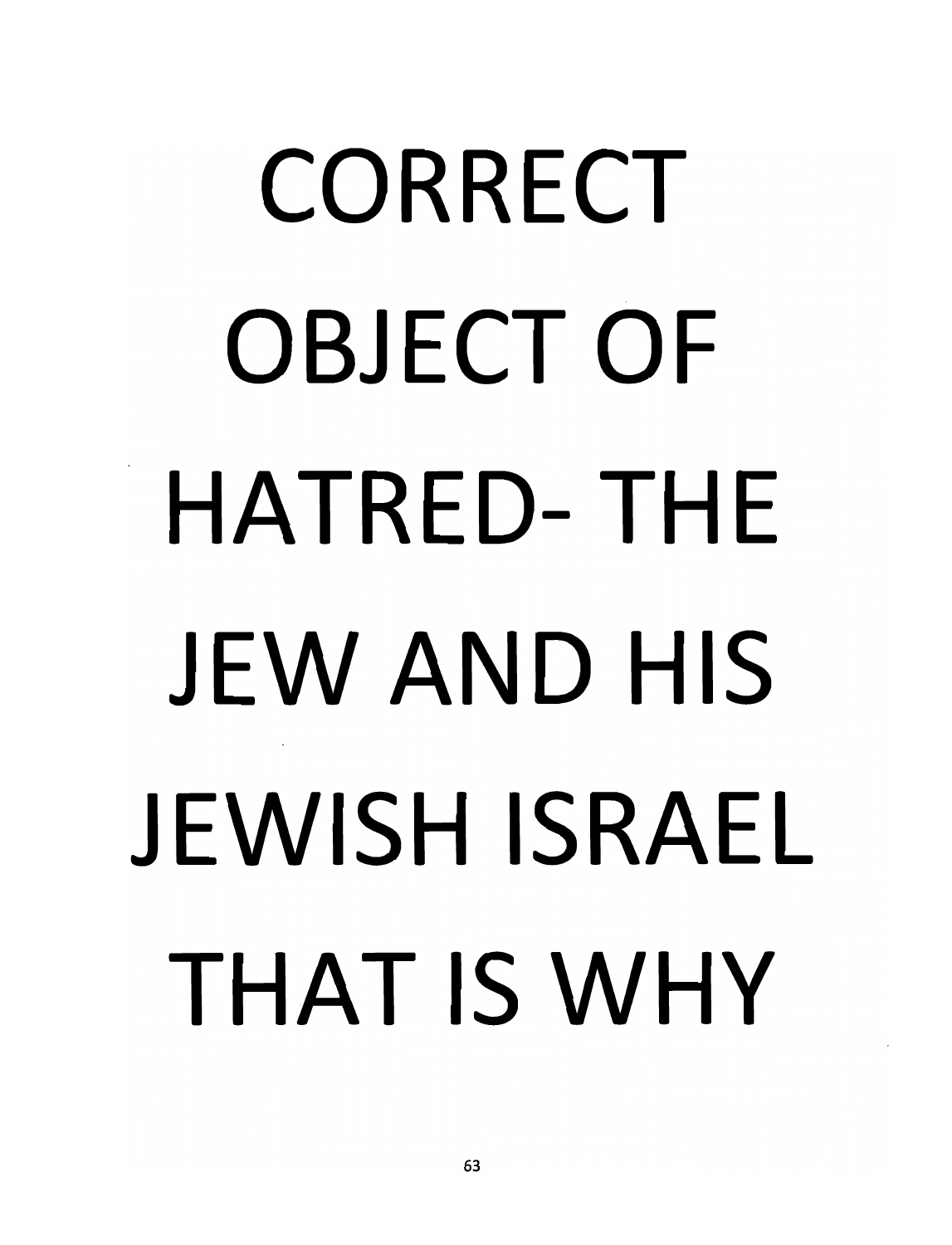CORRECT OBJECT OF HATRED- THE JEW AND HIS JEWISH ISRAEL THAT IS WHY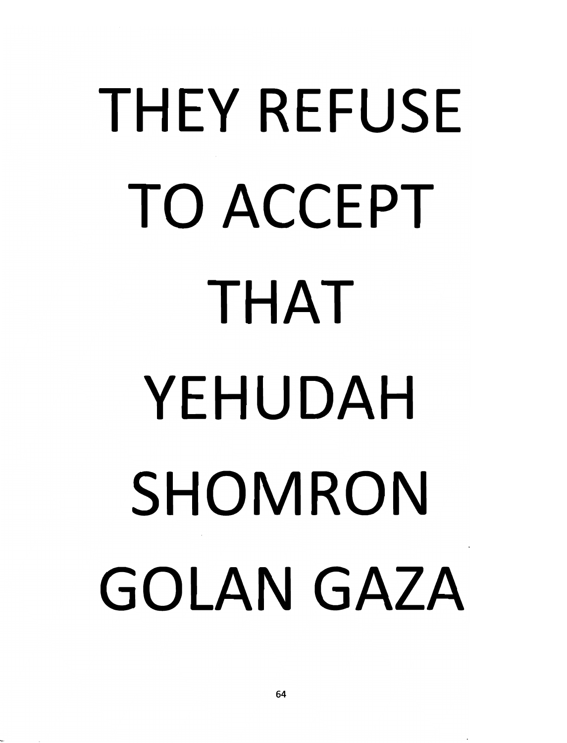THEY REFUSE
TO ACCEPT
THAT
YEHUDAH
SHOMRON
GOLAN GAZA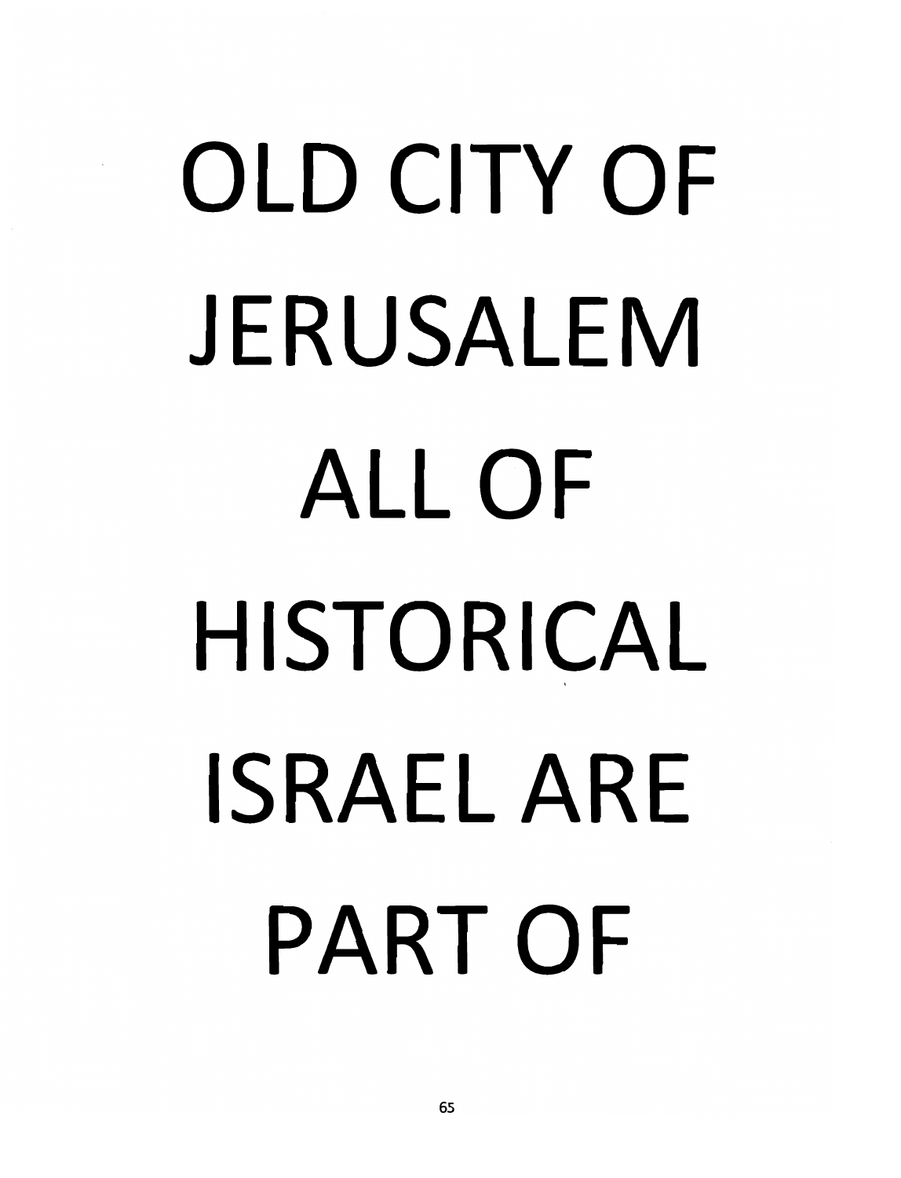OLD CITY OF JERUSALEM ALL OF HISTORICAL ISRAEL ARE PART OF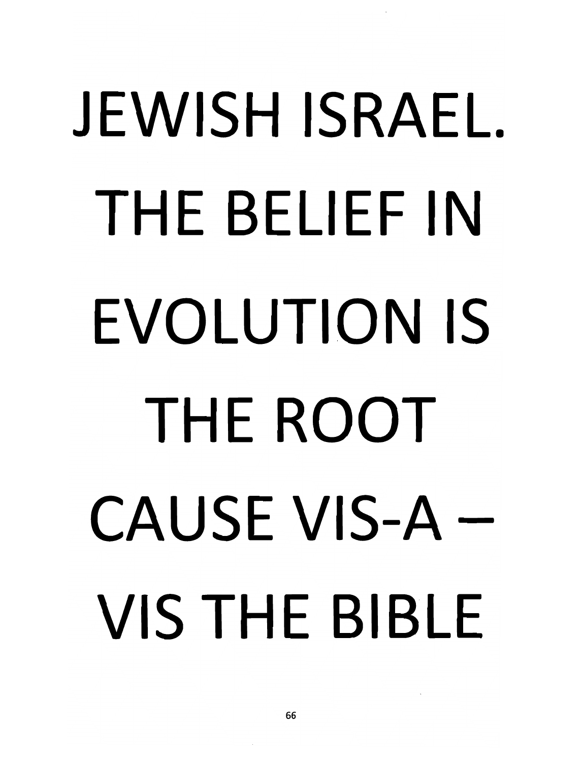JEWISH ISRAEL. THE BELIEF IN EVOLUTION IS THE ROOT CAUSE VIS-A – VIS THE BIBLE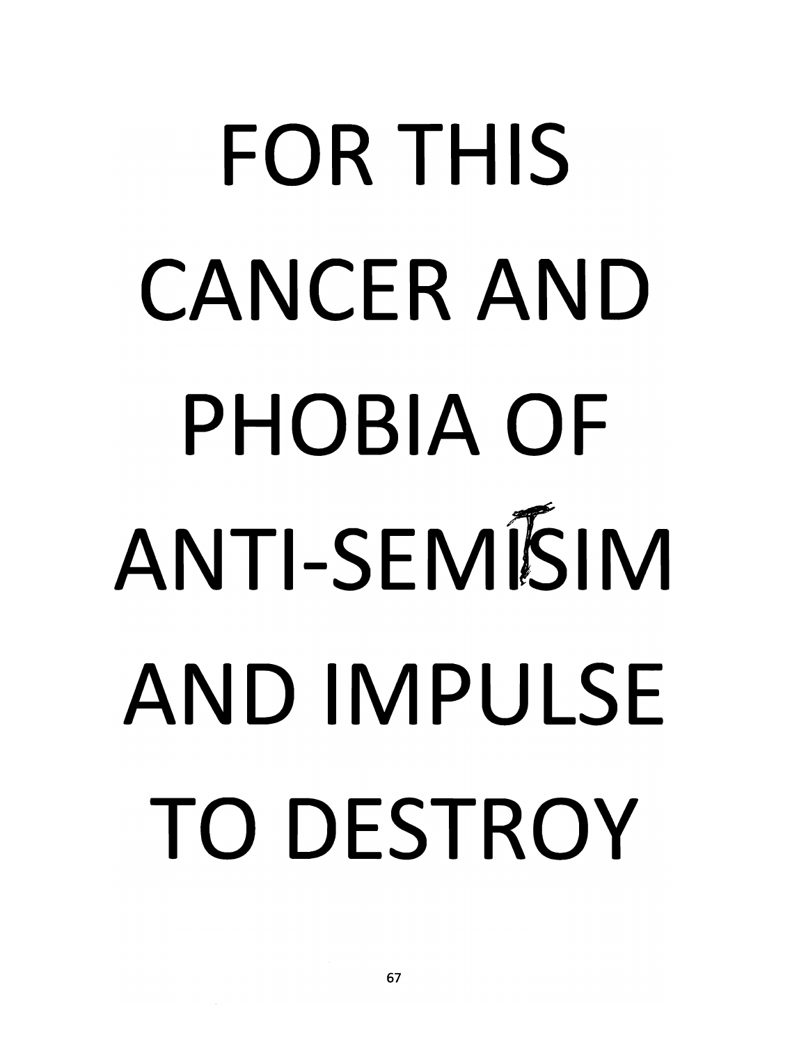FOR THIS CANCER AND PHOBIA OF ANTI-SEMISIM AND IMPULSE TO DESTROY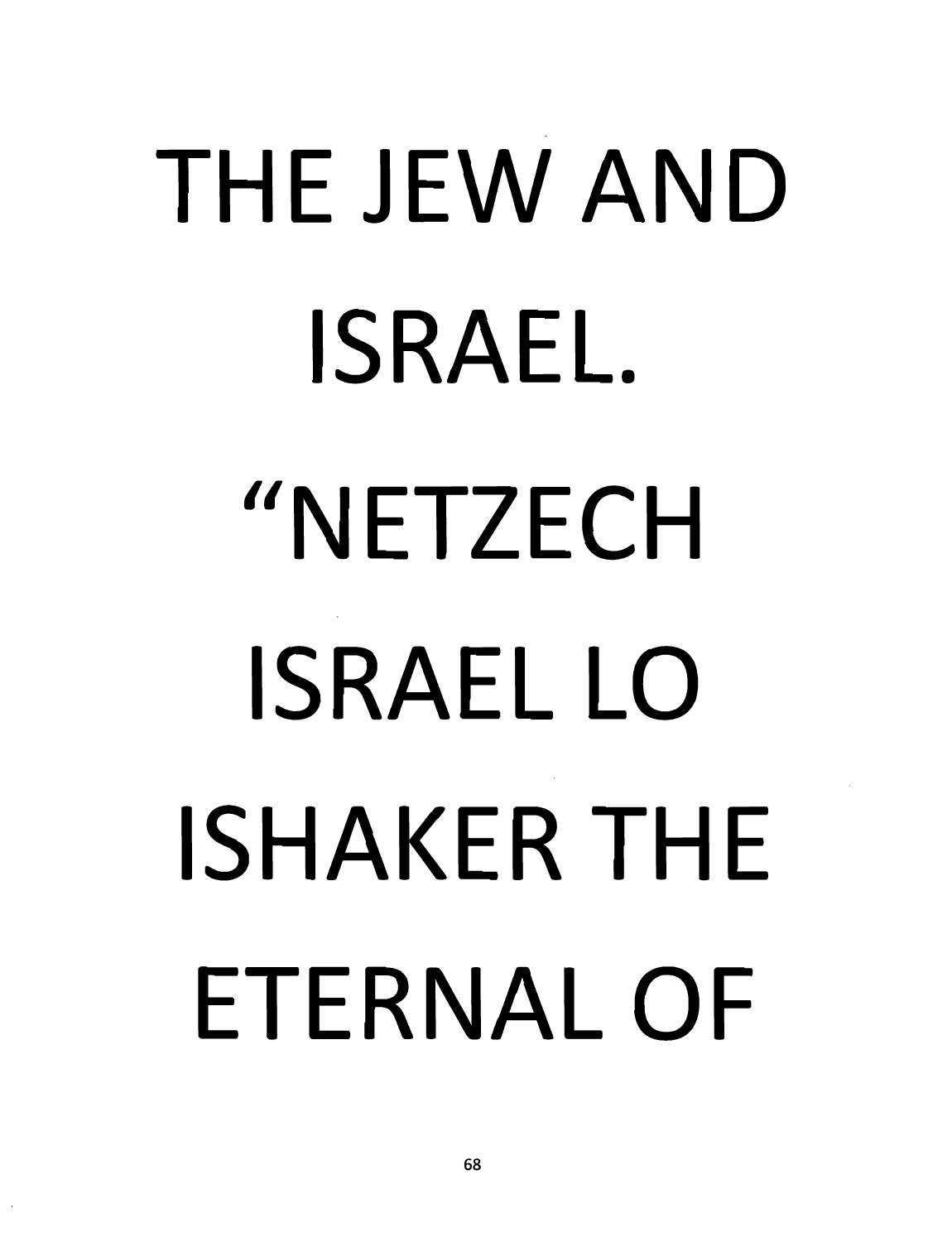THE JEW AND ISRAEL. "NETZECH ISRAEL LO ISHAKER THE ETERNAL OF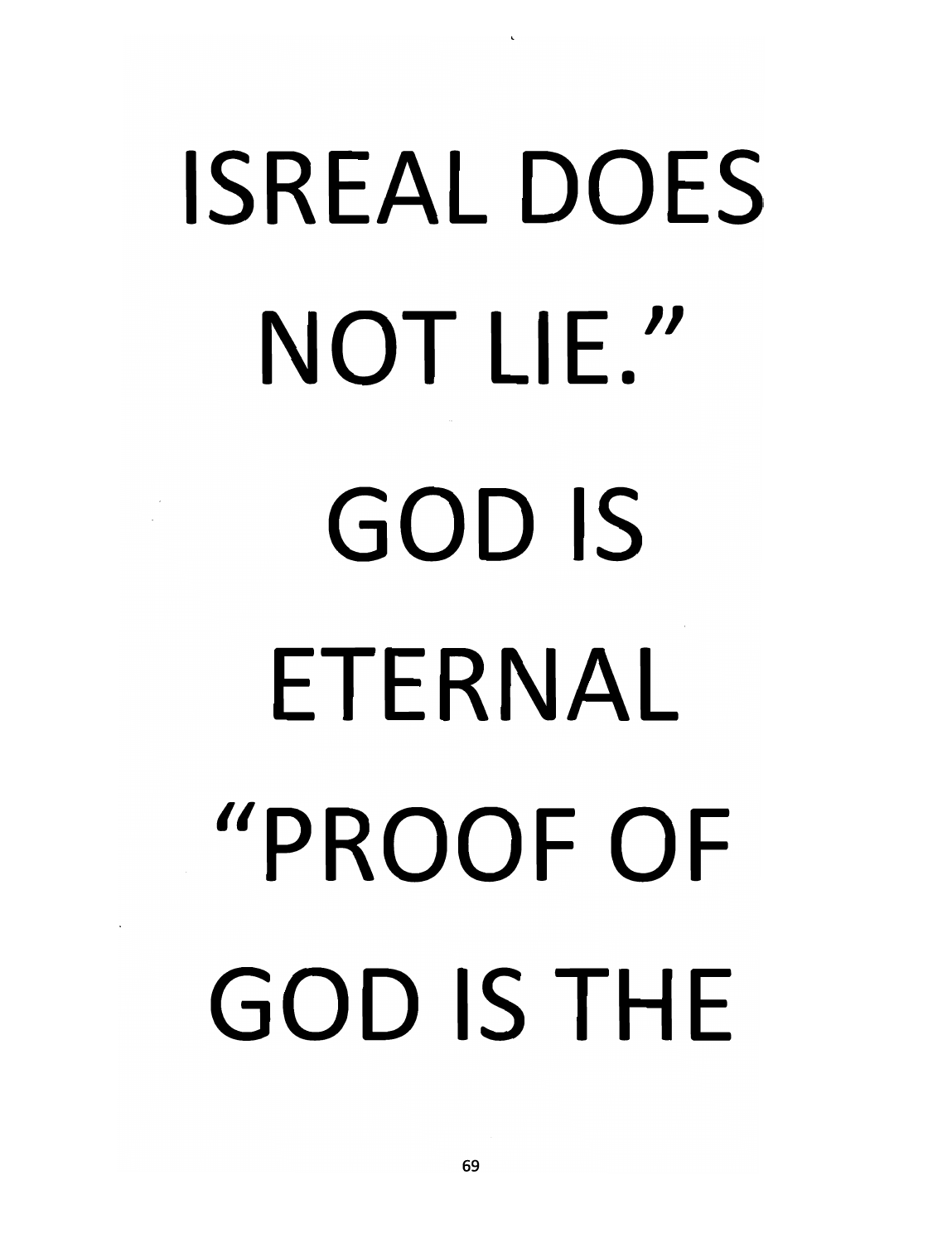ISREAL DOES NOT LIE."

GOD IS ETERNAL

"PROOF OF GOD IS THE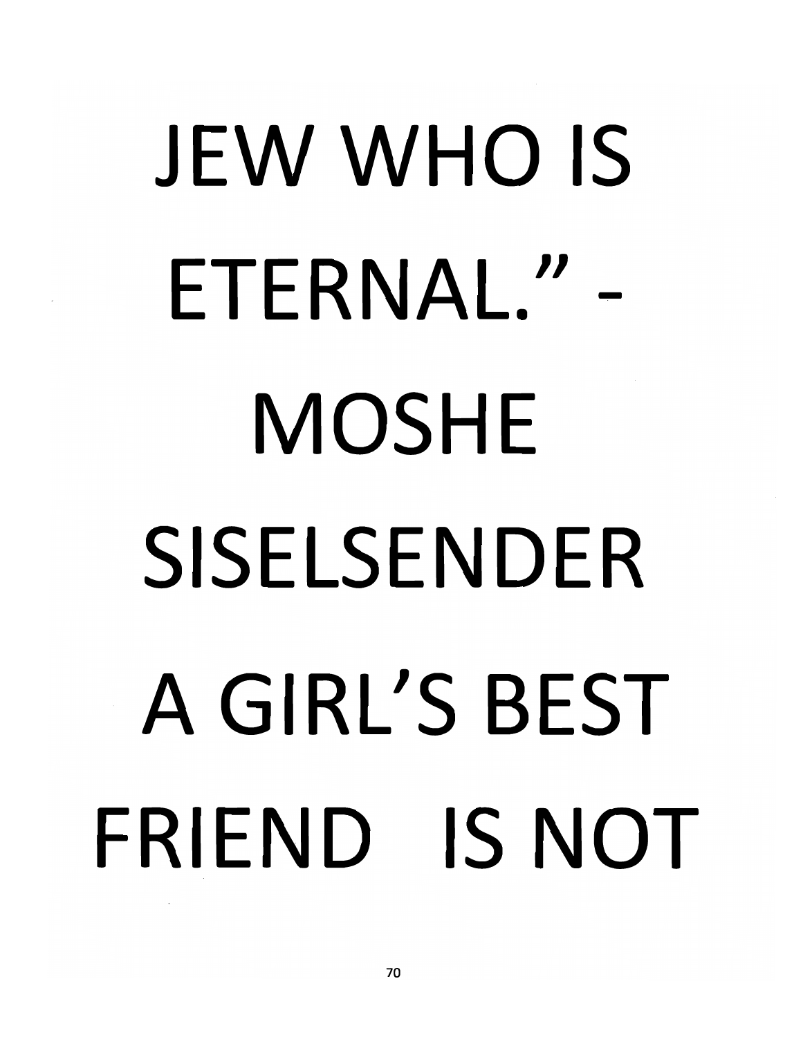JEW WHO IS ETERNAL." - MOSHE SISELSENDER

A GIRL'S BEST FRIEND IS NOT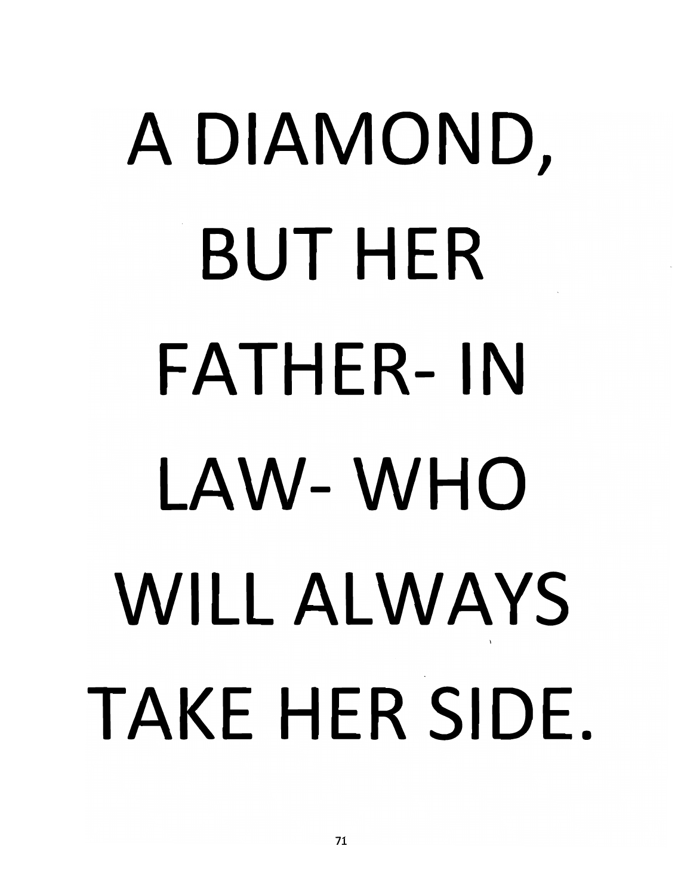A DIAMOND, BUT HER FATHER- IN LAW- WHO WILL ALWAYS TAKE HER SIDE.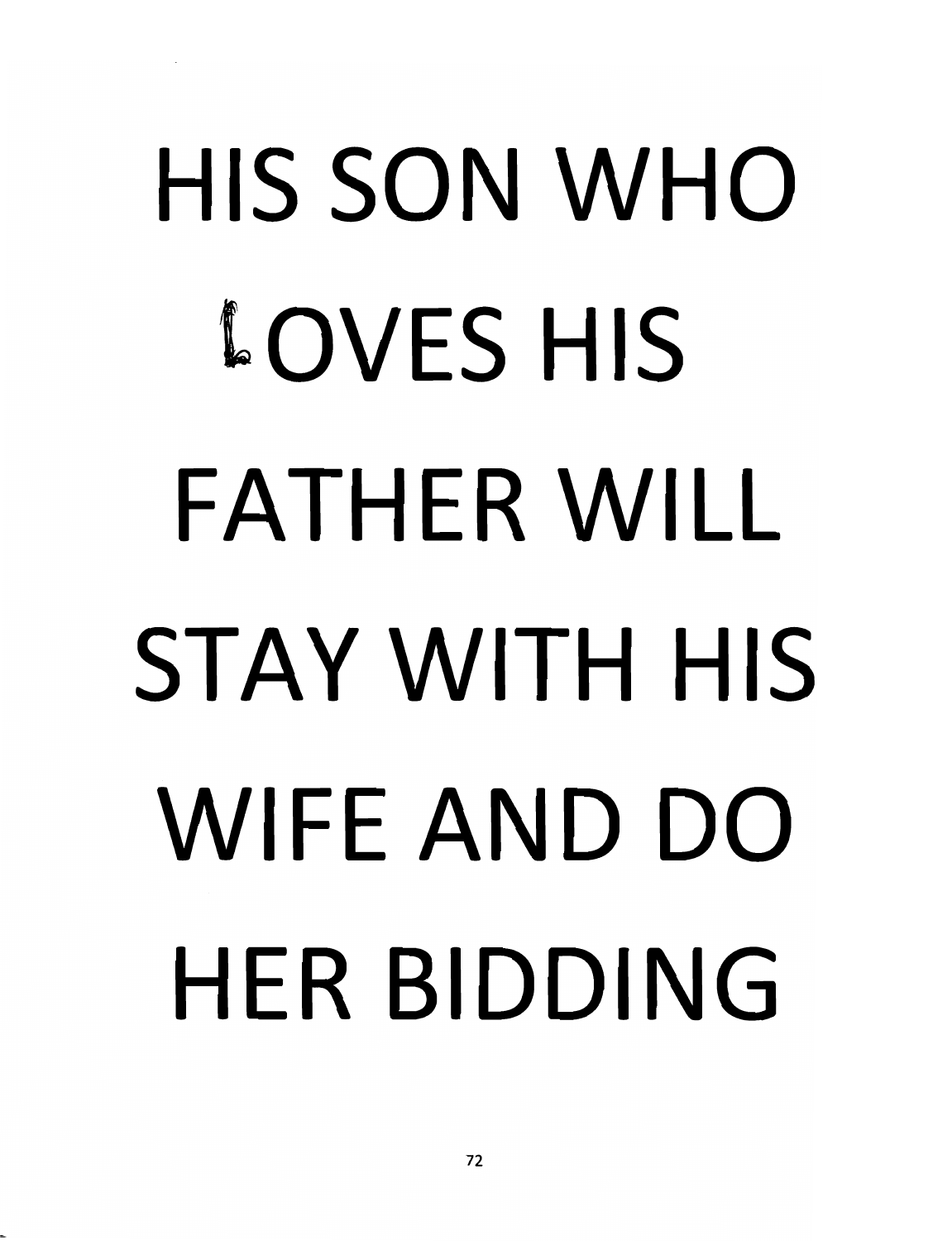HIS SON WHO LOVES HIS FATHER WILL STAY WITH HIS WIFE AND DO HER BIDDING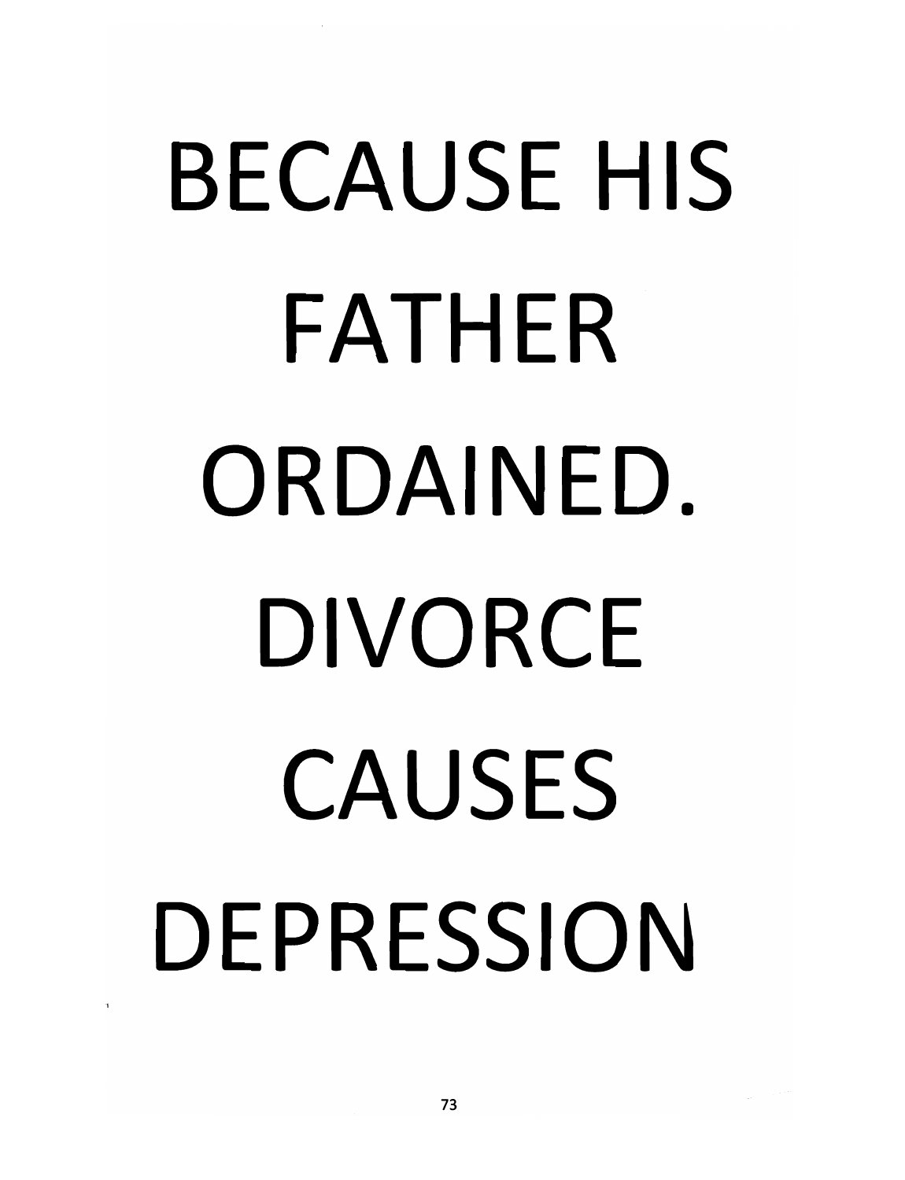BECAUSE HIS FATHER ORDAINED. DIVORCE CAUSES DEPRESSION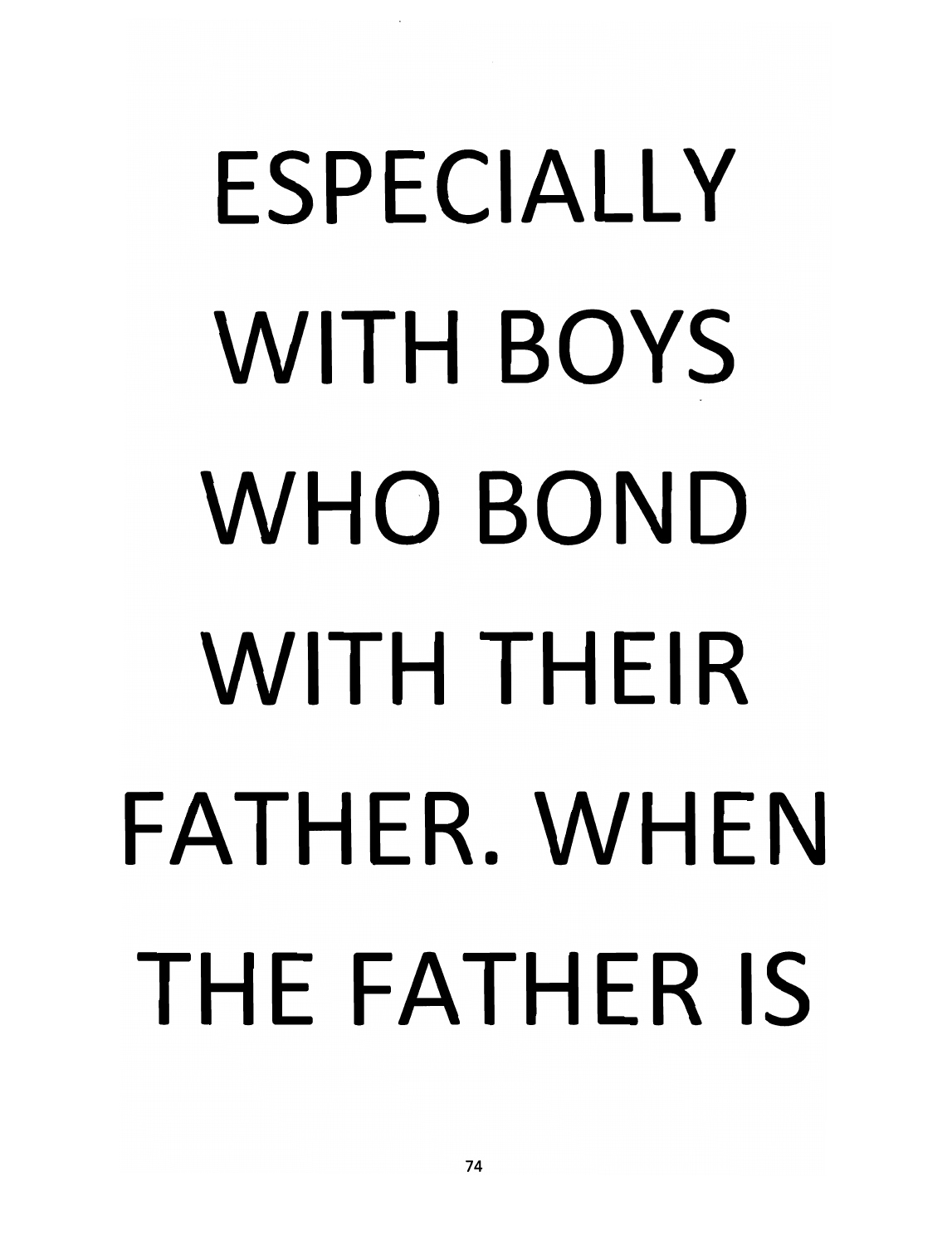ESPECIALLY WITH BOYS WHO BOND WITH THEIR FATHER. WHEN THE FATHER IS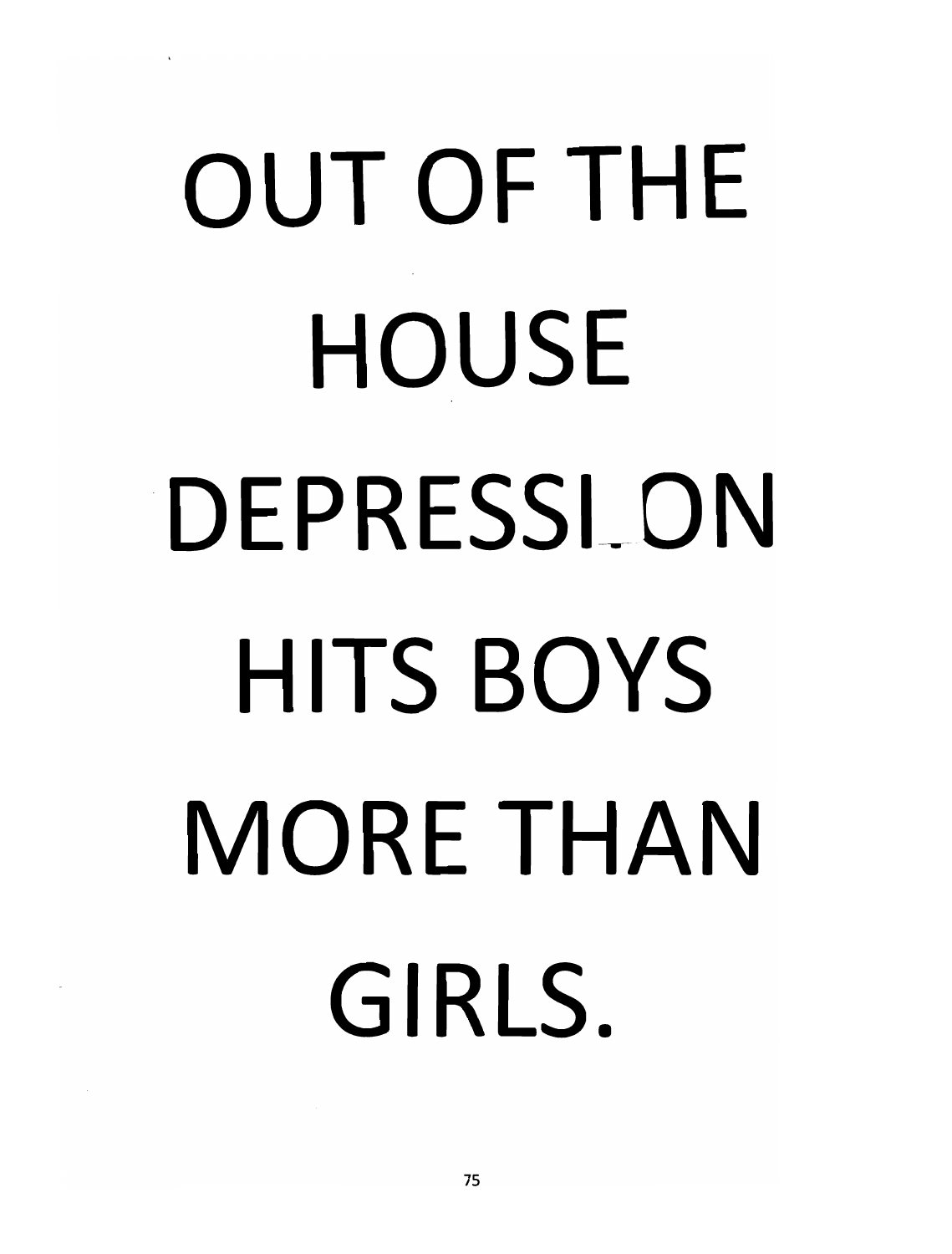# OUT OF THE HOUSE DEPRESSION HITS BOYS MORE THAN GIRLS.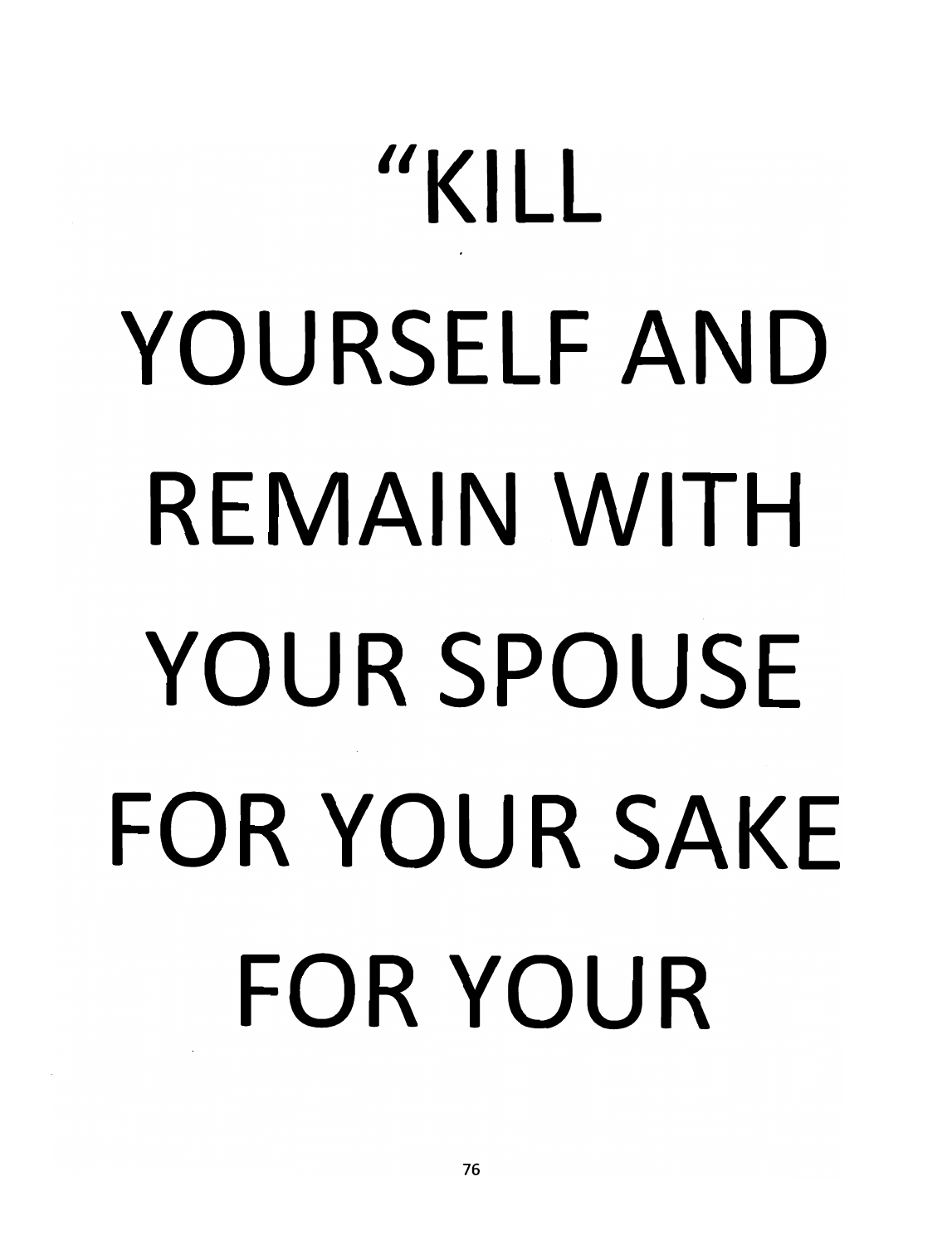“KILL YOURSELF AND REMAIN WITH YOUR SPOUSE FOR YOUR SAKE FOR YOUR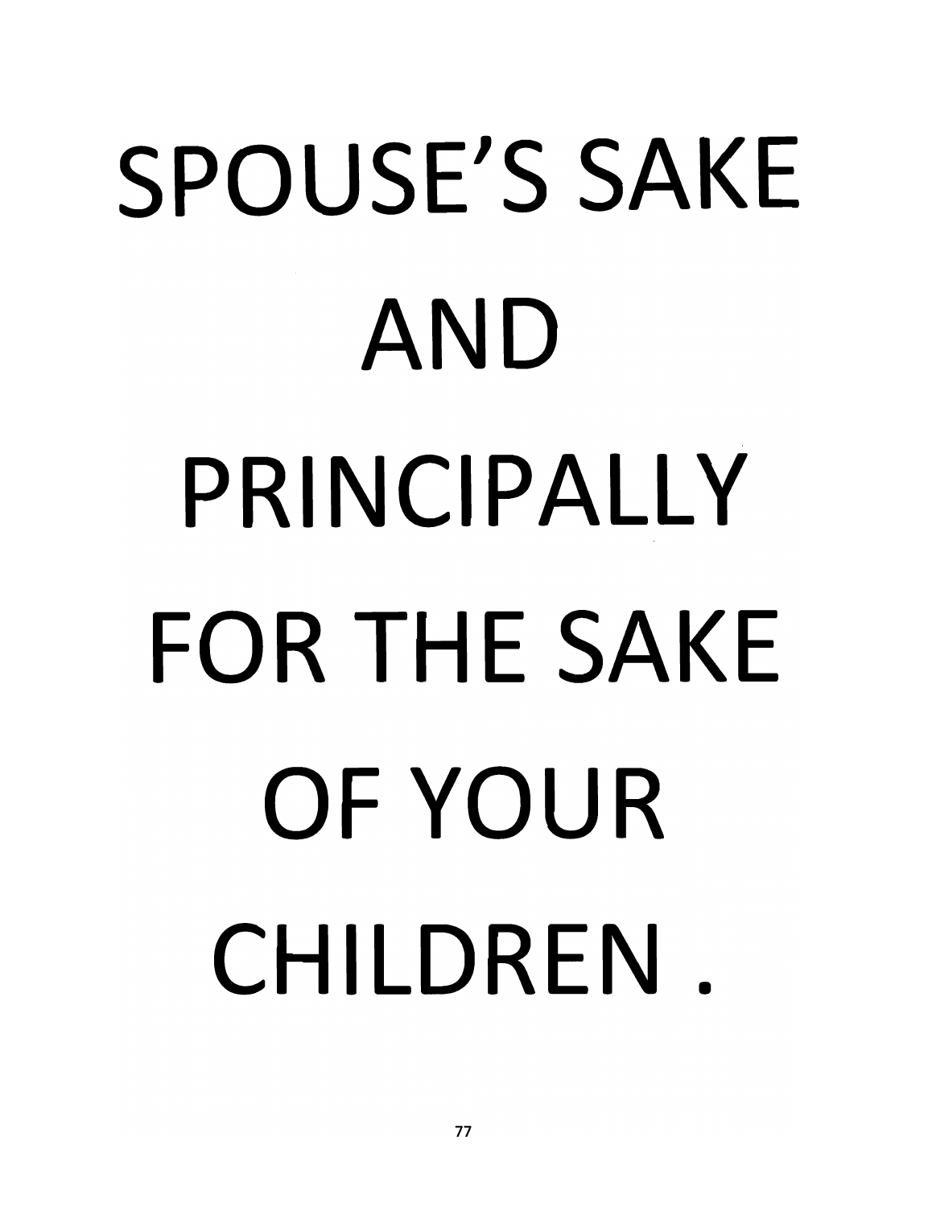SPOUSE'S SAKE AND PRINCIPALLY FOR THE SAKE OF YOUR CHILDREN .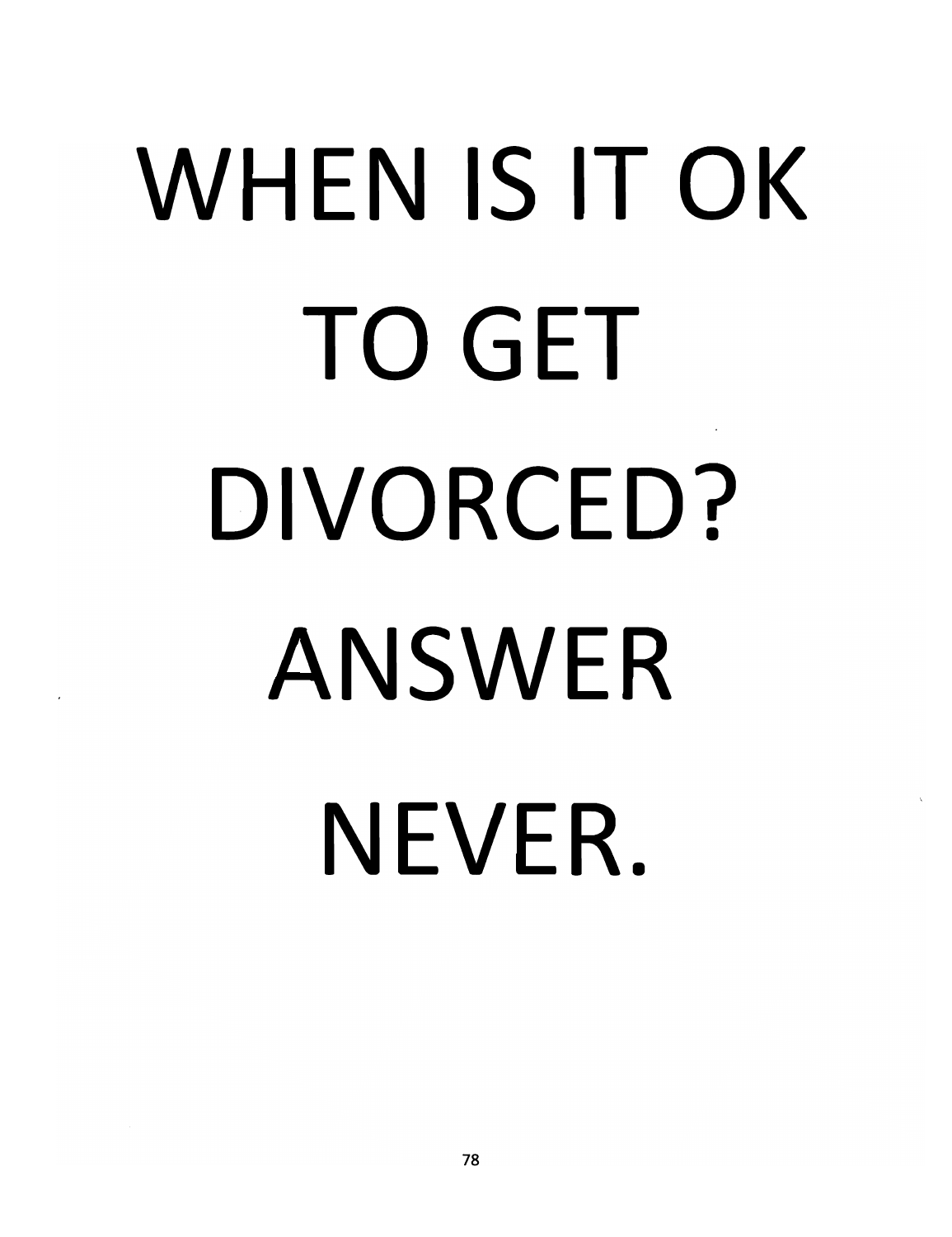# WHEN IS IT OK TO GET DIVORCED? ANSWER NEVER.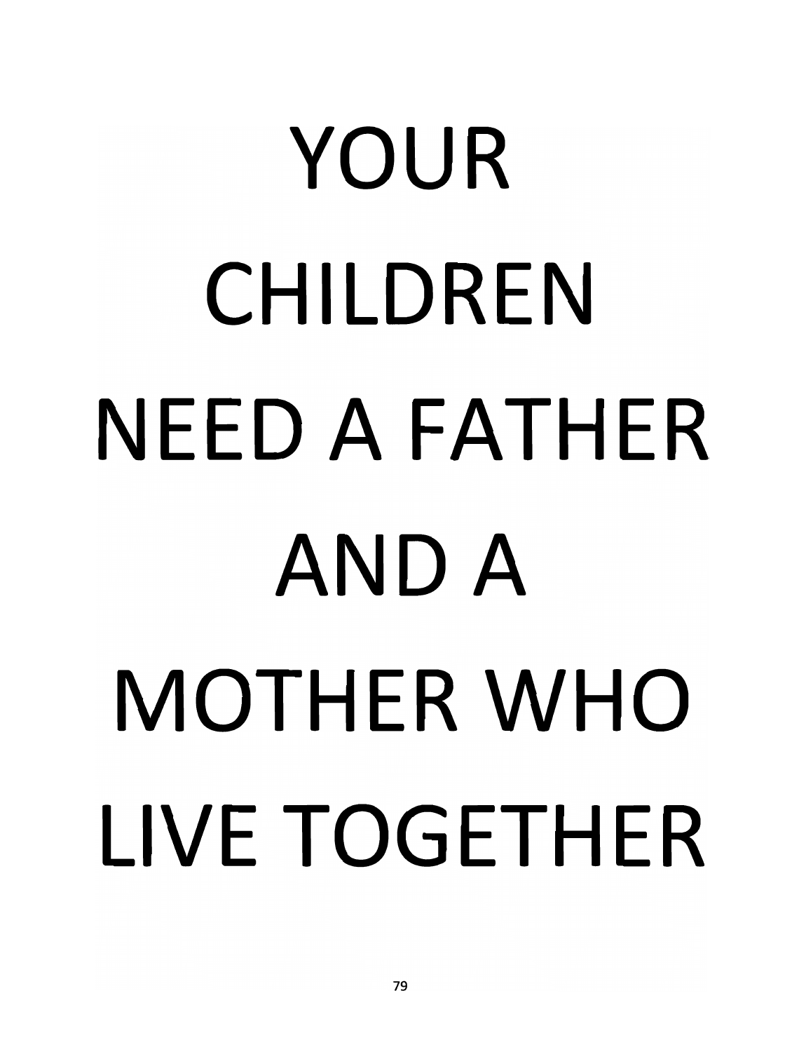YOUR
CHILDREN
NEED A FATHER
AND A
MOTHER WHO
LIVE TOGETHER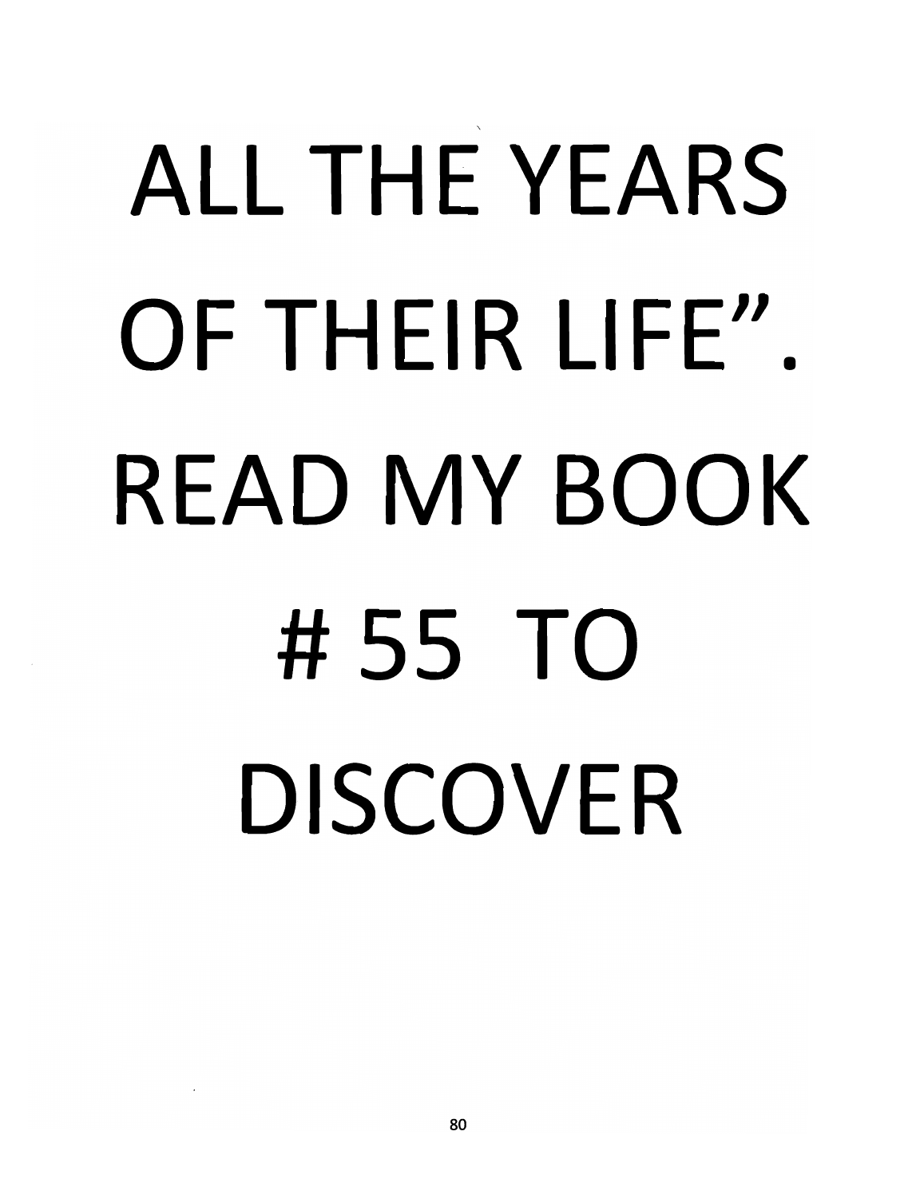ALL THE YEARS OF THEIR LIFE". READ MY BOOK # 55 TO DISCOVER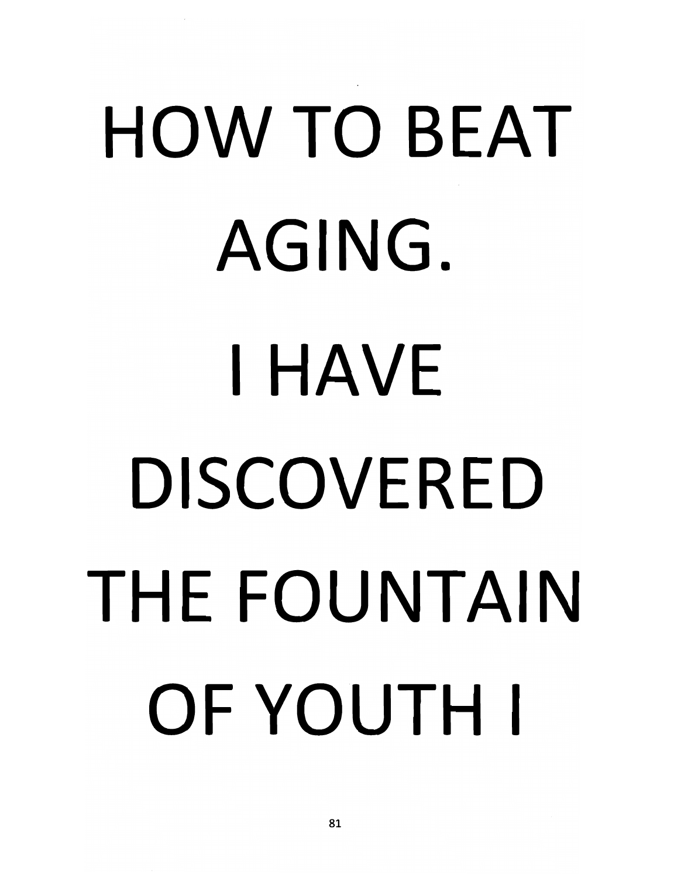HOW TO BEAT AGING. I HAVE DISCOVERED THE FOUNTAIN OF YOUTH I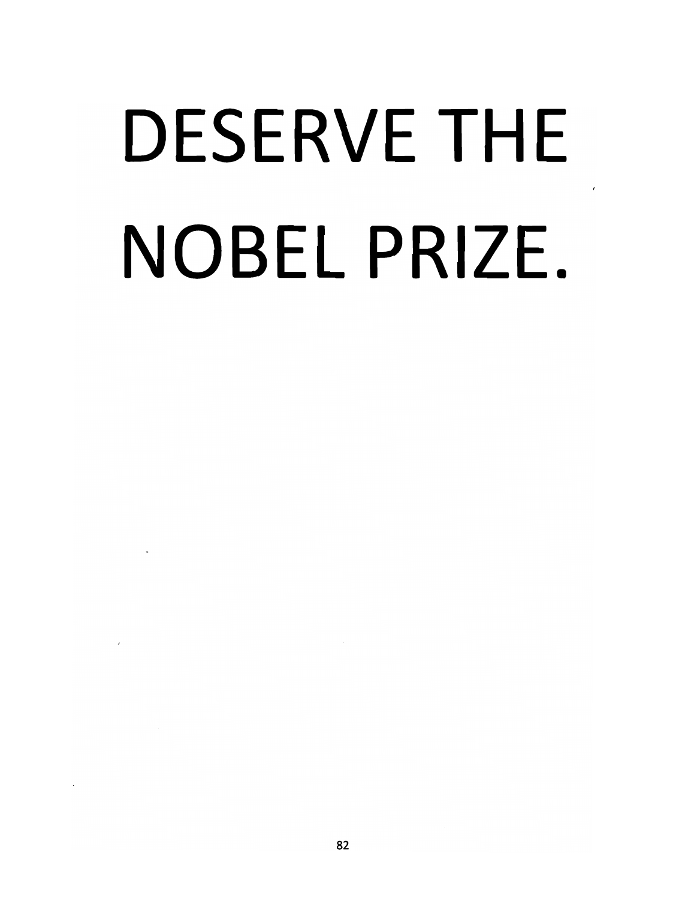# DESERVE THE NOBEL PRIZE.